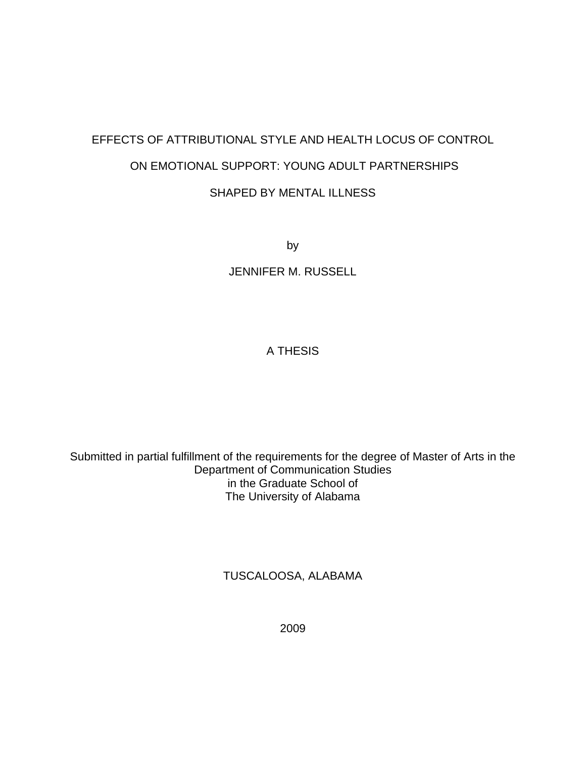# EFFECTS OF ATTRIBUTIONAL STYLE AND HEALTH LOCUS OF CONTROL ON EMOTIONAL SUPPORT: YOUNG ADULT PARTNERSHIPS SHAPED BY MENTAL ILLNESS

by

JENNIFER M. RUSSELL

A THESIS

Submitted in partial fulfillment of the requirements for the degree of Master of Arts in the Department of Communication Studies in the Graduate School of The University of Alabama

TUSCALOOSA, ALABAMA

2009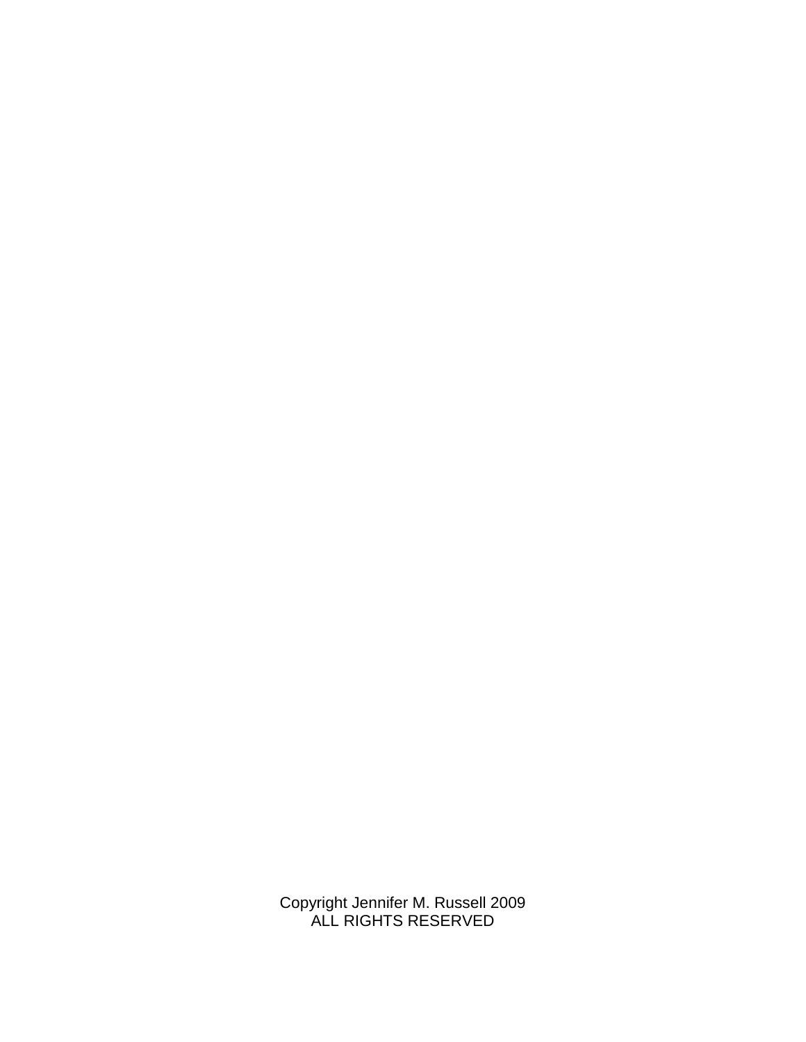Copyright Jennifer M. Russell 2009
ALL RIGHTS RESERVED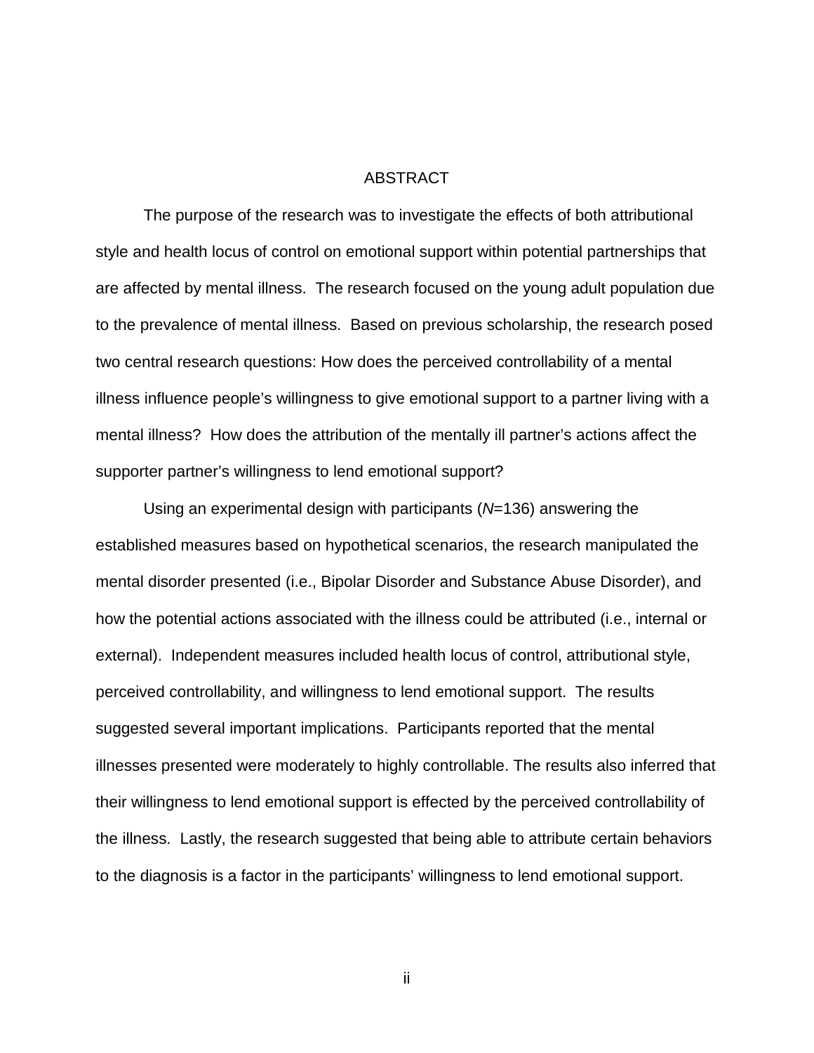# ABSTRACT

The purpose of the research was to investigate the effects of both attributional style and health locus of control on emotional support within potential partnerships that are affected by mental illness. The research focused on the young adult population due to the prevalence of mental illness. Based on previous scholarship, the research posed two central research questions: How does the perceived controllability of a mental illness influence people's willingness to give emotional support to a partner living with a mental illness? How does the attribution of the mentally ill partner's actions affect the supporter partner's willingness to lend emotional support?

Using an experimental design with participants (*N*=136) answering the established measures based on hypothetical scenarios, the research manipulated the mental disorder presented (i.e., Bipolar Disorder and Substance Abuse Disorder), and how the potential actions associated with the illness could be attributed (i.e., internal or external). Independent measures included health locus of control, attributional style, perceived controllability, and willingness to lend emotional support. The results suggested several important implications. Participants reported that the mental illnesses presented were moderately to highly controllable. The results also inferred that their willingness to lend emotional support is effected by the perceived controllability of the illness. Lastly, the research suggested that being able to attribute certain behaviors to the diagnosis is a factor in the participants' willingness to lend emotional support.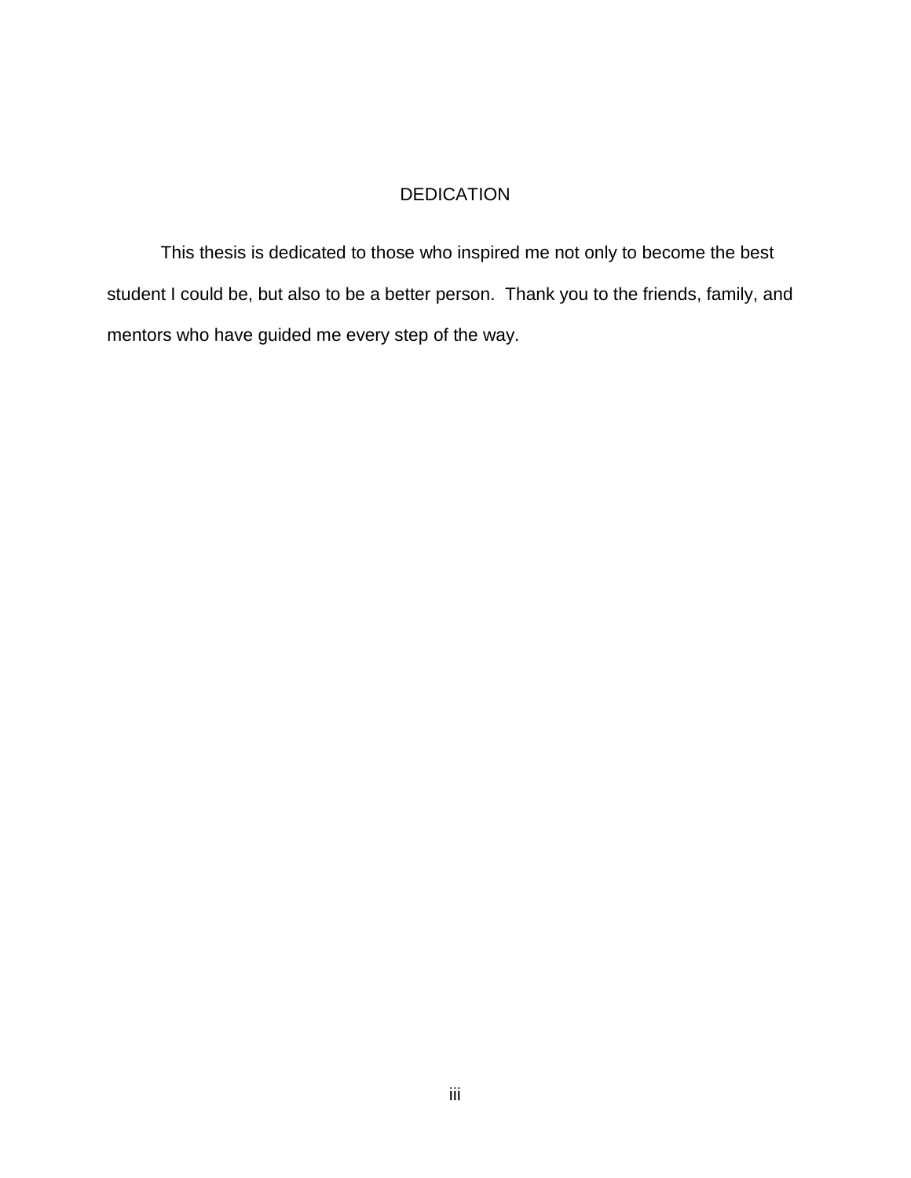# DEDICATION

This thesis is dedicated to those who inspired me not only to become the best student I could be, but also to be a better person. Thank you to the friends, family, and mentors who have guided me every step of the way.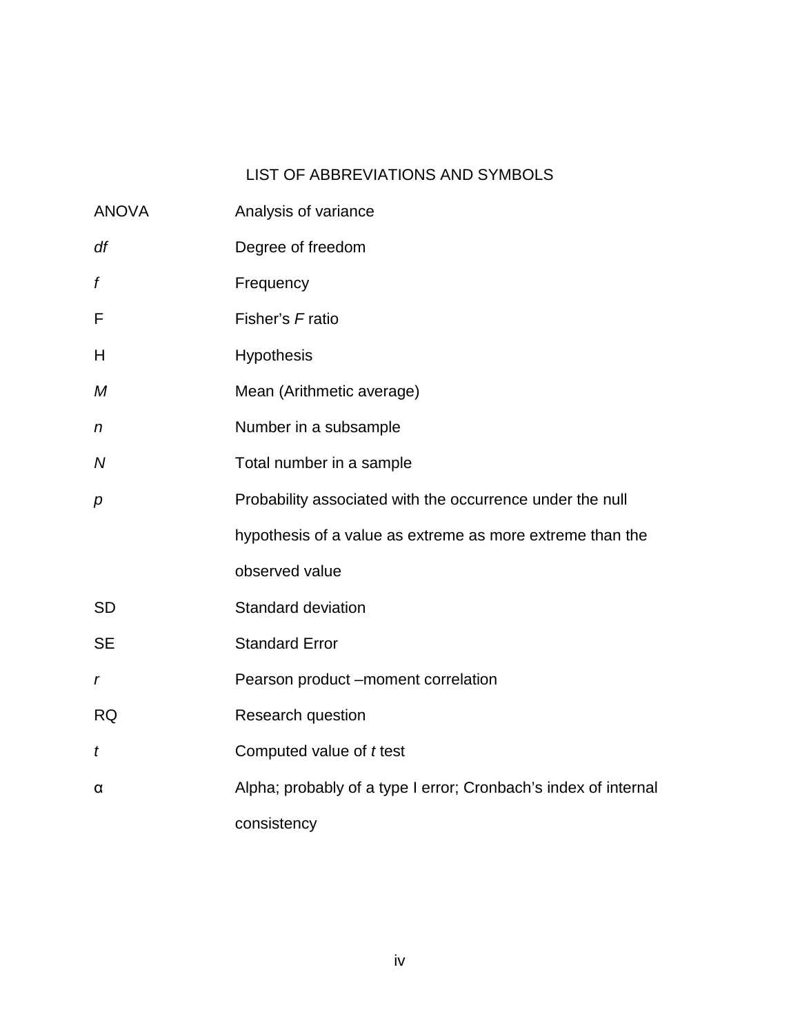# LIST OF ABBREVIATIONS AND SYMBOLS

| | |
|---|---|
| ANOVA | Analysis of variance |
| *df* | Degree of freedom |
| *f* | Frequency |
| F | Fisher's *F* ratio |
| H | Hypothesis |
| *M* | Mean (Arithmetic average) |
| *n* | Number in a subsample |
| *N* | Total number in a sample |
| *p* | Probability associated with the occurrence under the null hypothesis of a value as extreme as more extreme than the observed value |
| SD | Standard deviation |
| SE | Standard Error |
| *r* | Pearson product –moment correlation |
| RQ | Research question |
| *t* | Computed value of *t* test |
| α | Alpha; probably of a type I error; Cronbach's index of internal consistency |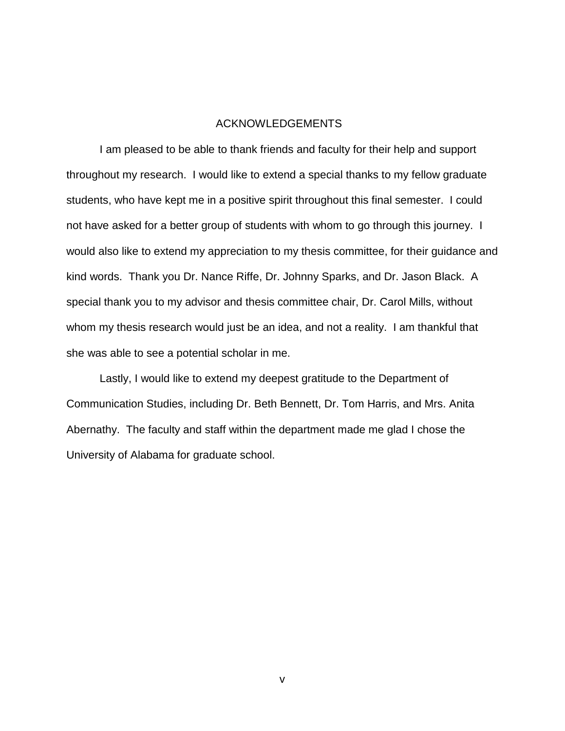# ACKNOWLEDGEMENTS

I am pleased to be able to thank friends and faculty for their help and support throughout my research. I would like to extend a special thanks to my fellow graduate students, who have kept me in a positive spirit throughout this final semester. I could not have asked for a better group of students with whom to go through this journey. I would also like to extend my appreciation to my thesis committee, for their guidance and kind words. Thank you Dr. Nance Riffe, Dr. Johnny Sparks, and Dr. Jason Black. A special thank you to my advisor and thesis committee chair, Dr. Carol Mills, without whom my thesis research would just be an idea, and not a reality. I am thankful that she was able to see a potential scholar in me.

Lastly, I would like to extend my deepest gratitude to the Department of Communication Studies, including Dr. Beth Bennett, Dr. Tom Harris, and Mrs. Anita Abernathy. The faculty and staff within the department made me glad I chose the University of Alabama for graduate school.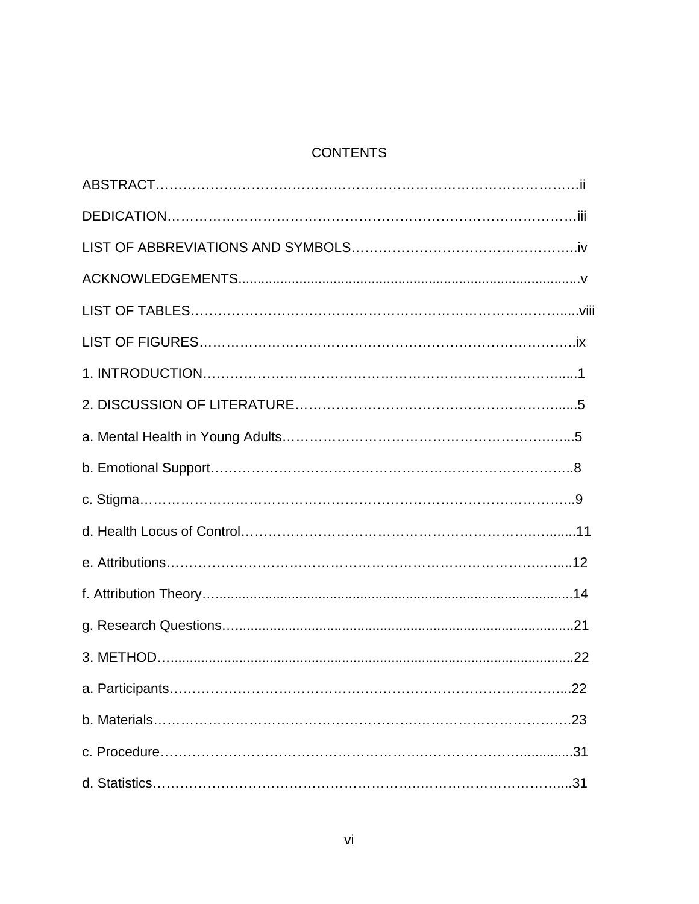# CONTENTS

ABSTRACT……………………………………………………………………………….ii

DEDICATION……………………………………………………………………………iii

LIST OF ABBREVIATIONS AND SYMBOLS………………………………………….iv

ACKNOWLEDGEMENTS........................................................................................v

LIST OF TABLES……………………………………………………………………......viii

LIST OF FIGURES……………………………………………………………………..ix

1. INTRODUCTION……………………………………………………………….....1

2. DISCUSSION OF LITERATURE…………………………………………………......5

a. Mental Health in Young Adults…………………………………………………….....5

b. Emotional Support……………………………………………………………………..8

c. Stigma…………………………………………………………………………………...9

d. Health Locus of Control……………………………………………………….........11

e. Attributions……………………………………………………………………….....12

f. Attribution Theory….............................................................................................14

g. Research Questions…........................................................................................21

3. METHOD…........................................................................................................22

a. Participants………………………………………………………………………....22

b. Materials…………………………………………………………………………….23

c. Procedure…………………………………………………………………..............31

d. Statistics…………………………………………………………………………....31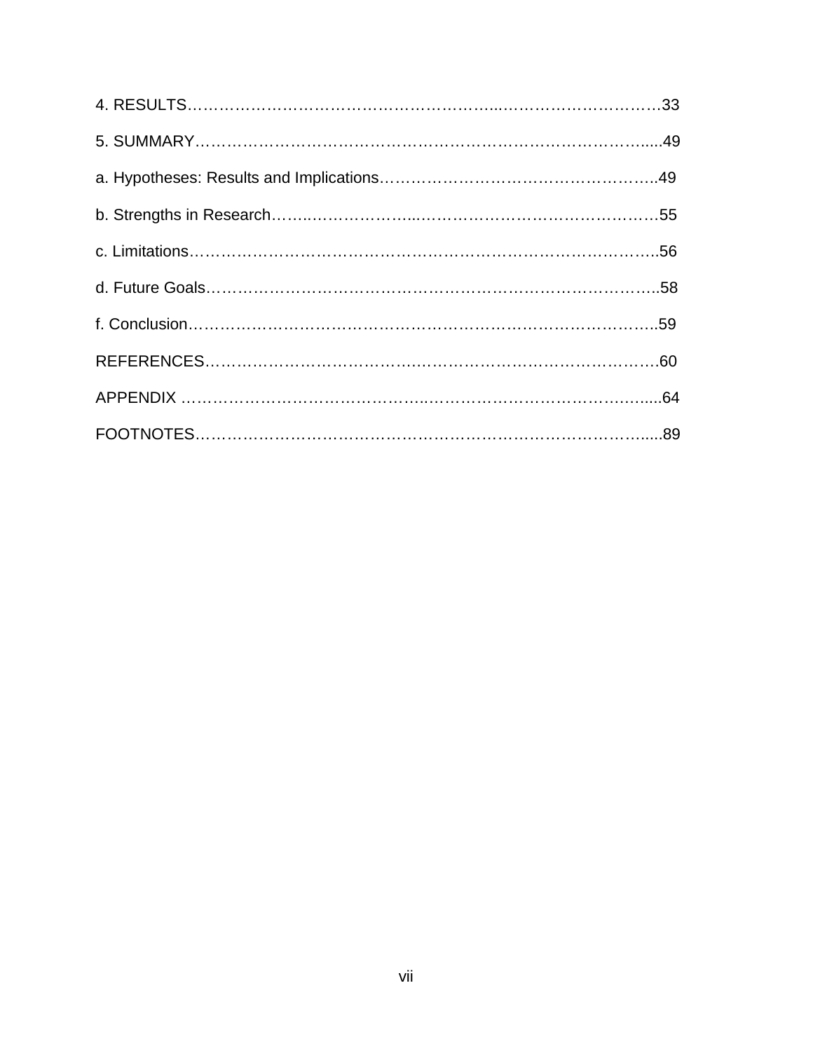4. RESULTS……………………………………………………..…………………………33

5. SUMMARY…………………………………………………………………………......49

a. Hypotheses: Results and Implications……………………………………………..49

b. Strengths in Research……..…………………...……………………………………55

c. Limitations………………………………………………………………………………..56

d. Future Goals……………………………………………………………………………..58

f. Conclusion………………………………………………………………………………..59

REFERENCES……………………………………………………………………………….60

APPENDIX ……………………………………...………………………………………......64

FOOTNOTES…………………………………………………………………………….......89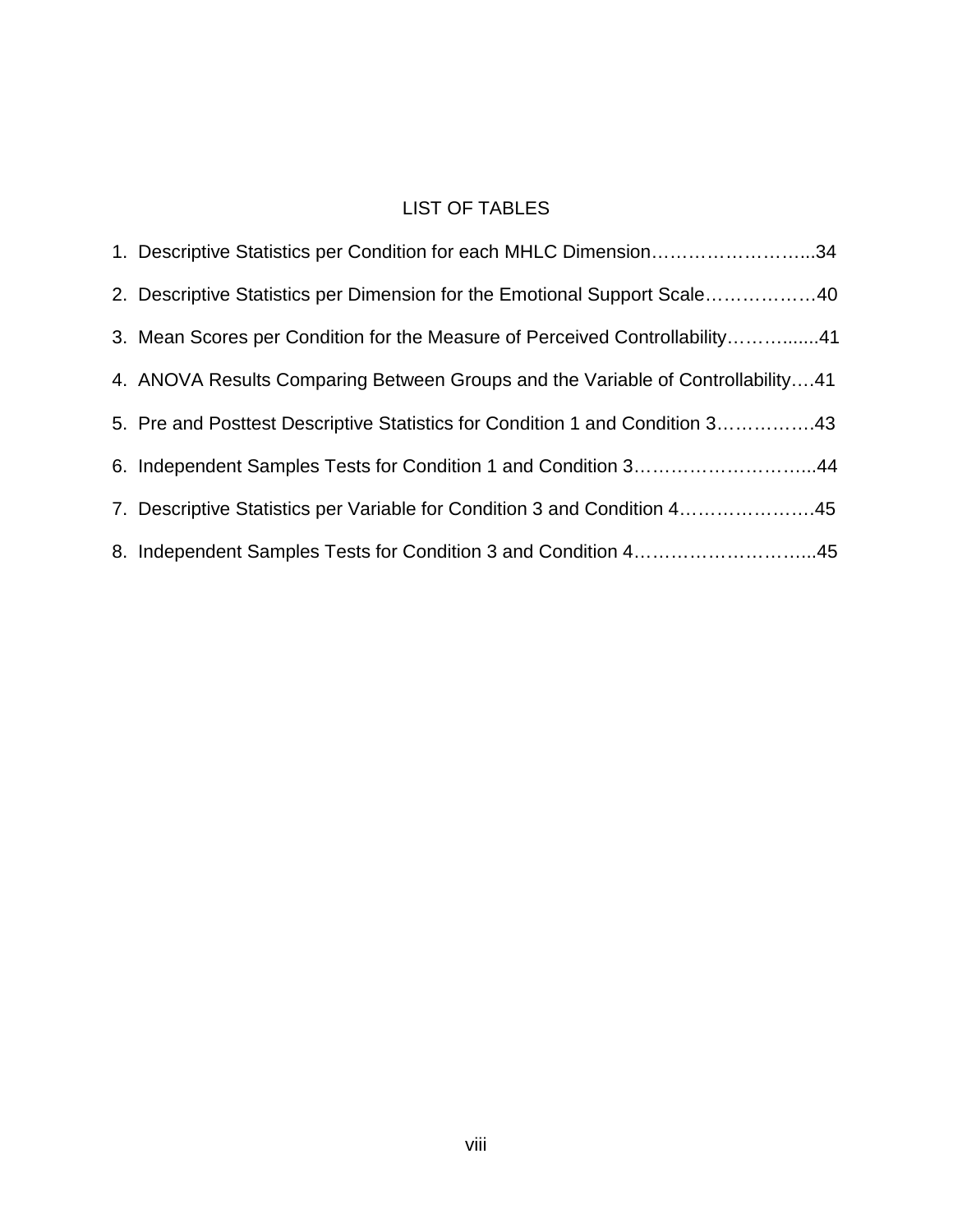# LIST OF TABLES

1. Descriptive Statistics per Condition for each MHLC Dimension……………………...34
2. Descriptive Statistics per Dimension for the Emotional Support Scale………………40
3. Mean Scores per Condition for the Measure of Perceived Controllability……….......41
4. ANOVA Results Comparing Between Groups and the Variable of Controllability….41
5. Pre and Posttest Descriptive Statistics for Condition 1 and Condition 3…………….43
6. Independent Samples Tests for Condition 1 and Condition 3………………………...44
7. Descriptive Statistics per Variable for Condition 3 and Condition 4…………………45
8. Independent Samples Tests for Condition 3 and Condition 4………………………...45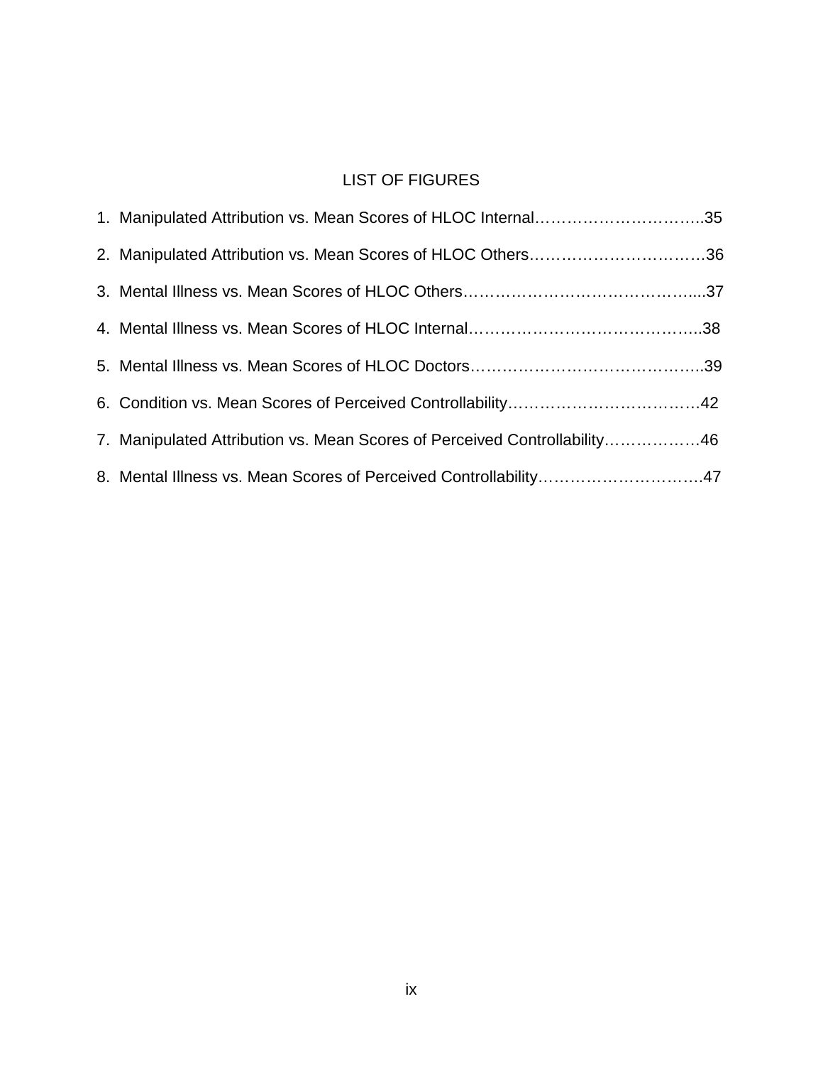# LIST OF FIGURES

1. Manipulated Attribution vs. Mean Scores of HLOC Internal…………………………..35
2. Manipulated Attribution vs. Mean Scores of HLOC Others……………………………36
3. Mental Illness vs. Mean Scores of HLOC Others……………………………………....37
4. Mental Illness vs. Mean Scores of HLOC Internal……………………………………..38
5. Mental Illness vs. Mean Scores of HLOC Doctors……………………………………..39
6. Condition vs. Mean Scores of Perceived Controllability………………………………42
7. Manipulated Attribution vs. Mean Scores of Perceived Controllability………………46
8. Mental Illness vs. Mean Scores of Perceived Controllability………………………….47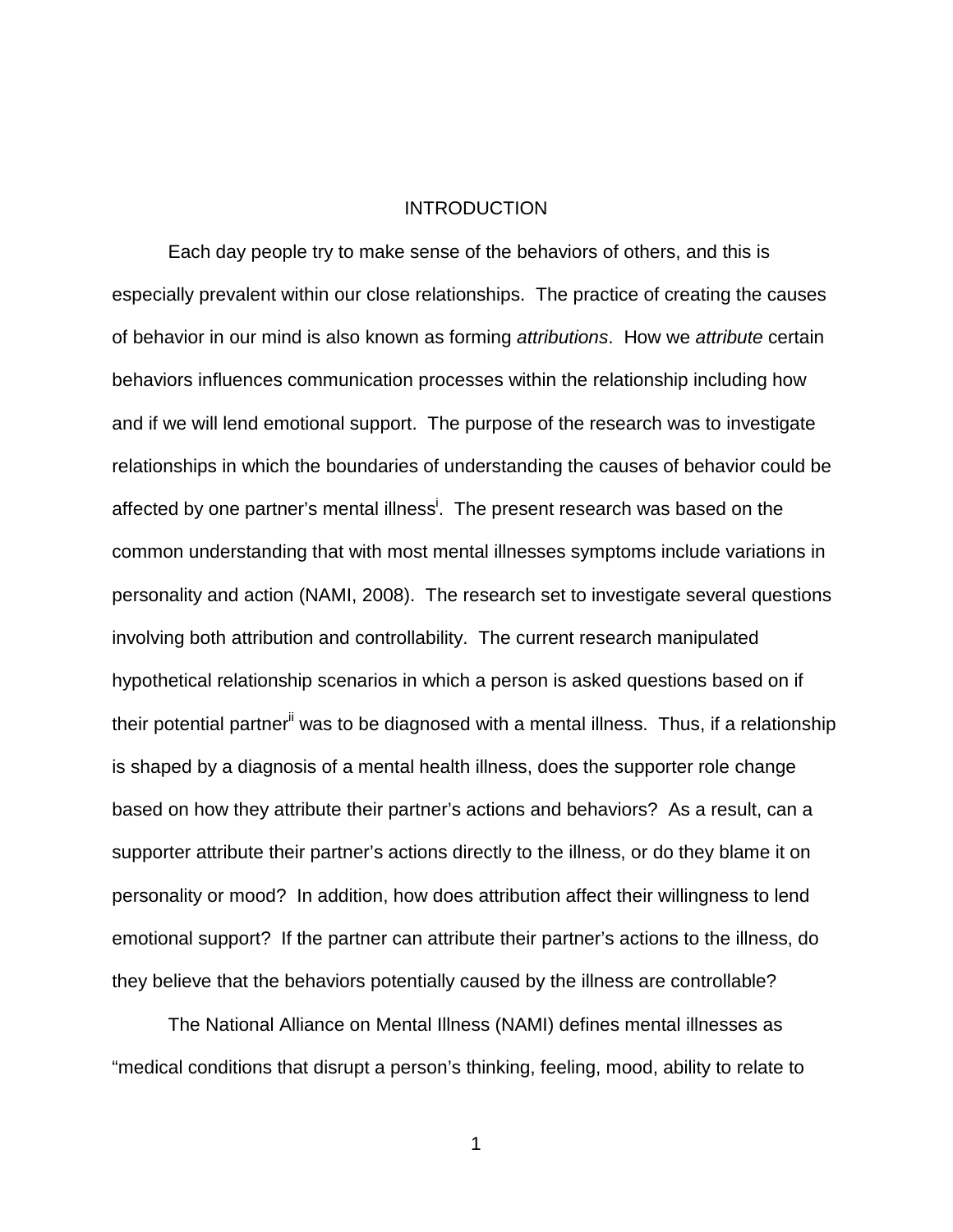# INTRODUCTION

Each day people try to make sense of the behaviors of others, and this is especially prevalent within our close relationships. The practice of creating the causes of behavior in our mind is also known as forming *attributions*. How we *attribute* certain behaviors influences communication processes within the relationship including how and if we will lend emotional support. The purpose of the research was to investigate relationships in which the boundaries of understanding the causes of behavior could be affected by one partner's mental illness[i]. The present research was based on the common understanding that with most mental illnesses symptoms include variations in personality and action (NAMI, 2008). The research set to investigate several questions involving both attribution and controllability. The current research manipulated hypothetical relationship scenarios in which a person is asked questions based on if their potential partner[ii] was to be diagnosed with a mental illness. Thus, if a relationship is shaped by a diagnosis of a mental health illness, does the supporter role change based on how they attribute their partner's actions and behaviors? As a result, can a supporter attribute their partner's actions directly to the illness, or do they blame it on personality or mood? In addition, how does attribution affect their willingness to lend emotional support? If the partner can attribute their partner's actions to the illness, do they believe that the behaviors potentially caused by the illness are controllable?

The National Alliance on Mental Illness (NAMI) defines mental illnesses as "medical conditions that disrupt a person's thinking, feeling, mood, ability to relate to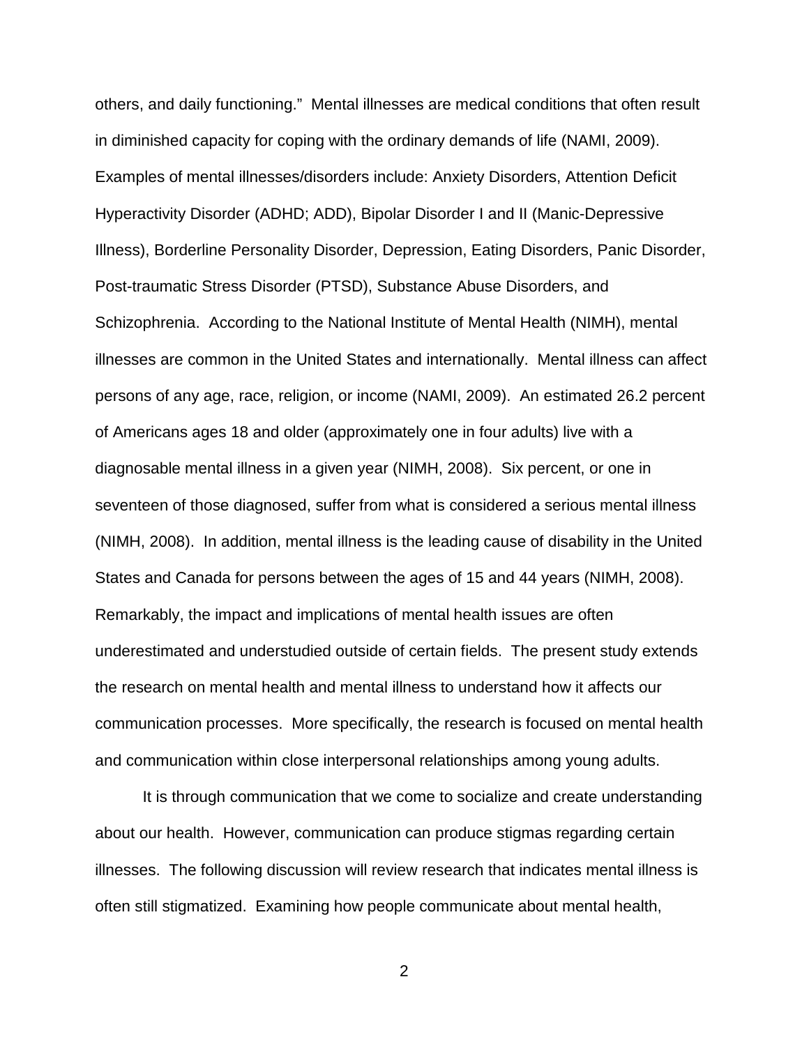others, and daily functioning." Mental illnesses are medical conditions that often result in diminished capacity for coping with the ordinary demands of life (NAMI, 2009). Examples of mental illnesses/disorders include: Anxiety Disorders, Attention Deficit Hyperactivity Disorder (ADHD; ADD), Bipolar Disorder I and II (Manic-Depressive Illness), Borderline Personality Disorder, Depression, Eating Disorders, Panic Disorder, Post-traumatic Stress Disorder (PTSD), Substance Abuse Disorders, and Schizophrenia. According to the National Institute of Mental Health (NIMH), mental illnesses are common in the United States and internationally. Mental illness can affect persons of any age, race, religion, or income (NAMI, 2009). An estimated 26.2 percent of Americans ages 18 and older (approximately one in four adults) live with a diagnosable mental illness in a given year (NIMH, 2008). Six percent, or one in seventeen of those diagnosed, suffer from what is considered a serious mental illness (NIMH, 2008). In addition, mental illness is the leading cause of disability in the United States and Canada for persons between the ages of 15 and 44 years (NIMH, 2008). Remarkably, the impact and implications of mental health issues are often underestimated and understudied outside of certain fields. The present study extends the research on mental health and mental illness to understand how it affects our communication processes. More specifically, the research is focused on mental health and communication within close interpersonal relationships among young adults.

It is through communication that we come to socialize and create understanding about our health. However, communication can produce stigmas regarding certain illnesses. The following discussion will review research that indicates mental illness is often still stigmatized. Examining how people communicate about mental health,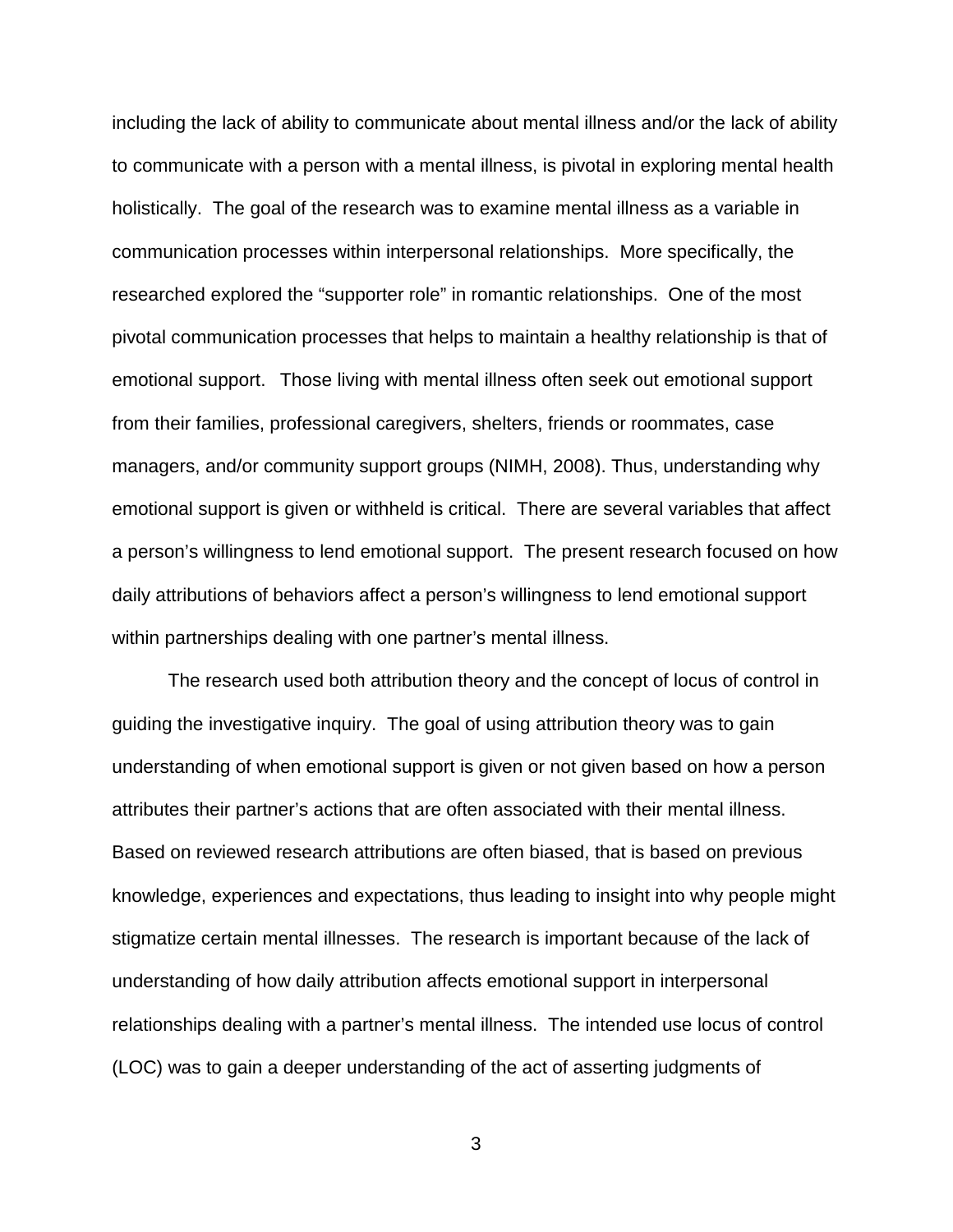including the lack of ability to communicate about mental illness and/or the lack of ability to communicate with a person with a mental illness, is pivotal in exploring mental health holistically. The goal of the research was to examine mental illness as a variable in communication processes within interpersonal relationships. More specifically, the researched explored the "supporter role" in romantic relationships. One of the most pivotal communication processes that helps to maintain a healthy relationship is that of emotional support. Those living with mental illness often seek out emotional support from their families, professional caregivers, shelters, friends or roommates, case managers, and/or community support groups (NIMH, 2008). Thus, understanding why emotional support is given or withheld is critical. There are several variables that affect a person's willingness to lend emotional support. The present research focused on how daily attributions of behaviors affect a person's willingness to lend emotional support within partnerships dealing with one partner's mental illness.

The research used both attribution theory and the concept of locus of control in guiding the investigative inquiry. The goal of using attribution theory was to gain understanding of when emotional support is given or not given based on how a person attributes their partner's actions that are often associated with their mental illness. Based on reviewed research attributions are often biased, that is based on previous knowledge, experiences and expectations, thus leading to insight into why people might stigmatize certain mental illnesses. The research is important because of the lack of understanding of how daily attribution affects emotional support in interpersonal relationships dealing with a partner's mental illness. The intended use locus of control (LOC) was to gain a deeper understanding of the act of asserting judgments of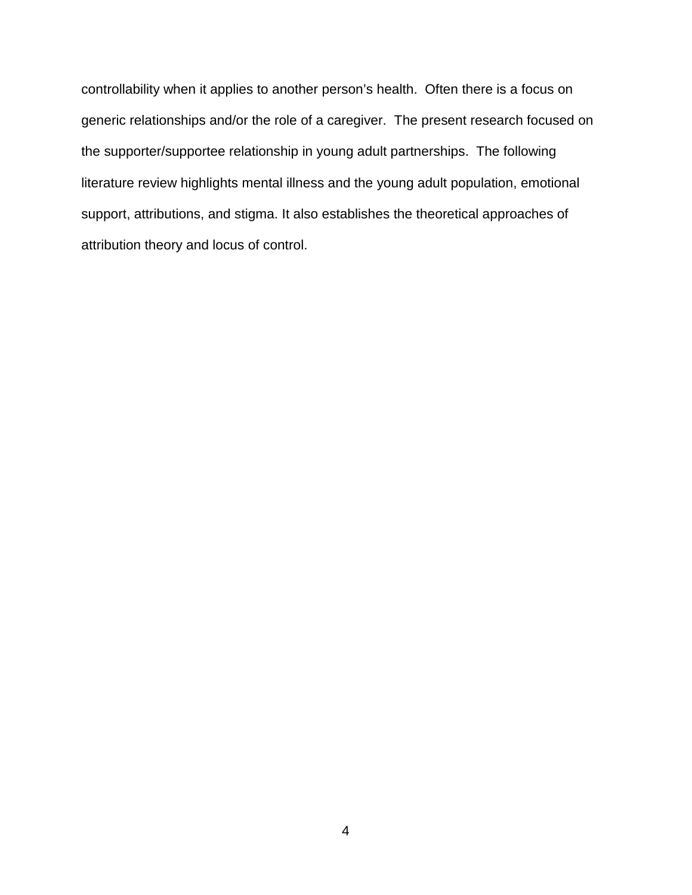controllability when it applies to another person’s health. Often there is a focus on generic relationships and/or the role of a caregiver. The present research focused on the supporter/supportee relationship in young adult partnerships. The following literature review highlights mental illness and the young adult population, emotional support, attributions, and stigma. It also establishes the theoretical approaches of attribution theory and locus of control.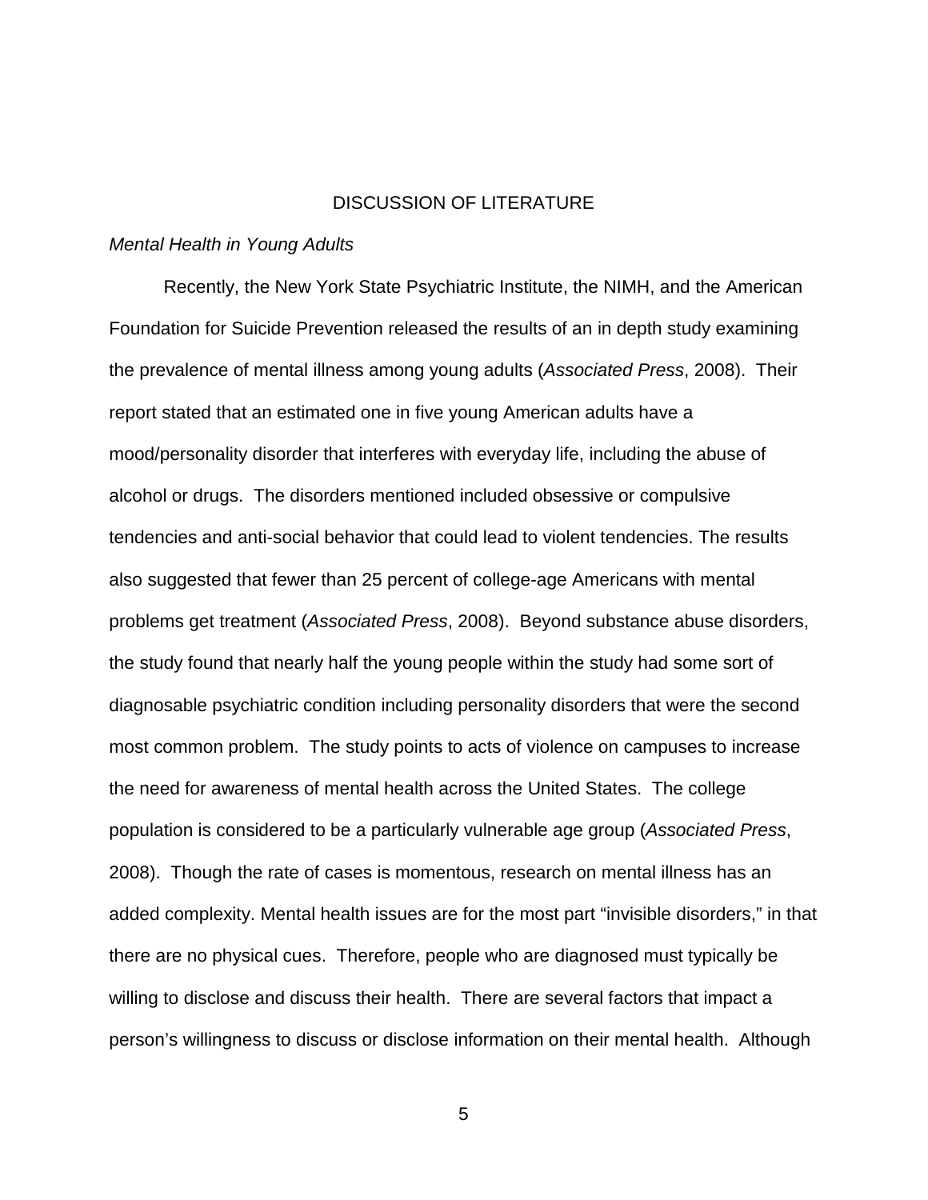# DISCUSSION OF LITERATURE

## *Mental Health in Young Adults*

Recently, the New York State Psychiatric Institute, the NIMH, and the American Foundation for Suicide Prevention released the results of an in depth study examining the prevalence of mental illness among young adults (*Associated Press*, 2008). Their report stated that an estimated one in five young American adults have a mood/personality disorder that interferes with everyday life, including the abuse of alcohol or drugs. The disorders mentioned included obsessive or compulsive tendencies and anti-social behavior that could lead to violent tendencies. The results also suggested that fewer than 25 percent of college-age Americans with mental problems get treatment (*Associated Press*, 2008). Beyond substance abuse disorders, the study found that nearly half the young people within the study had some sort of diagnosable psychiatric condition including personality disorders that were the second most common problem. The study points to acts of violence on campuses to increase the need for awareness of mental health across the United States. The college population is considered to be a particularly vulnerable age group (*Associated Press*, 2008). Though the rate of cases is momentous, research on mental illness has an added complexity. Mental health issues are for the most part "invisible disorders," in that there are no physical cues. Therefore, people who are diagnosed must typically be willing to disclose and discuss their health. There are several factors that impact a person's willingness to discuss or disclose information on their mental health. Although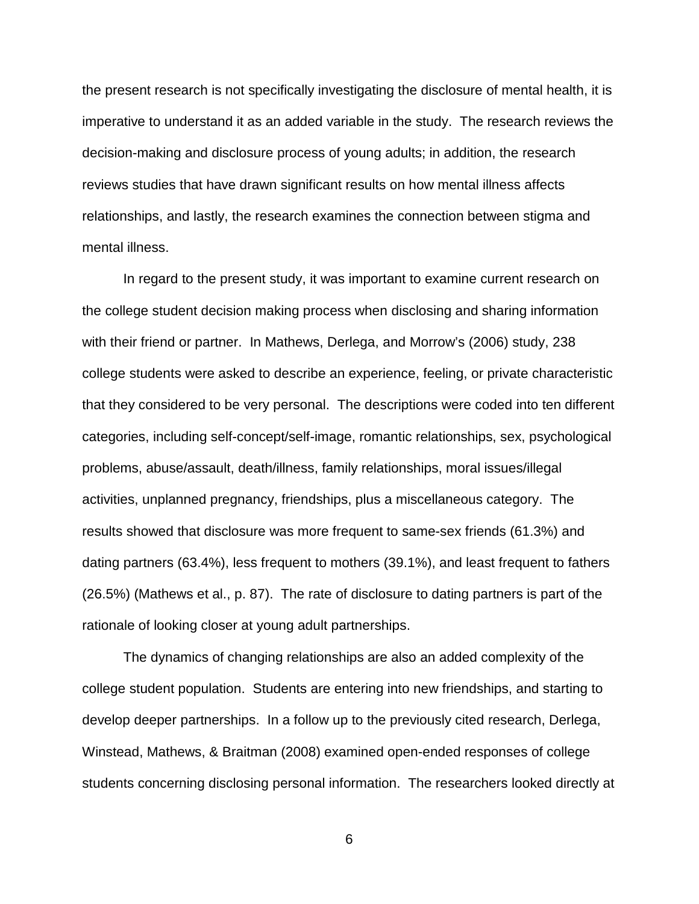the present research is not specifically investigating the disclosure of mental health, it is imperative to understand it as an added variable in the study. The research reviews the decision-making and disclosure process of young adults; in addition, the research reviews studies that have drawn significant results on how mental illness affects relationships, and lastly, the research examines the connection between stigma and mental illness.

In regard to the present study, it was important to examine current research on the college student decision making process when disclosing and sharing information with their friend or partner. In Mathews, Derlega, and Morrow's (2006) study, 238 college students were asked to describe an experience, feeling, or private characteristic that they considered to be very personal. The descriptions were coded into ten different categories, including self-concept/self-image, romantic relationships, sex, psychological problems, abuse/assault, death/illness, family relationships, moral issues/illegal activities, unplanned pregnancy, friendships, plus a miscellaneous category. The results showed that disclosure was more frequent to same-sex friends (61.3%) and dating partners (63.4%), less frequent to mothers (39.1%), and least frequent to fathers (26.5%) (Mathews et al., p. 87). The rate of disclosure to dating partners is part of the rationale of looking closer at young adult partnerships.

The dynamics of changing relationships are also an added complexity of the college student population. Students are entering into new friendships, and starting to develop deeper partnerships. In a follow up to the previously cited research, Derlega, Winstead, Mathews, & Braitman (2008) examined open-ended responses of college students concerning disclosing personal information. The researchers looked directly at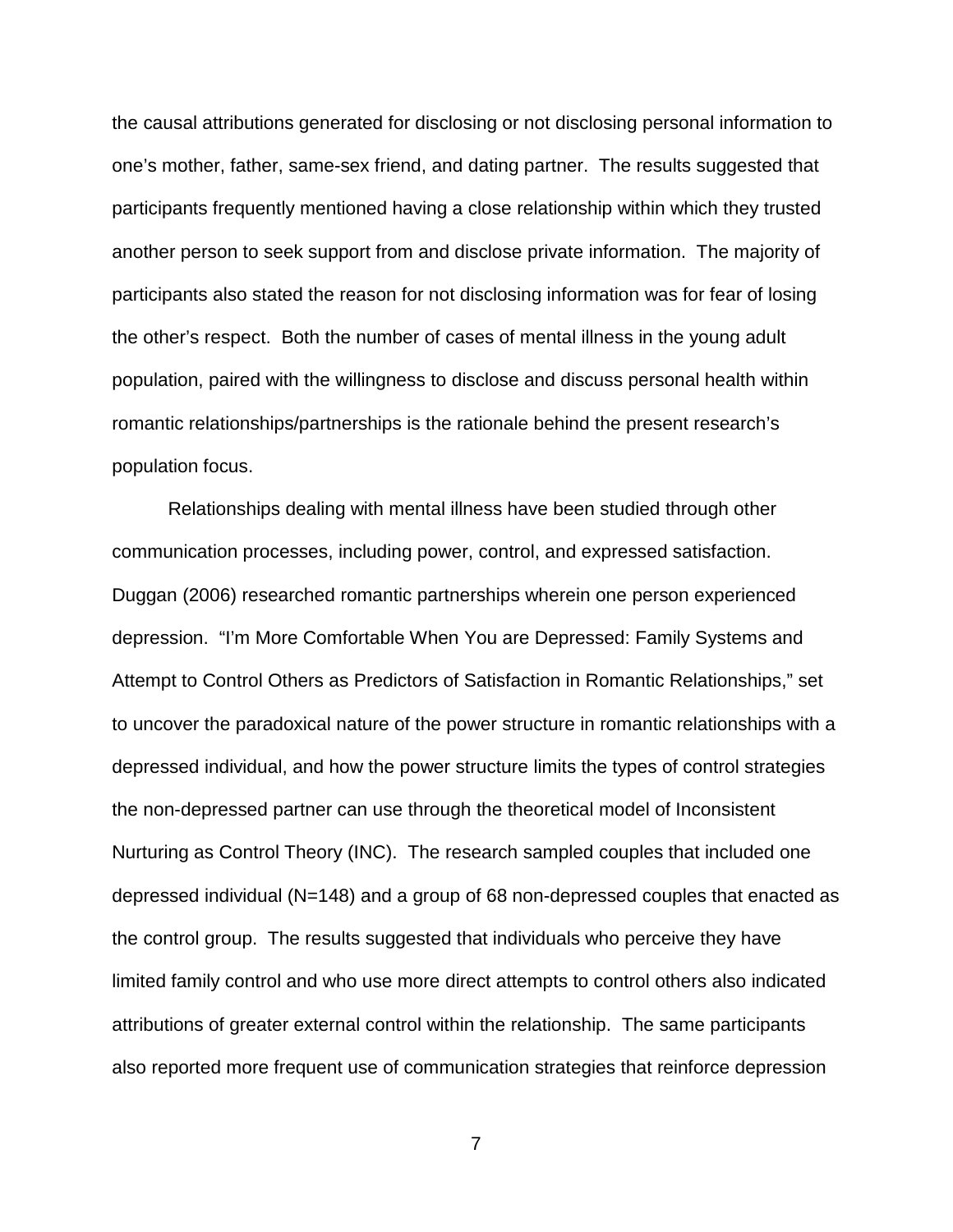the causal attributions generated for disclosing or not disclosing personal information to one's mother, father, same-sex friend, and dating partner. The results suggested that participants frequently mentioned having a close relationship within which they trusted another person to seek support from and disclose private information. The majority of participants also stated the reason for not disclosing information was for fear of losing the other's respect. Both the number of cases of mental illness in the young adult population, paired with the willingness to disclose and discuss personal health within romantic relationships/partnerships is the rationale behind the present research's population focus.

Relationships dealing with mental illness have been studied through other communication processes, including power, control, and expressed satisfaction. Duggan (2006) researched romantic partnerships wherein one person experienced depression. "I'm More Comfortable When You are Depressed: Family Systems and Attempt to Control Others as Predictors of Satisfaction in Romantic Relationships," set to uncover the paradoxical nature of the power structure in romantic relationships with a depressed individual, and how the power structure limits the types of control strategies the non-depressed partner can use through the theoretical model of Inconsistent Nurturing as Control Theory (INC). The research sampled couples that included one depressed individual (N=148) and a group of 68 non-depressed couples that enacted as the control group. The results suggested that individuals who perceive they have limited family control and who use more direct attempts to control others also indicated attributions of greater external control within the relationship. The same participants also reported more frequent use of communication strategies that reinforce depression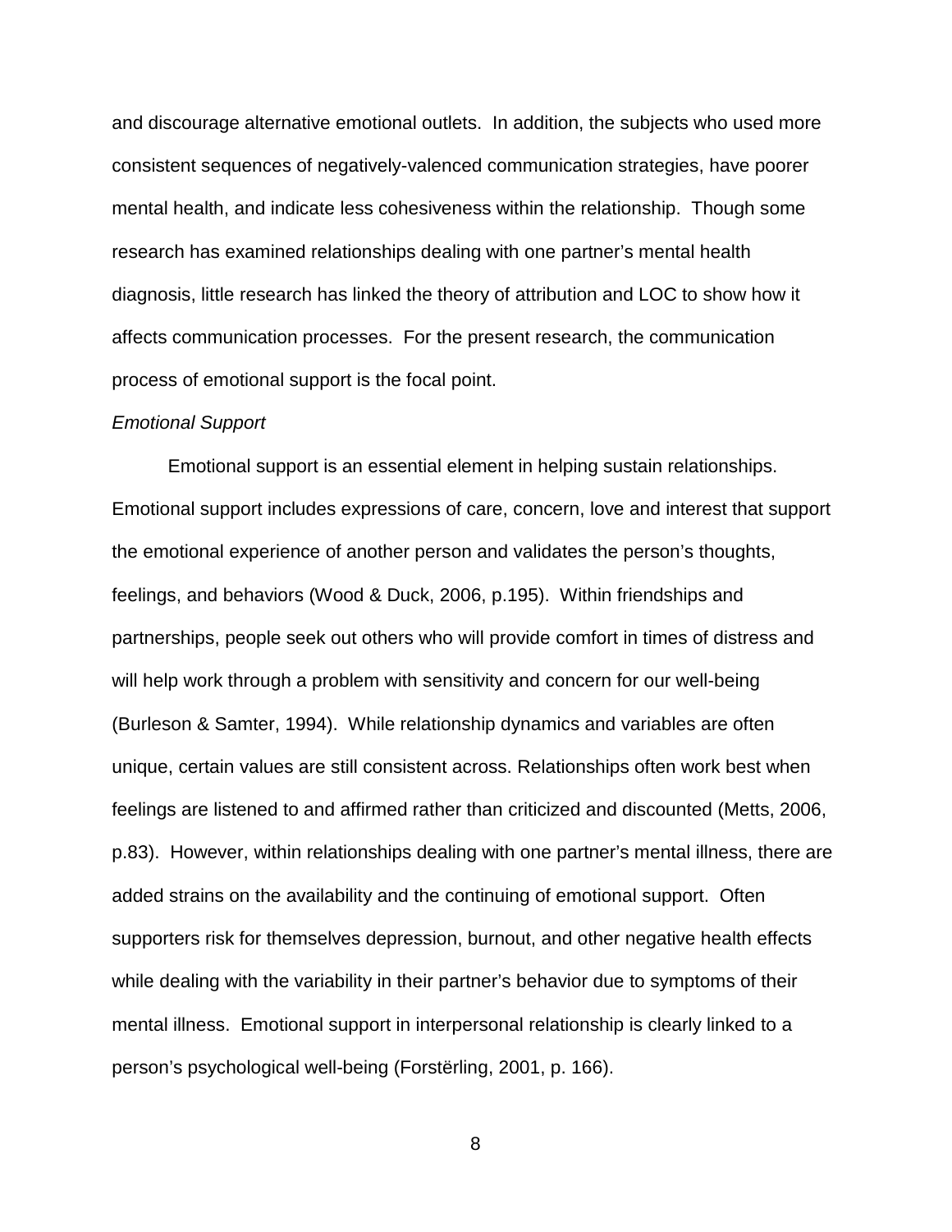and discourage alternative emotional outlets. In addition, the subjects who used more consistent sequences of negatively-valenced communication strategies, have poorer mental health, and indicate less cohesiveness within the relationship. Though some research has examined relationships dealing with one partner's mental health diagnosis, little research has linked the theory of attribution and LOC to show how it affects communication processes. For the present research, the communication process of emotional support is the focal point.

*Emotional Support*

Emotional support is an essential element in helping sustain relationships. Emotional support includes expressions of care, concern, love and interest that support the emotional experience of another person and validates the person's thoughts, feelings, and behaviors (Wood & Duck, 2006, p.195). Within friendships and partnerships, people seek out others who will provide comfort in times of distress and will help work through a problem with sensitivity and concern for our well-being (Burleson & Samter, 1994). While relationship dynamics and variables are often unique, certain values are still consistent across. Relationships often work best when feelings are listened to and affirmed rather than criticized and discounted (Metts, 2006, p.83). However, within relationships dealing with one partner's mental illness, there are added strains on the availability and the continuing of emotional support. Often supporters risk for themselves depression, burnout, and other negative health effects while dealing with the variability in their partner's behavior due to symptoms of their mental illness. Emotional support in interpersonal relationship is clearly linked to a person's psychological well-being (Forstërling, 2001, p. 166).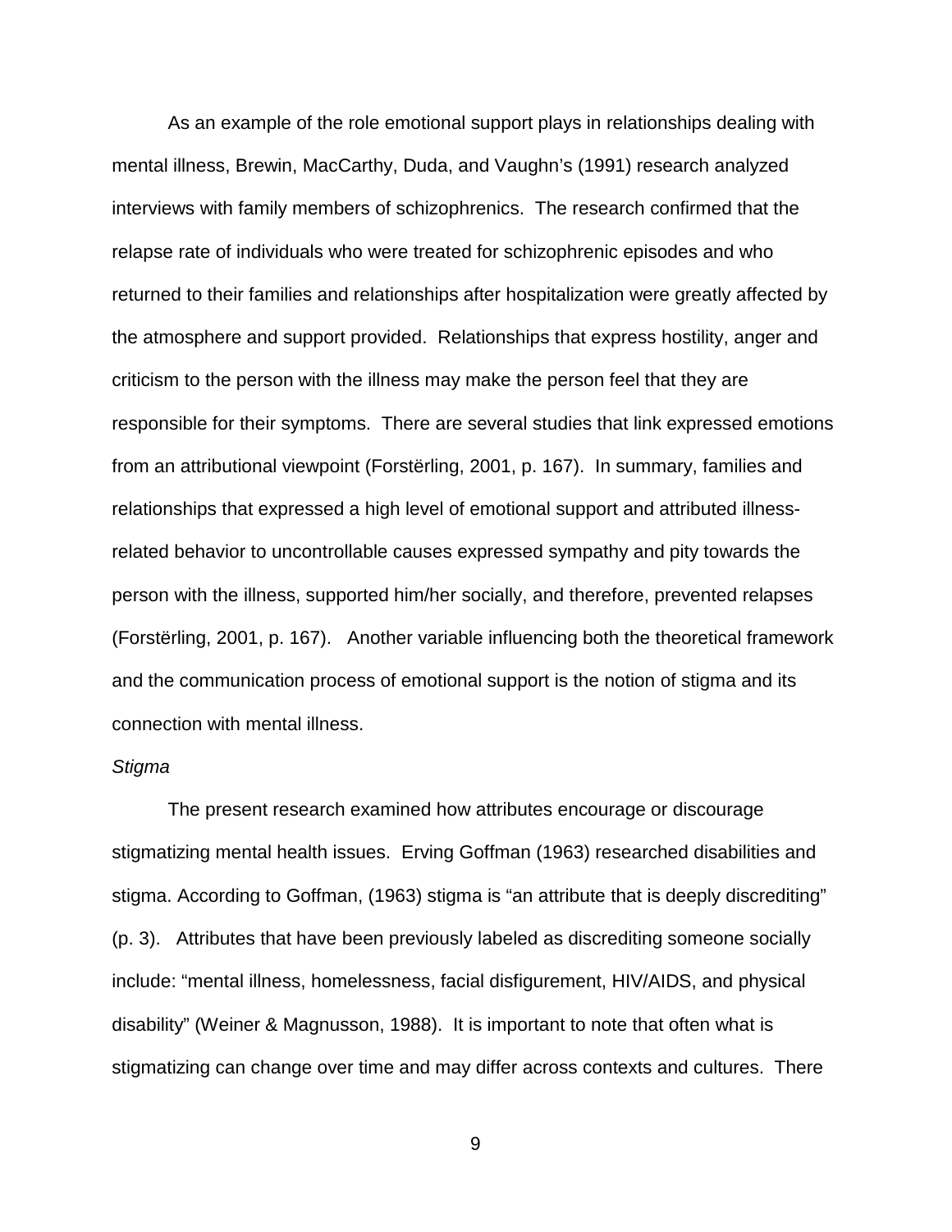As an example of the role emotional support plays in relationships dealing with mental illness, Brewin, MacCarthy, Duda, and Vaughn's (1991) research analyzed interviews with family members of schizophrenics. The research confirmed that the relapse rate of individuals who were treated for schizophrenic episodes and who returned to their families and relationships after hospitalization were greatly affected by the atmosphere and support provided. Relationships that express hostility, anger and criticism to the person with the illness may make the person feel that they are responsible for their symptoms. There are several studies that link expressed emotions from an attributional viewpoint (Forstërling, 2001, p. 167). In summary, families and relationships that expressed a high level of emotional support and attributed illness-related behavior to uncontrollable causes expressed sympathy and pity towards the person with the illness, supported him/her socially, and therefore, prevented relapses (Forstërling, 2001, p. 167). Another variable influencing both the theoretical framework and the communication process of emotional support is the notion of stigma and its connection with mental illness.

*Stigma*

The present research examined how attributes encourage or discourage stigmatizing mental health issues. Erving Goffman (1963) researched disabilities and stigma. According to Goffman, (1963) stigma is "an attribute that is deeply discrediting" (p. 3). Attributes that have been previously labeled as discrediting someone socially include: "mental illness, homelessness, facial disfigurement, HIV/AIDS, and physical disability" (Weiner & Magnusson, 1988). It is important to note that often what is stigmatizing can change over time and may differ across contexts and cultures. There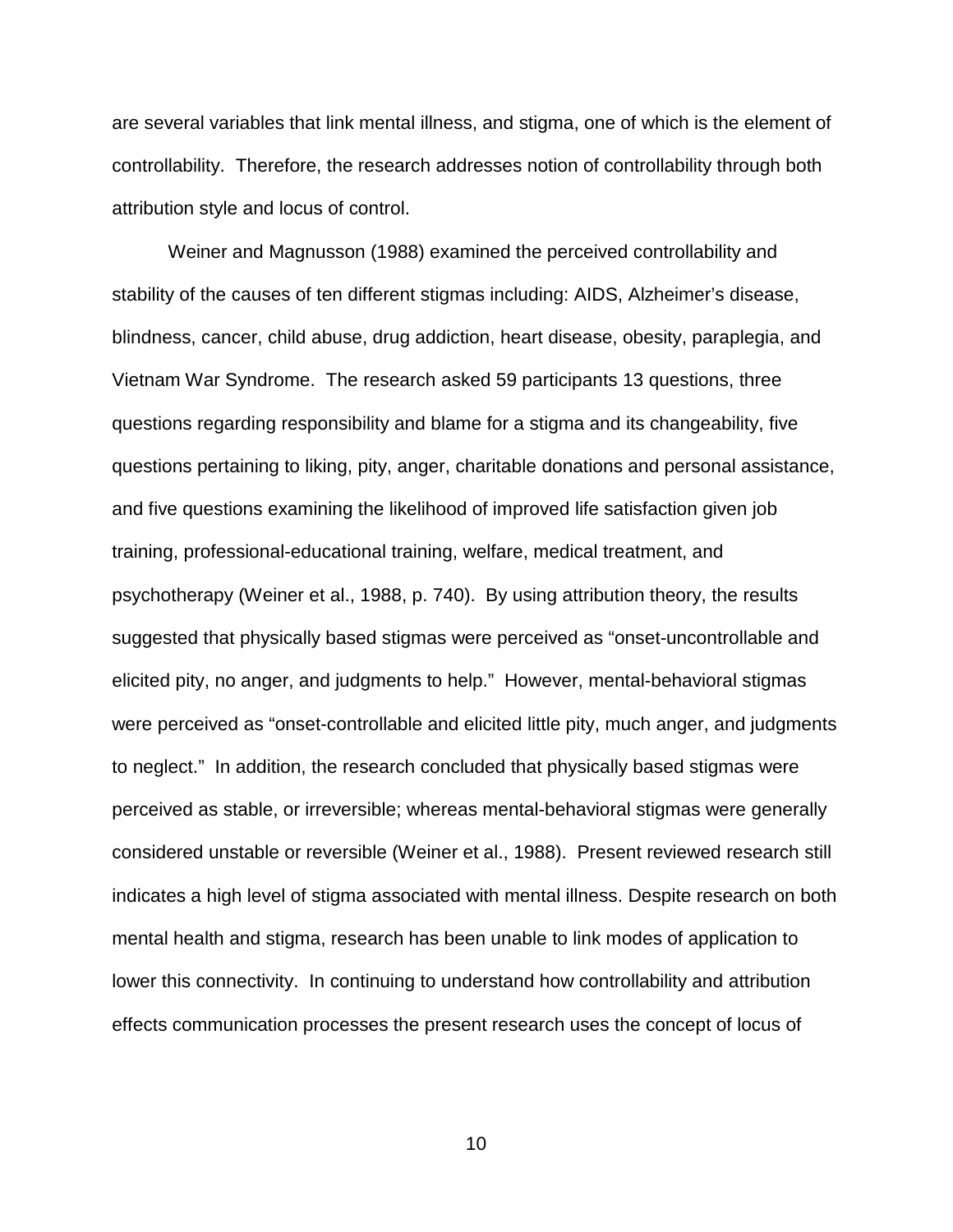are several variables that link mental illness, and stigma, one of which is the element of controllability. Therefore, the research addresses notion of controllability through both attribution style and locus of control.

Weiner and Magnusson (1988) examined the perceived controllability and stability of the causes of ten different stigmas including: AIDS, Alzheimer's disease, blindness, cancer, child abuse, drug addiction, heart disease, obesity, paraplegia, and Vietnam War Syndrome. The research asked 59 participants 13 questions, three questions regarding responsibility and blame for a stigma and its changeability, five questions pertaining to liking, pity, anger, charitable donations and personal assistance, and five questions examining the likelihood of improved life satisfaction given job training, professional-educational training, welfare, medical treatment, and psychotherapy (Weiner et al., 1988, p. 740). By using attribution theory, the results suggested that physically based stigmas were perceived as "onset-uncontrollable and elicited pity, no anger, and judgments to help." However, mental-behavioral stigmas were perceived as "onset-controllable and elicited little pity, much anger, and judgments to neglect." In addition, the research concluded that physically based stigmas were perceived as stable, or irreversible; whereas mental-behavioral stigmas were generally considered unstable or reversible (Weiner et al., 1988). Present reviewed research still indicates a high level of stigma associated with mental illness. Despite research on both mental health and stigma, research has been unable to link modes of application to lower this connectivity. In continuing to understand how controllability and attribution effects communication processes the present research uses the concept of locus of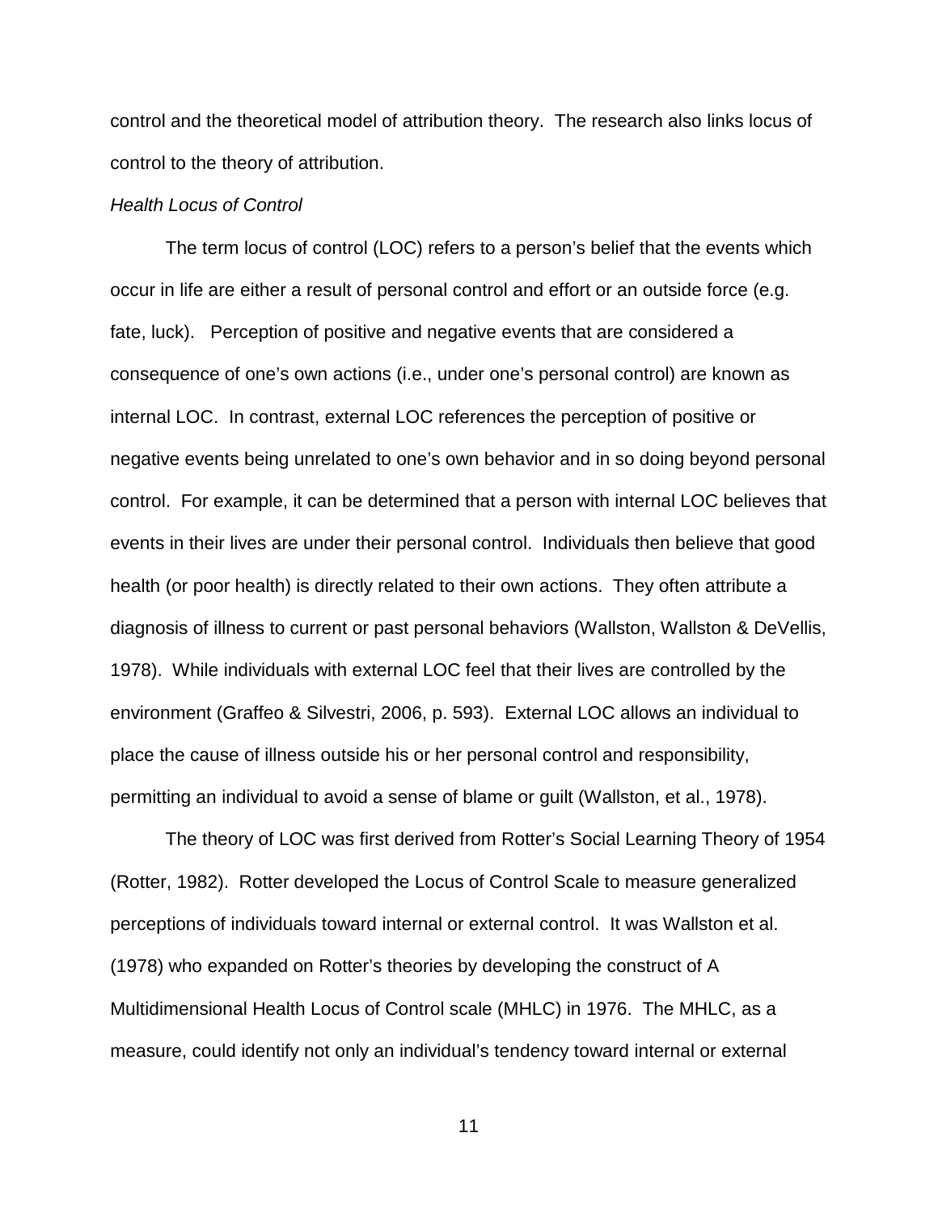control and the theoretical model of attribution theory. The research also links locus of control to the theory of attribution.

*Health Locus of Control*

The term locus of control (LOC) refers to a person's belief that the events which occur in life are either a result of personal control and effort or an outside force (e.g. fate, luck). Perception of positive and negative events that are considered a consequence of one's own actions (i.e., under one's personal control) are known as internal LOC. In contrast, external LOC references the perception of positive or negative events being unrelated to one's own behavior and in so doing beyond personal control. For example, it can be determined that a person with internal LOC believes that events in their lives are under their personal control. Individuals then believe that good health (or poor health) is directly related to their own actions. They often attribute a diagnosis of illness to current or past personal behaviors (Wallston, Wallston & DeVellis, 1978). While individuals with external LOC feel that their lives are controlled by the environment (Graffeo & Silvestri, 2006, p. 593). External LOC allows an individual to place the cause of illness outside his or her personal control and responsibility, permitting an individual to avoid a sense of blame or guilt (Wallston, et al., 1978).

The theory of LOC was first derived from Rotter's Social Learning Theory of 1954 (Rotter, 1982). Rotter developed the Locus of Control Scale to measure generalized perceptions of individuals toward internal or external control. It was Wallston et al. (1978) who expanded on Rotter's theories by developing the construct of A Multidimensional Health Locus of Control scale (MHLC) in 1976. The MHLC, as a measure, could identify not only an individual's tendency toward internal or external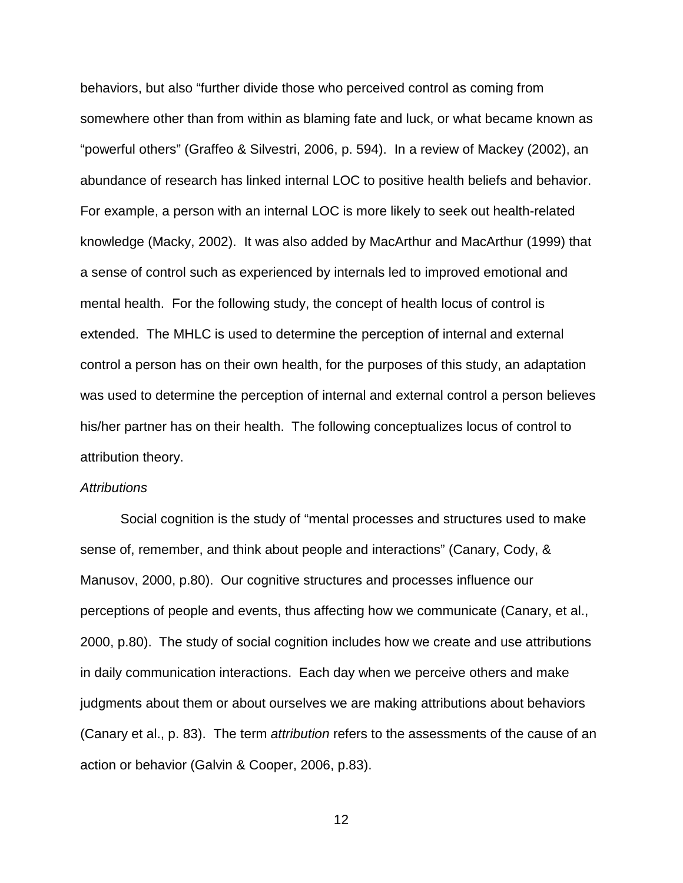behaviors, but also “further divide those who perceived control as coming from somewhere other than from within as blaming fate and luck, or what became known as “powerful others” (Graffeo & Silvestri, 2006, p. 594). In a review of Mackey (2002), an abundance of research has linked internal LOC to positive health beliefs and behavior. For example, a person with an internal LOC is more likely to seek out health-related knowledge (Macky, 2002). It was also added by MacArthur and MacArthur (1999) that a sense of control such as experienced by internals led to improved emotional and mental health. For the following study, the concept of health locus of control is extended. The MHLC is used to determine the perception of internal and external control a person has on their own health, for the purposes of this study, an adaptation was used to determine the perception of internal and external control a person believes his/her partner has on their health. The following conceptualizes locus of control to attribution theory.

*Attributions*

Social cognition is the study of “mental processes and structures used to make sense of, remember, and think about people and interactions” (Canary, Cody, & Manusov, 2000, p.80). Our cognitive structures and processes influence our perceptions of people and events, thus affecting how we communicate (Canary, et al., 2000, p.80). The study of social cognition includes how we create and use attributions in daily communication interactions. Each day when we perceive others and make judgments about them or about ourselves we are making attributions about behaviors (Canary et al., p. 83). The term *attribution* refers to the assessments of the cause of an action or behavior (Galvin & Cooper, 2006, p.83).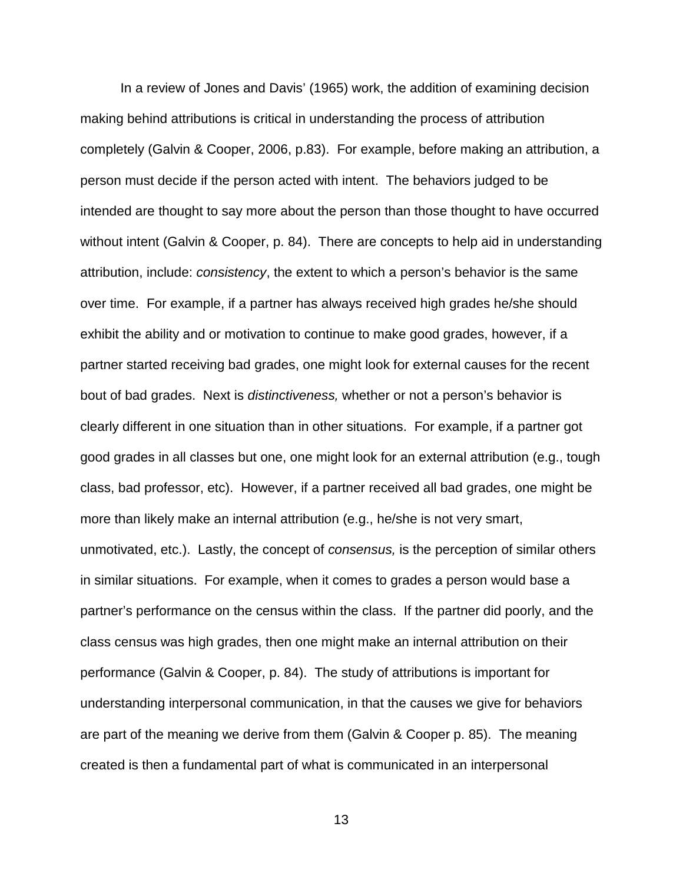In a review of Jones and Davis' (1965) work, the addition of examining decision making behind attributions is critical in understanding the process of attribution completely (Galvin & Cooper, 2006, p.83). For example, before making an attribution, a person must decide if the person acted with intent. The behaviors judged to be intended are thought to say more about the person than those thought to have occurred without intent (Galvin & Cooper, p. 84). There are concepts to help aid in understanding attribution, include: *consistency*, the extent to which a person's behavior is the same over time. For example, if a partner has always received high grades he/she should exhibit the ability and or motivation to continue to make good grades, however, if a partner started receiving bad grades, one might look for external causes for the recent bout of bad grades. Next is *distinctiveness,* whether or not a person's behavior is clearly different in one situation than in other situations. For example, if a partner got good grades in all classes but one, one might look for an external attribution (e.g., tough class, bad professor, etc). However, if a partner received all bad grades, one might be more than likely make an internal attribution (e.g., he/she is not very smart, unmotivated, etc.). Lastly, the concept of *consensus,* is the perception of similar others in similar situations. For example, when it comes to grades a person would base a partner's performance on the census within the class. If the partner did poorly, and the class census was high grades, then one might make an internal attribution on their performance (Galvin & Cooper, p. 84). The study of attributions is important for understanding interpersonal communication, in that the causes we give for behaviors are part of the meaning we derive from them (Galvin & Cooper p. 85). The meaning created is then a fundamental part of what is communicated in an interpersonal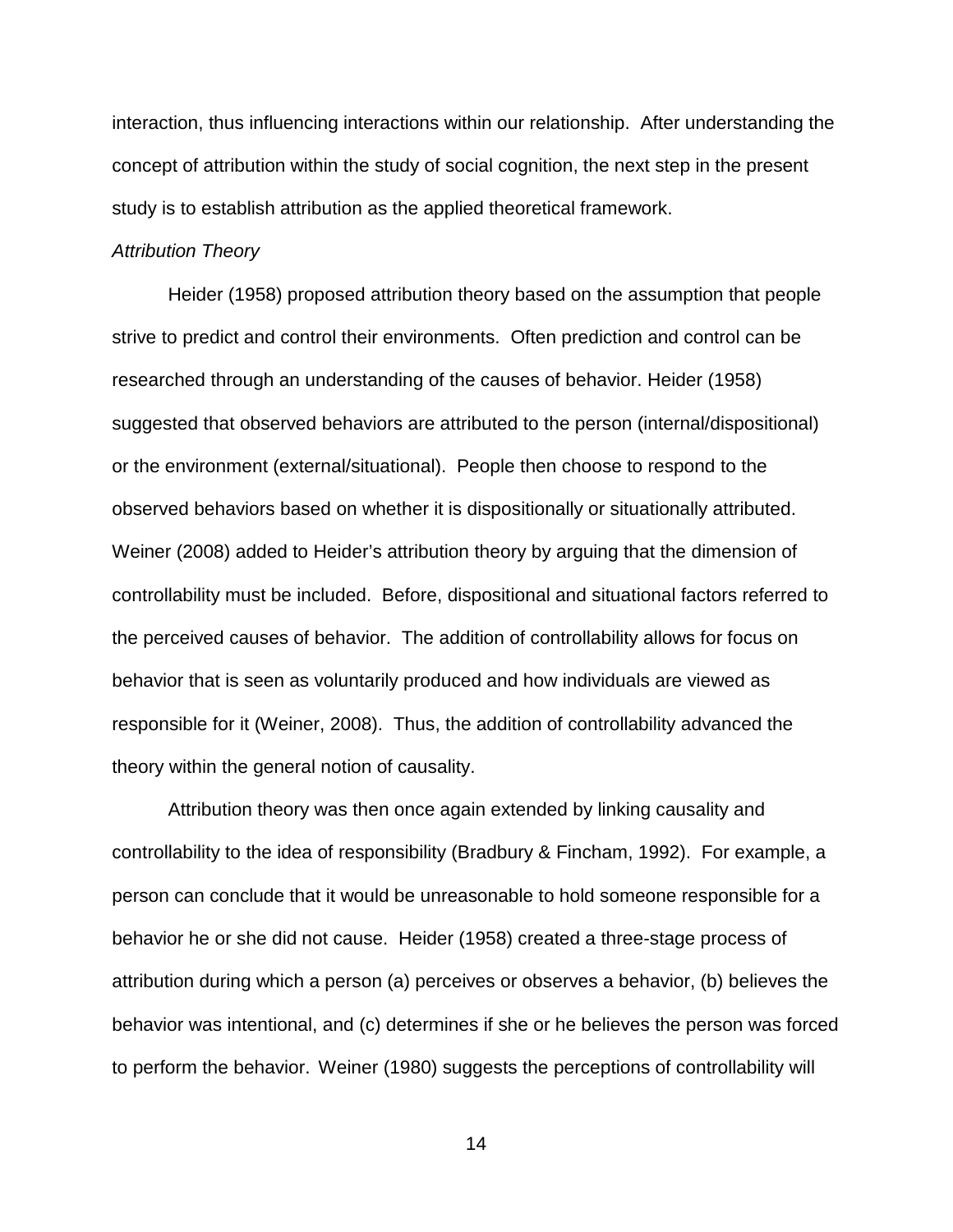interaction, thus influencing interactions within our relationship. After understanding the concept of attribution within the study of social cognition, the next step in the present study is to establish attribution as the applied theoretical framework.

*Attribution Theory*

Heider (1958) proposed attribution theory based on the assumption that people strive to predict and control their environments. Often prediction and control can be researched through an understanding of the causes of behavior. Heider (1958) suggested that observed behaviors are attributed to the person (internal/dispositional) or the environment (external/situational). People then choose to respond to the observed behaviors based on whether it is dispositionally or situationally attributed. Weiner (2008) added to Heider's attribution theory by arguing that the dimension of controllability must be included. Before, dispositional and situational factors referred to the perceived causes of behavior. The addition of controllability allows for focus on behavior that is seen as voluntarily produced and how individuals are viewed as responsible for it (Weiner, 2008). Thus, the addition of controllability advanced the theory within the general notion of causality.

Attribution theory was then once again extended by linking causality and controllability to the idea of responsibility (Bradbury & Fincham, 1992). For example, a person can conclude that it would be unreasonable to hold someone responsible for a behavior he or she did not cause. Heider (1958) created a three-stage process of attribution during which a person (a) perceives or observes a behavior, (b) believes the behavior was intentional, and (c) determines if she or he believes the person was forced to perform the behavior. Weiner (1980) suggests the perceptions of controllability will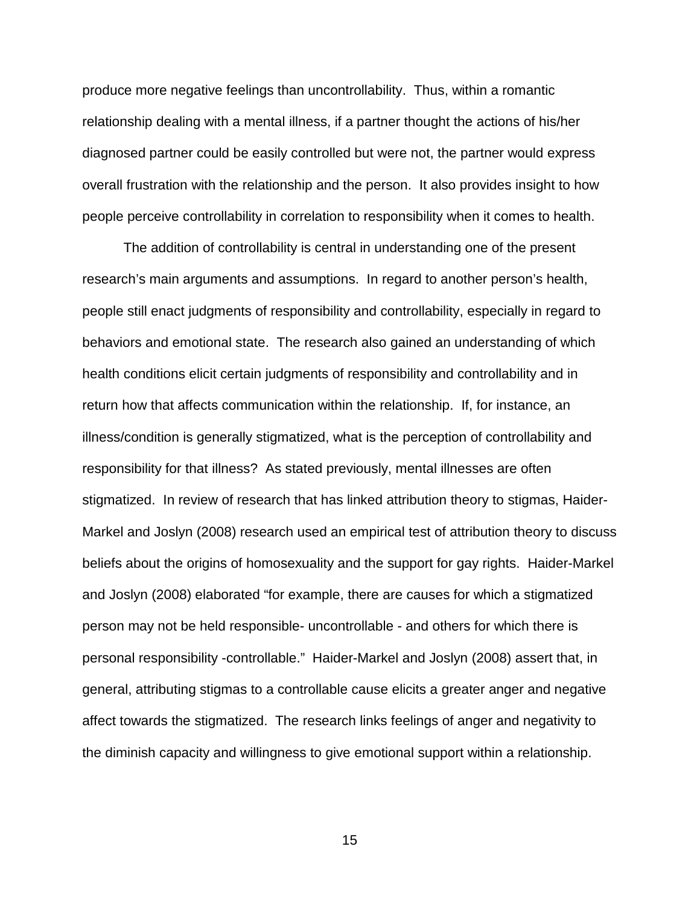produce more negative feelings than uncontrollability. Thus, within a romantic relationship dealing with a mental illness, if a partner thought the actions of his/her diagnosed partner could be easily controlled but were not, the partner would express overall frustration with the relationship and the person. It also provides insight to how people perceive controllability in correlation to responsibility when it comes to health.

The addition of controllability is central in understanding one of the present research's main arguments and assumptions. In regard to another person's health, people still enact judgments of responsibility and controllability, especially in regard to behaviors and emotional state. The research also gained an understanding of which health conditions elicit certain judgments of responsibility and controllability and in return how that affects communication within the relationship. If, for instance, an illness/condition is generally stigmatized, what is the perception of controllability and responsibility for that illness? As stated previously, mental illnesses are often stigmatized. In review of research that has linked attribution theory to stigmas, Haider-Markel and Joslyn (2008) research used an empirical test of attribution theory to discuss beliefs about the origins of homosexuality and the support for gay rights. Haider-Markel and Joslyn (2008) elaborated "for example, there are causes for which a stigmatized person may not be held responsible- uncontrollable - and others for which there is personal responsibility -controllable." Haider-Markel and Joslyn (2008) assert that, in general, attributing stigmas to a controllable cause elicits a greater anger and negative affect towards the stigmatized. The research links feelings of anger and negativity to the diminish capacity and willingness to give emotional support within a relationship.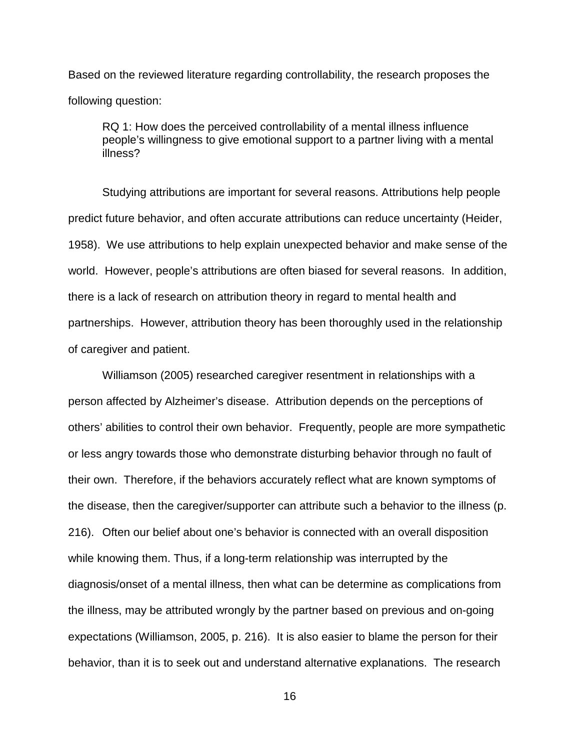Based on the reviewed literature regarding controllability, the research proposes the following question:

> RQ 1: How does the perceived controllability of a mental illness influence people's willingness to give emotional support to a partner living with a mental illness?

Studying attributions are important for several reasons. Attributions help people predict future behavior, and often accurate attributions can reduce uncertainty (Heider, 1958). We use attributions to help explain unexpected behavior and make sense of the world. However, people's attributions are often biased for several reasons. In addition, there is a lack of research on attribution theory in regard to mental health and partnerships. However, attribution theory has been thoroughly used in the relationship of caregiver and patient.

Williamson (2005) researched caregiver resentment in relationships with a person affected by Alzheimer's disease. Attribution depends on the perceptions of others' abilities to control their own behavior. Frequently, people are more sympathetic or less angry towards those who demonstrate disturbing behavior through no fault of their own. Therefore, if the behaviors accurately reflect what are known symptoms of the disease, then the caregiver/supporter can attribute such a behavior to the illness (p. 216). Often our belief about one's behavior is connected with an overall disposition while knowing them. Thus, if a long-term relationship was interrupted by the diagnosis/onset of a mental illness, then what can be determine as complications from the illness, may be attributed wrongly by the partner based on previous and on-going expectations (Williamson, 2005, p. 216). It is also easier to blame the person for their behavior, than it is to seek out and understand alternative explanations. The research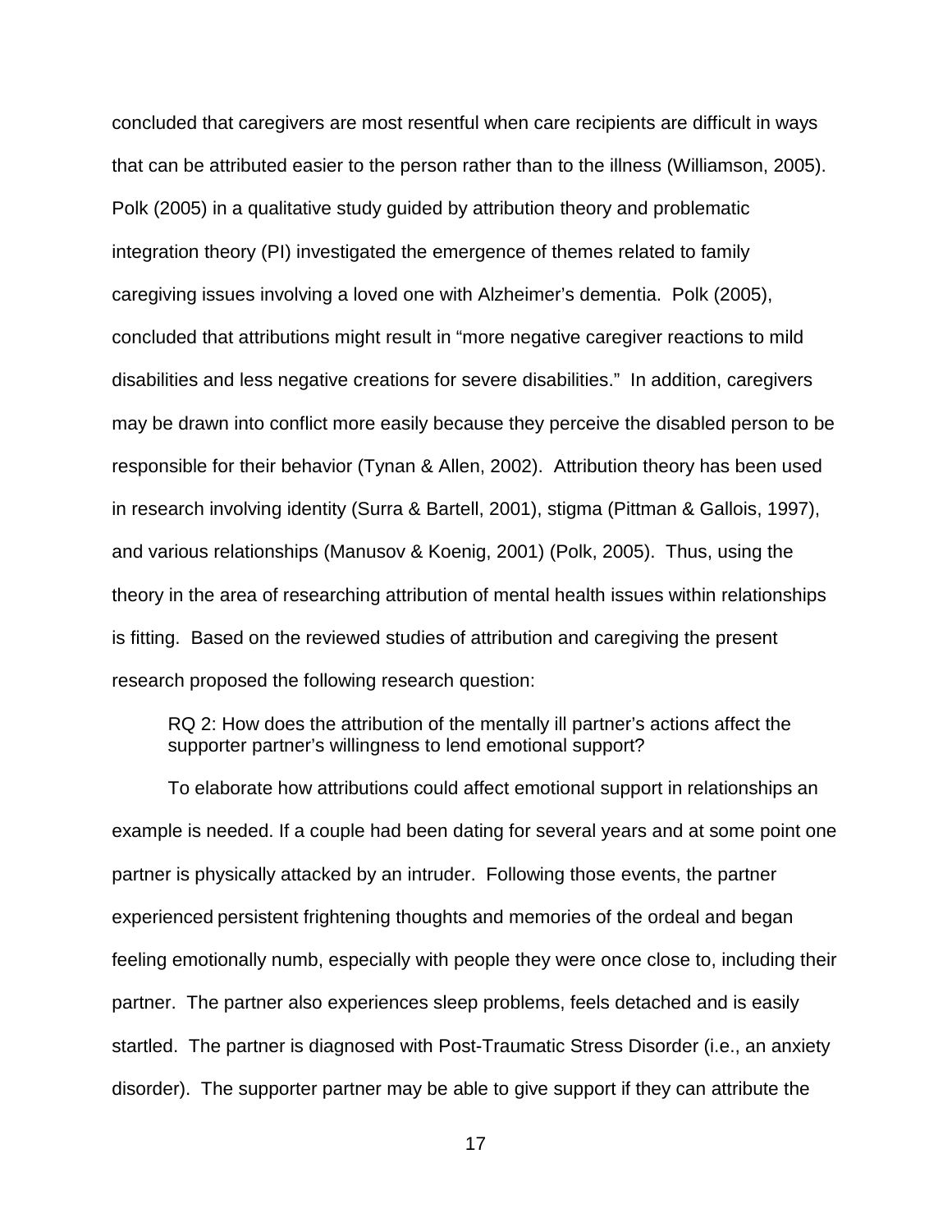concluded that caregivers are most resentful when care recipients are difficult in ways that can be attributed easier to the person rather than to the illness (Williamson, 2005). Polk (2005) in a qualitative study guided by attribution theory and problematic integration theory (PI) investigated the emergence of themes related to family caregiving issues involving a loved one with Alzheimer's dementia. Polk (2005), concluded that attributions might result in "more negative caregiver reactions to mild disabilities and less negative creations for severe disabilities." In addition, caregivers may be drawn into conflict more easily because they perceive the disabled person to be responsible for their behavior (Tynan & Allen, 2002). Attribution theory has been used in research involving identity (Surra & Bartell, 2001), stigma (Pittman & Gallois, 1997), and various relationships (Manusov & Koenig, 2001) (Polk, 2005). Thus, using the theory in the area of researching attribution of mental health issues within relationships is fitting. Based on the reviewed studies of attribution and caregiving the present research proposed the following research question:

> RQ 2: How does the attribution of the mentally ill partner's actions affect the supporter partner's willingness to lend emotional support?

To elaborate how attributions could affect emotional support in relationships an example is needed. If a couple had been dating for several years and at some point one partner is physically attacked by an intruder. Following those events, the partner experienced persistent frightening thoughts and memories of the ordeal and began feeling emotionally numb, especially with people they were once close to, including their partner. The partner also experiences sleep problems, feels detached and is easily startled. The partner is diagnosed with Post-Traumatic Stress Disorder (i.e., an anxiety disorder). The supporter partner may be able to give support if they can attribute the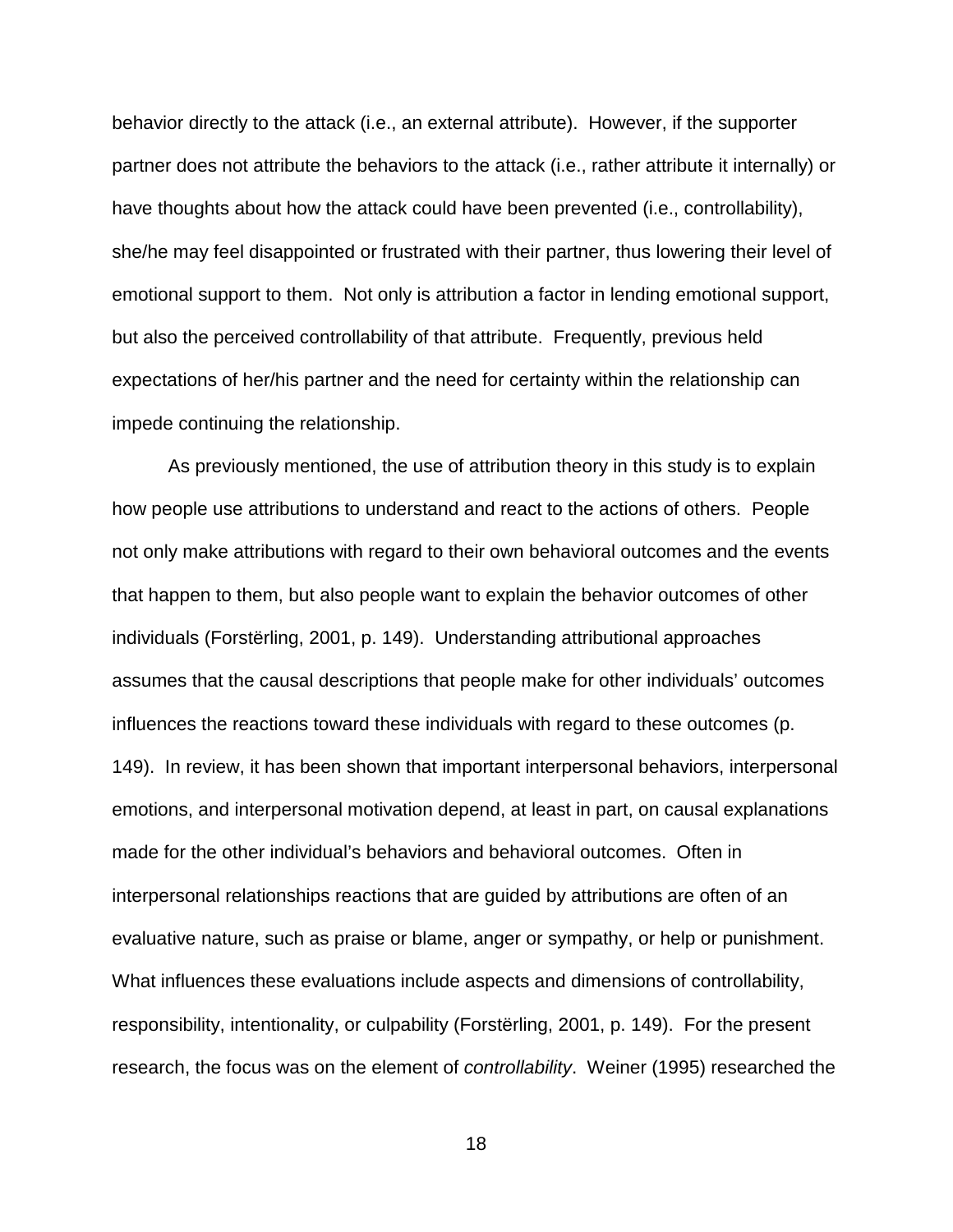behavior directly to the attack (i.e., an external attribute). However, if the supporter partner does not attribute the behaviors to the attack (i.e., rather attribute it internally) or have thoughts about how the attack could have been prevented (i.e., controllability), she/he may feel disappointed or frustrated with their partner, thus lowering their level of emotional support to them. Not only is attribution a factor in lending emotional support, but also the perceived controllability of that attribute. Frequently, previous held expectations of her/his partner and the need for certainty within the relationship can impede continuing the relationship.

As previously mentioned, the use of attribution theory in this study is to explain how people use attributions to understand and react to the actions of others. People not only make attributions with regard to their own behavioral outcomes and the events that happen to them, but also people want to explain the behavior outcomes of other individuals (Forstërling, 2001, p. 149). Understanding attributional approaches assumes that the causal descriptions that people make for other individuals' outcomes influences the reactions toward these individuals with regard to these outcomes (p. 149). In review, it has been shown that important interpersonal behaviors, interpersonal emotions, and interpersonal motivation depend, at least in part, on causal explanations made for the other individual's behaviors and behavioral outcomes. Often in interpersonal relationships reactions that are guided by attributions are often of an evaluative nature, such as praise or blame, anger or sympathy, or help or punishment. What influences these evaluations include aspects and dimensions of controllability, responsibility, intentionality, or culpability (Forstërling, 2001, p. 149). For the present research, the focus was on the element of *controllability*. Weiner (1995) researched the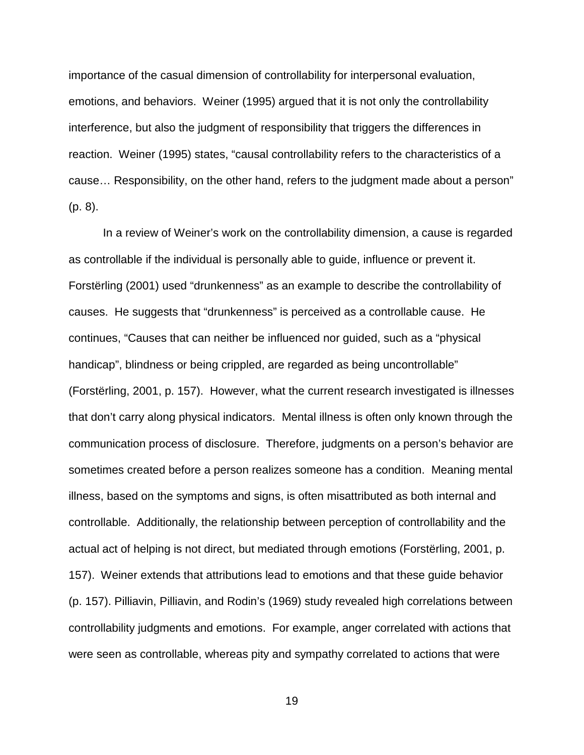importance of the casual dimension of controllability for interpersonal evaluation, emotions, and behaviors. Weiner (1995) argued that it is not only the controllability interference, but also the judgment of responsibility that triggers the differences in reaction. Weiner (1995) states, "causal controllability refers to the characteristics of a cause… Responsibility, on the other hand, refers to the judgment made about a person" (p. 8).

In a review of Weiner's work on the controllability dimension, a cause is regarded as controllable if the individual is personally able to guide, influence or prevent it. Forstërling (2001) used "drunkenness" as an example to describe the controllability of causes. He suggests that "drunkenness" is perceived as a controllable cause. He continues, "Causes that can neither be influenced nor guided, such as a "physical handicap", blindness or being crippled, are regarded as being uncontrollable" (Forstërling, 2001, p. 157). However, what the current research investigated is illnesses that don't carry along physical indicators. Mental illness is often only known through the communication process of disclosure. Therefore, judgments on a person's behavior are sometimes created before a person realizes someone has a condition. Meaning mental illness, based on the symptoms and signs, is often misattributed as both internal and controllable. Additionally, the relationship between perception of controllability and the actual act of helping is not direct, but mediated through emotions (Forstërling, 2001, p. 157). Weiner extends that attributions lead to emotions and that these guide behavior (p. 157). Pilliavin, Pilliavin, and Rodin's (1969) study revealed high correlations between controllability judgments and emotions. For example, anger correlated with actions that were seen as controllable, whereas pity and sympathy correlated to actions that were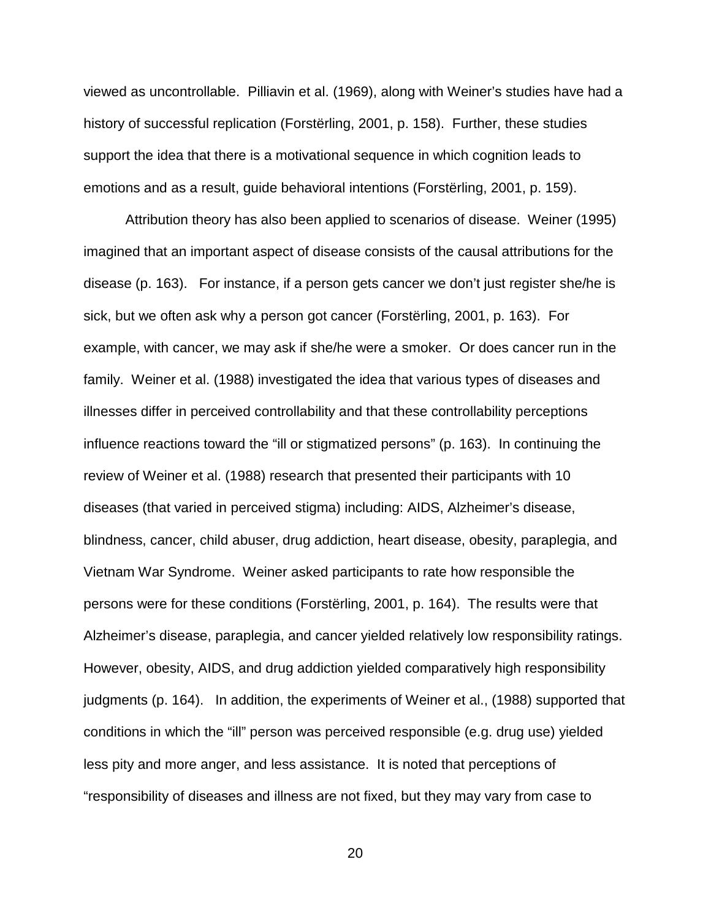viewed as uncontrollable. Pilliavin et al. (1969), along with Weiner's studies have had a history of successful replication (Forstërling, 2001, p. 158). Further, these studies support the idea that there is a motivational sequence in which cognition leads to emotions and as a result, guide behavioral intentions (Forstërling, 2001, p. 159).

Attribution theory has also been applied to scenarios of disease. Weiner (1995) imagined that an important aspect of disease consists of the causal attributions for the disease (p. 163). For instance, if a person gets cancer we don't just register she/he is sick, but we often ask why a person got cancer (Forstërling, 2001, p. 163). For example, with cancer, we may ask if she/he were a smoker. Or does cancer run in the family. Weiner et al. (1988) investigated the idea that various types of diseases and illnesses differ in perceived controllability and that these controllability perceptions influence reactions toward the "ill or stigmatized persons" (p. 163). In continuing the review of Weiner et al. (1988) research that presented their participants with 10 diseases (that varied in perceived stigma) including: AIDS, Alzheimer's disease, blindness, cancer, child abuser, drug addiction, heart disease, obesity, paraplegia, and Vietnam War Syndrome. Weiner asked participants to rate how responsible the persons were for these conditions (Forstërling, 2001, p. 164). The results were that Alzheimer's disease, paraplegia, and cancer yielded relatively low responsibility ratings. However, obesity, AIDS, and drug addiction yielded comparatively high responsibility judgments (p. 164). In addition, the experiments of Weiner et al., (1988) supported that conditions in which the "ill" person was perceived responsible (e.g. drug use) yielded less pity and more anger, and less assistance. It is noted that perceptions of "responsibility of diseases and illness are not fixed, but they may vary from case to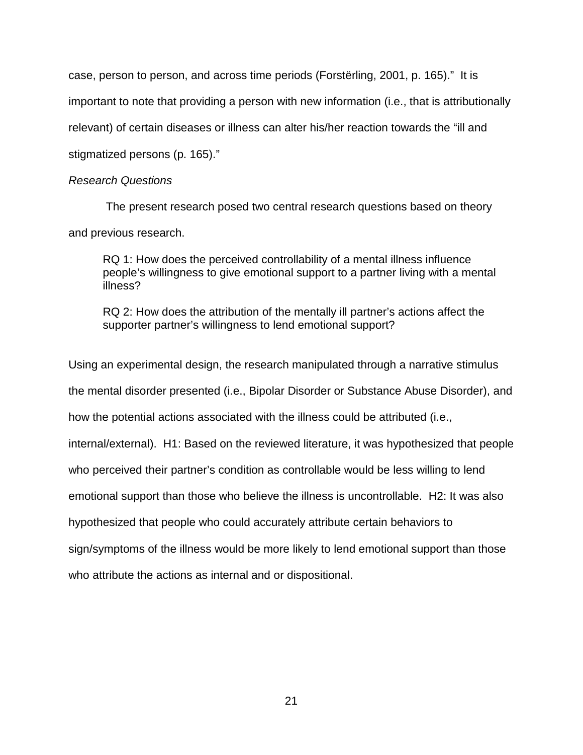case, person to person, and across time periods (Forstërling, 2001, p. 165)." It is important to note that providing a person with new information (i.e., that is attributionally relevant) of certain diseases or illness can alter his/her reaction towards the "ill and stigmatized persons (p. 165)."

*Research Questions*

The present research posed two central research questions based on theory and previous research.

> RQ 1: How does the perceived controllability of a mental illness influence people's willingness to give emotional support to a partner living with a mental illness?
>
> RQ 2: How does the attribution of the mentally ill partner's actions affect the supporter partner's willingness to lend emotional support?

Using an experimental design, the research manipulated through a narrative stimulus the mental disorder presented (i.e., Bipolar Disorder or Substance Abuse Disorder), and how the potential actions associated with the illness could be attributed (i.e., internal/external). H1: Based on the reviewed literature, it was hypothesized that people who perceived their partner's condition as controllable would be less willing to lend emotional support than those who believe the illness is uncontrollable. H2: It was also hypothesized that people who could accurately attribute certain behaviors to sign/symptoms of the illness would be more likely to lend emotional support than those who attribute the actions as internal and or dispositional.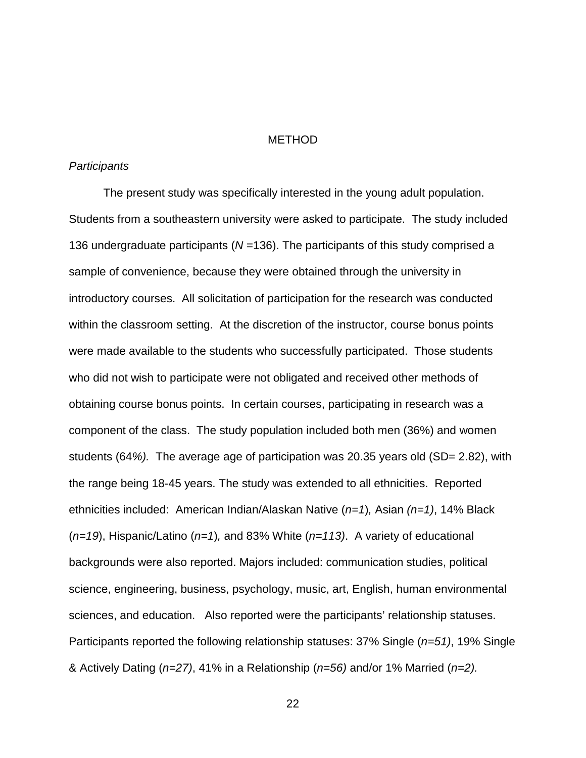# METHOD

*Participants*

The present study was specifically interested in the young adult population. Students from a southeastern university were asked to participate. The study included 136 undergraduate participants (*N* =136). The participants of this study comprised a sample of convenience, because they were obtained through the university in introductory courses. All solicitation of participation for the research was conducted within the classroom setting. At the discretion of the instructor, course bonus points were made available to the students who successfully participated. Those students who did not wish to participate were not obligated and received other methods of obtaining course bonus points. In certain courses, participating in research was a component of the class. The study population included both men (36%) and women students (64*%).* The average age of participation was 20.35 years old (SD= 2.82), with the range being 18-45 years. The study was extended to all ethnicities. Reported ethnicities included: American Indian/Alaskan Native (*n=1*)*,* Asian *(n=1)*, 14% Black (*n=19*), Hispanic/Latino (*n=1*)*,* and 83% White (*n=113)*. A variety of educational backgrounds were also reported. Majors included: communication studies, political science, engineering, business, psychology, music, art, English, human environmental sciences, and education. Also reported were the participants' relationship statuses. Participants reported the following relationship statuses: 37% Single (*n=51)*, 19% Single & Actively Dating (*n=27)*, 41% in a Relationship (*n=56)* and/or 1% Married (*n=2).*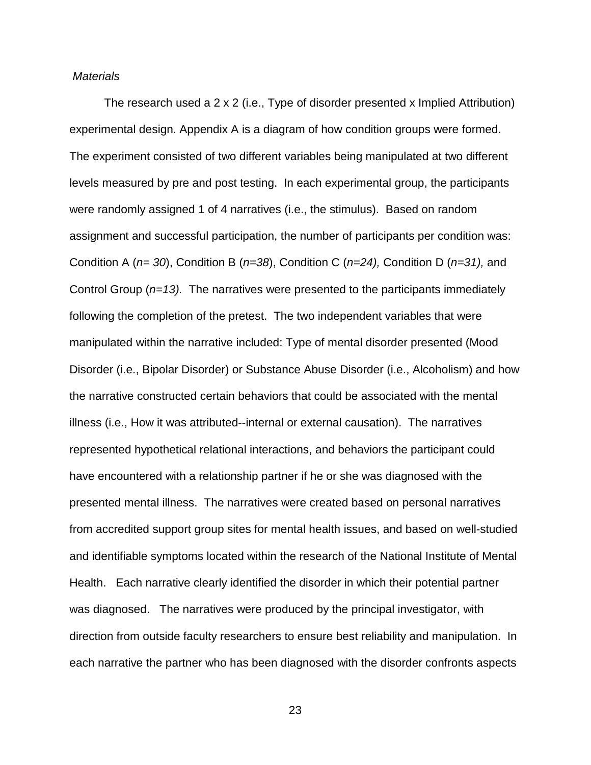*Materials*

The research used a 2 x 2 (i.e., Type of disorder presented x Implied Attribution) experimental design. Appendix A is a diagram of how condition groups were formed. The experiment consisted of two different variables being manipulated at two different levels measured by pre and post testing. In each experimental group, the participants were randomly assigned 1 of 4 narratives (i.e., the stimulus). Based on random assignment and successful participation, the number of participants per condition was: Condition A (*n= 30*), Condition B (*n=38*), Condition C (*n=24),* Condition D (*n=31),* and Control Group (*n=13).* The narratives were presented to the participants immediately following the completion of the pretest. The two independent variables that were manipulated within the narrative included: Type of mental disorder presented (Mood Disorder (i.e., Bipolar Disorder) or Substance Abuse Disorder (i.e., Alcoholism) and how the narrative constructed certain behaviors that could be associated with the mental illness (i.e., How it was attributed--internal or external causation). The narratives represented hypothetical relational interactions, and behaviors the participant could have encountered with a relationship partner if he or she was diagnosed with the presented mental illness. The narratives were created based on personal narratives from accredited support group sites for mental health issues, and based on well-studied and identifiable symptoms located within the research of the National Institute of Mental Health. Each narrative clearly identified the disorder in which their potential partner was diagnosed. The narratives were produced by the principal investigator, with direction from outside faculty researchers to ensure best reliability and manipulation. In each narrative the partner who has been diagnosed with the disorder confronts aspects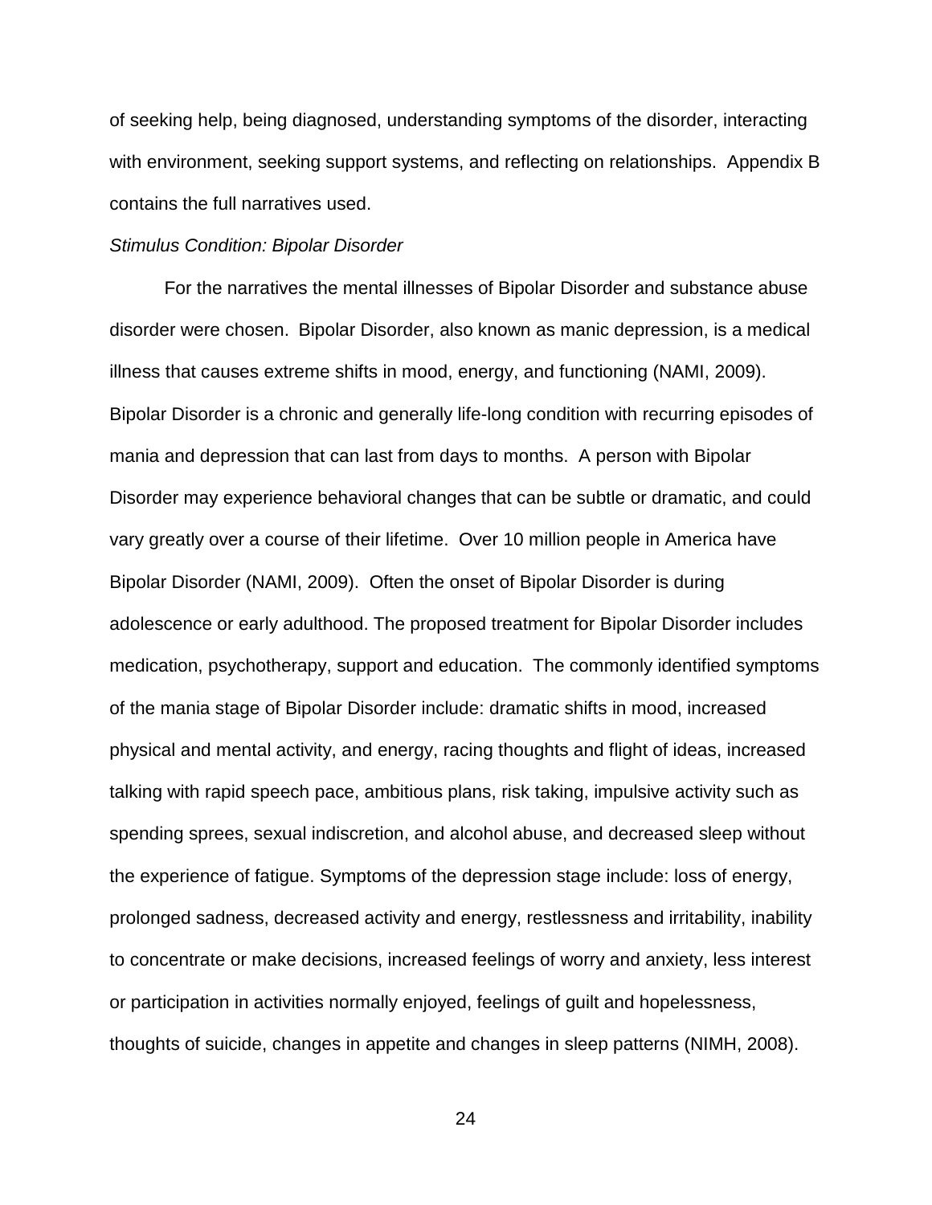of seeking help, being diagnosed, understanding symptoms of the disorder, interacting with environment, seeking support systems, and reflecting on relationships. Appendix B contains the full narratives used.

*Stimulus Condition: Bipolar Disorder*

For the narratives the mental illnesses of Bipolar Disorder and substance abuse disorder were chosen. Bipolar Disorder, also known as manic depression, is a medical illness that causes extreme shifts in mood, energy, and functioning (NAMI, 2009). Bipolar Disorder is a chronic and generally life-long condition with recurring episodes of mania and depression that can last from days to months. A person with Bipolar Disorder may experience behavioral changes that can be subtle or dramatic, and could vary greatly over a course of their lifetime. Over 10 million people in America have Bipolar Disorder (NAMI, 2009). Often the onset of Bipolar Disorder is during adolescence or early adulthood. The proposed treatment for Bipolar Disorder includes medication, psychotherapy, support and education. The commonly identified symptoms of the mania stage of Bipolar Disorder include: dramatic shifts in mood, increased physical and mental activity, and energy, racing thoughts and flight of ideas, increased talking with rapid speech pace, ambitious plans, risk taking, impulsive activity such as spending sprees, sexual indiscretion, and alcohol abuse, and decreased sleep without the experience of fatigue. Symptoms of the depression stage include: loss of energy, prolonged sadness, decreased activity and energy, restlessness and irritability, inability to concentrate or make decisions, increased feelings of worry and anxiety, less interest or participation in activities normally enjoyed, feelings of guilt and hopelessness, thoughts of suicide, changes in appetite and changes in sleep patterns (NIMH, 2008).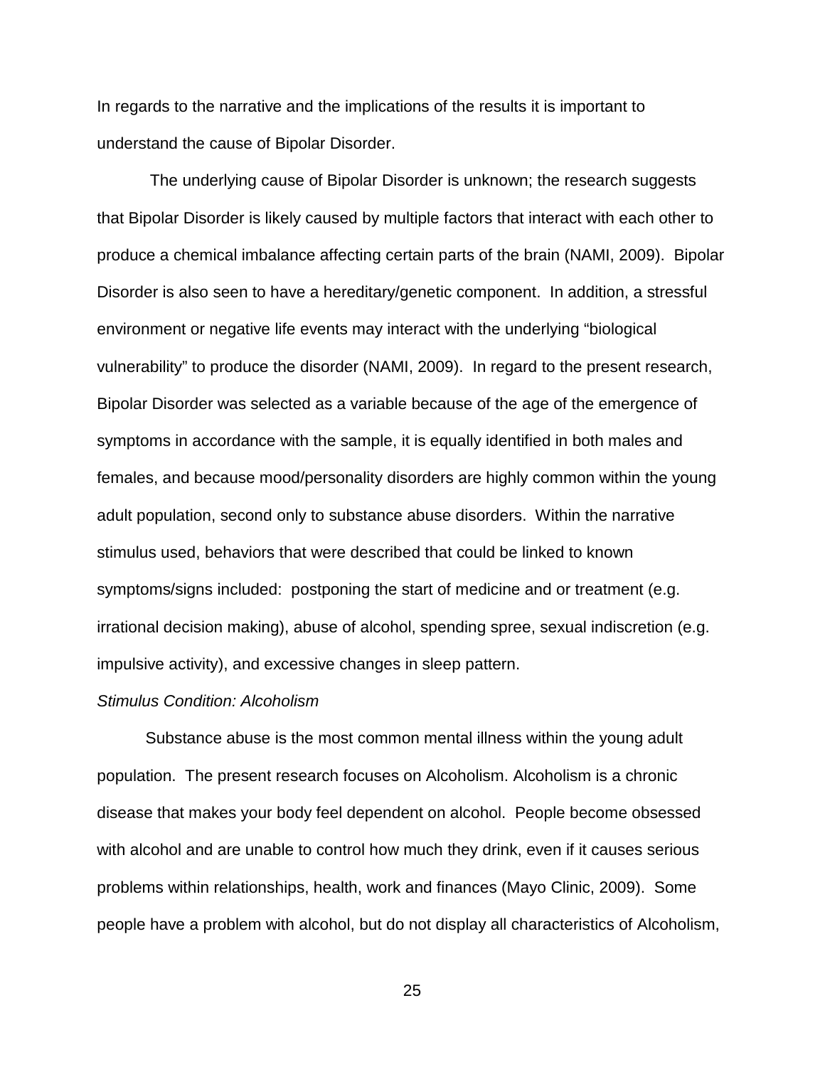In regards to the narrative and the implications of the results it is important to understand the cause of Bipolar Disorder.

The underlying cause of Bipolar Disorder is unknown; the research suggests that Bipolar Disorder is likely caused by multiple factors that interact with each other to produce a chemical imbalance affecting certain parts of the brain (NAMI, 2009). Bipolar Disorder is also seen to have a hereditary/genetic component. In addition, a stressful environment or negative life events may interact with the underlying "biological vulnerability" to produce the disorder (NAMI, 2009). In regard to the present research, Bipolar Disorder was selected as a variable because of the age of the emergence of symptoms in accordance with the sample, it is equally identified in both males and females, and because mood/personality disorders are highly common within the young adult population, second only to substance abuse disorders. Within the narrative stimulus used, behaviors that were described that could be linked to known symptoms/signs included: postponing the start of medicine and or treatment (e.g. irrational decision making), abuse of alcohol, spending spree, sexual indiscretion (e.g. impulsive activity), and excessive changes in sleep pattern.

*Stimulus Condition: Alcoholism*

Substance abuse is the most common mental illness within the young adult population. The present research focuses on Alcoholism. Alcoholism is a chronic disease that makes your body feel dependent on alcohol. People become obsessed with alcohol and are unable to control how much they drink, even if it causes serious problems within relationships, health, work and finances (Mayo Clinic, 2009). Some people have a problem with alcohol, but do not display all characteristics of Alcoholism,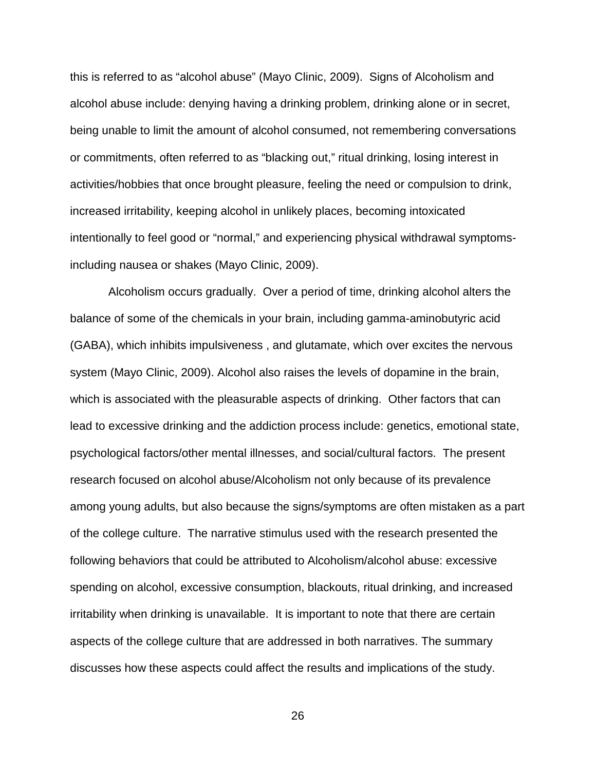this is referred to as “alcohol abuse” (Mayo Clinic, 2009). Signs of Alcoholism and alcohol abuse include: denying having a drinking problem, drinking alone or in secret, being unable to limit the amount of alcohol consumed, not remembering conversations or commitments, often referred to as “blacking out,” ritual drinking, losing interest in activities/hobbies that once brought pleasure, feeling the need or compulsion to drink, increased irritability, keeping alcohol in unlikely places, becoming intoxicated intentionally to feel good or “normal,” and experiencing physical withdrawal symptoms-including nausea or shakes (Mayo Clinic, 2009).

Alcoholism occurs gradually. Over a period of time, drinking alcohol alters the balance of some of the chemicals in your brain, including gamma-aminobutyric acid (GABA), which inhibits impulsiveness , and glutamate, which over excites the nervous system (Mayo Clinic, 2009). Alcohol also raises the levels of dopamine in the brain, which is associated with the pleasurable aspects of drinking. Other factors that can lead to excessive drinking and the addiction process include: genetics, emotional state, psychological factors/other mental illnesses, and social/cultural factors. The present research focused on alcohol abuse/Alcoholism not only because of its prevalence among young adults, but also because the signs/symptoms are often mistaken as a part of the college culture. The narrative stimulus used with the research presented the following behaviors that could be attributed to Alcoholism/alcohol abuse: excessive spending on alcohol, excessive consumption, blackouts, ritual drinking, and increased irritability when drinking is unavailable. It is important to note that there are certain aspects of the college culture that are addressed in both narratives. The summary discusses how these aspects could affect the results and implications of the study.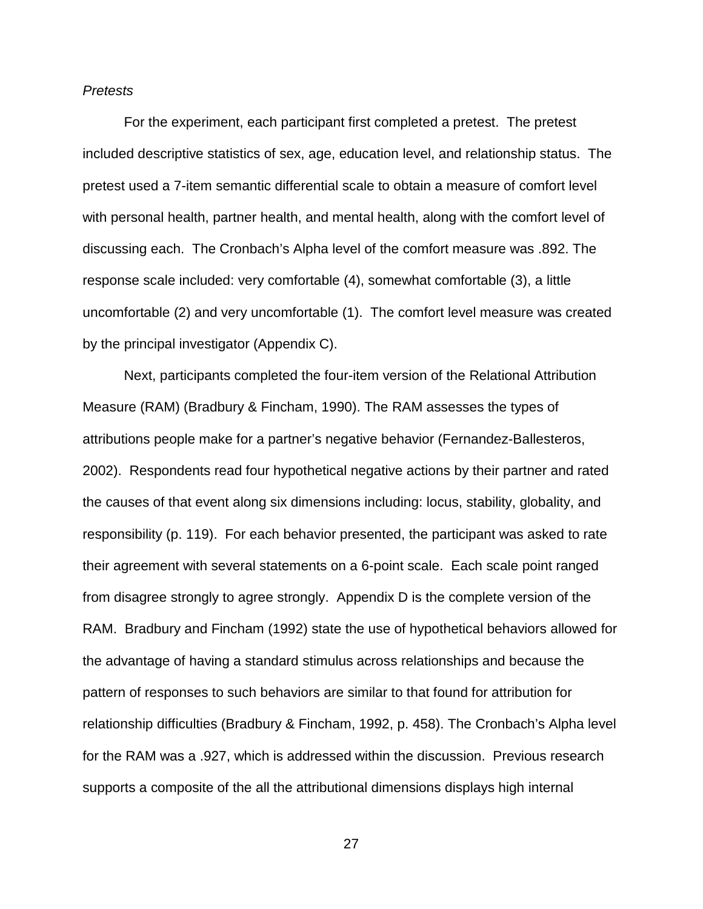*Pretests*

For the experiment, each participant first completed a pretest. The pretest included descriptive statistics of sex, age, education level, and relationship status. The pretest used a 7-item semantic differential scale to obtain a measure of comfort level with personal health, partner health, and mental health, along with the comfort level of discussing each. The Cronbach's Alpha level of the comfort measure was .892. The response scale included: very comfortable (4), somewhat comfortable (3), a little uncomfortable (2) and very uncomfortable (1). The comfort level measure was created by the principal investigator (Appendix C).

Next, participants completed the four-item version of the Relational Attribution Measure (RAM) (Bradbury & Fincham, 1990). The RAM assesses the types of attributions people make for a partner's negative behavior (Fernandez-Ballesteros, 2002). Respondents read four hypothetical negative actions by their partner and rated the causes of that event along six dimensions including: locus, stability, globality, and responsibility (p. 119). For each behavior presented, the participant was asked to rate their agreement with several statements on a 6-point scale. Each scale point ranged from disagree strongly to agree strongly. Appendix D is the complete version of the RAM. Bradbury and Fincham (1992) state the use of hypothetical behaviors allowed for the advantage of having a standard stimulus across relationships and because the pattern of responses to such behaviors are similar to that found for attribution for relationship difficulties (Bradbury & Fincham, 1992, p. 458). The Cronbach's Alpha level for the RAM was a .927, which is addressed within the discussion. Previous research supports a composite of the all the attributional dimensions displays high internal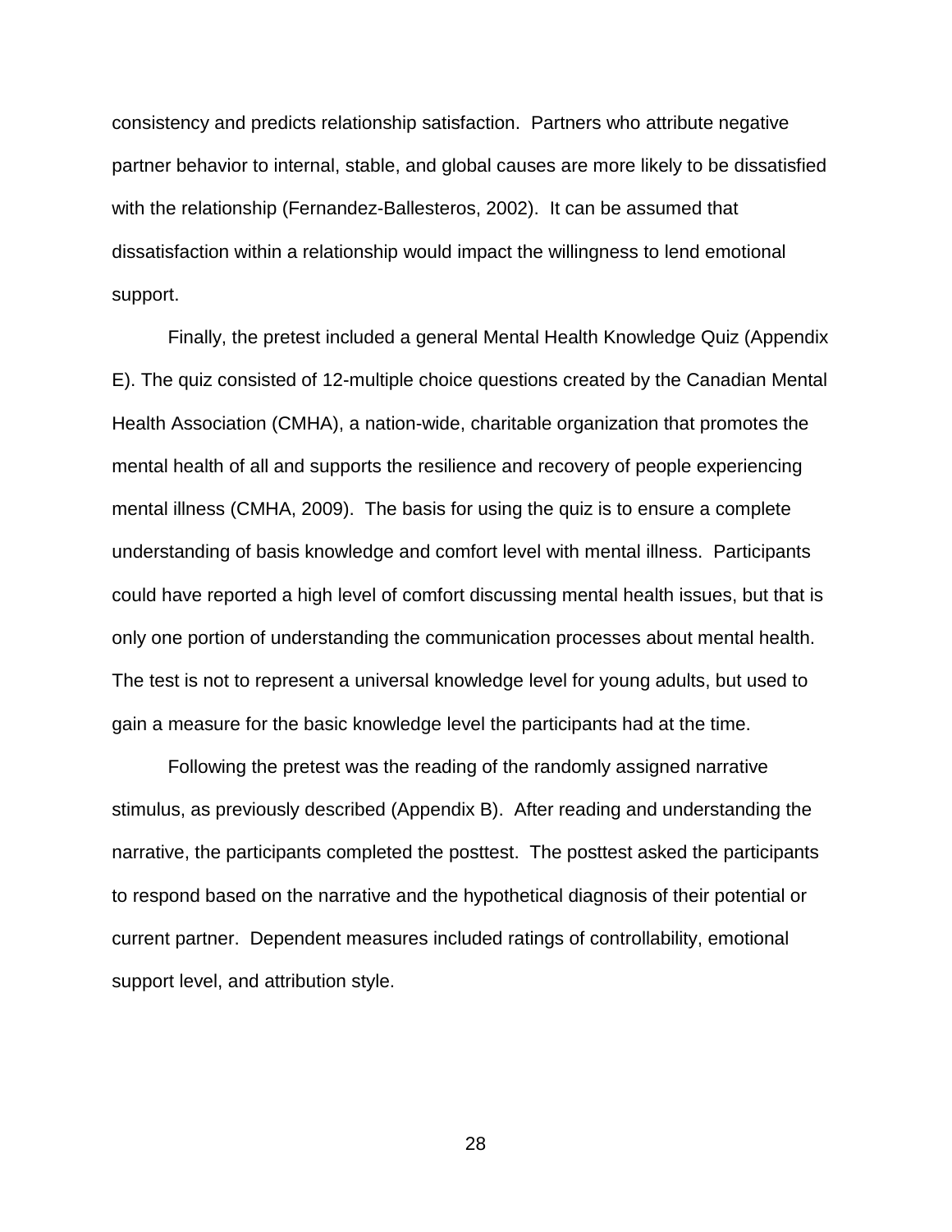consistency and predicts relationship satisfaction. Partners who attribute negative partner behavior to internal, stable, and global causes are more likely to be dissatisfied with the relationship (Fernandez-Ballesteros, 2002). It can be assumed that dissatisfaction within a relationship would impact the willingness to lend emotional support.

Finally, the pretest included a general Mental Health Knowledge Quiz (Appendix E). The quiz consisted of 12-multiple choice questions created by the Canadian Mental Health Association (CMHA), a nation-wide, charitable organization that promotes the mental health of all and supports the resilience and recovery of people experiencing mental illness (CMHA, 2009). The basis for using the quiz is to ensure a complete understanding of basis knowledge and comfort level with mental illness. Participants could have reported a high level of comfort discussing mental health issues, but that is only one portion of understanding the communication processes about mental health. The test is not to represent a universal knowledge level for young adults, but used to gain a measure for the basic knowledge level the participants had at the time.

Following the pretest was the reading of the randomly assigned narrative stimulus, as previously described (Appendix B). After reading and understanding the narrative, the participants completed the posttest. The posttest asked the participants to respond based on the narrative and the hypothetical diagnosis of their potential or current partner. Dependent measures included ratings of controllability, emotional support level, and attribution style.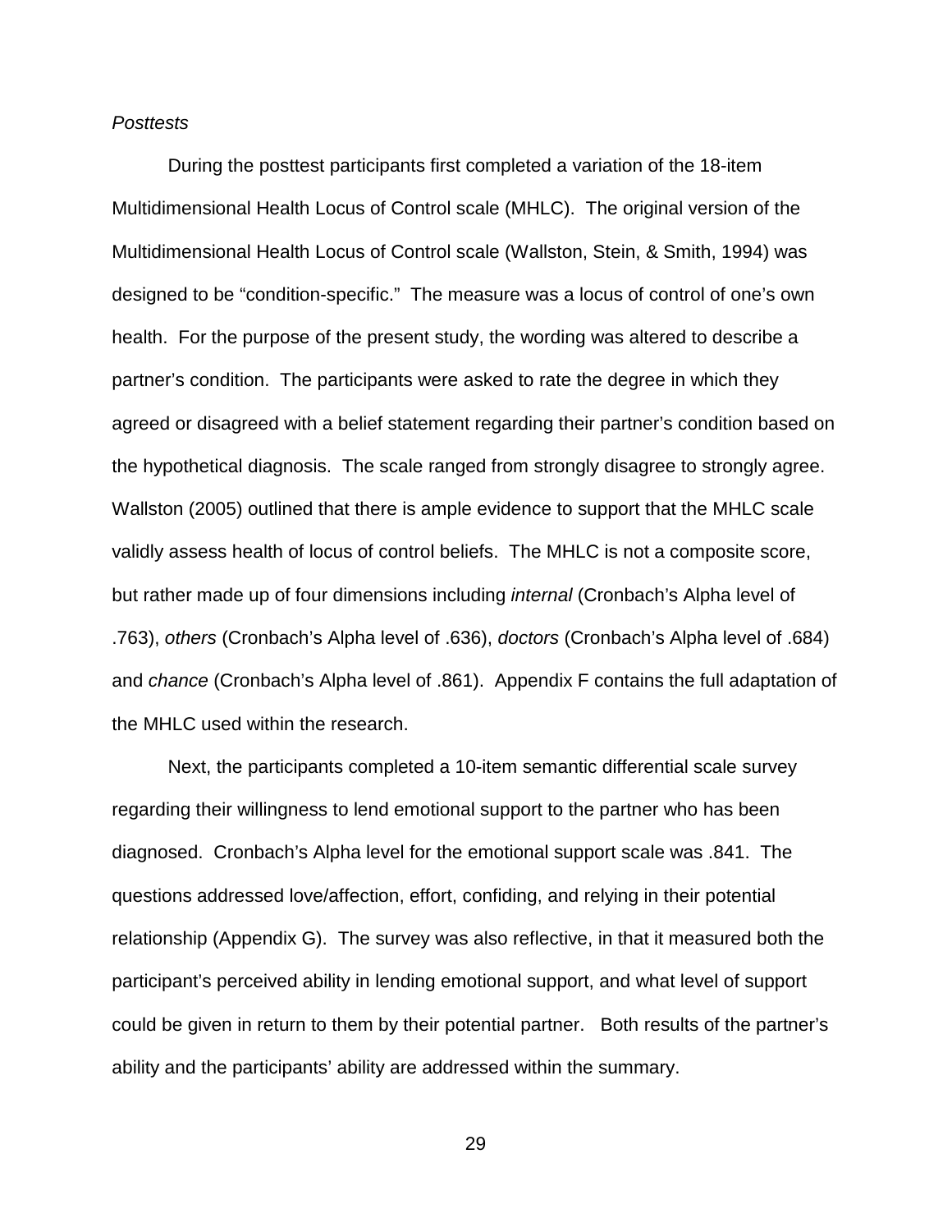*Posttests*

During the posttest participants first completed a variation of the 18-item Multidimensional Health Locus of Control scale (MHLC). The original version of the Multidimensional Health Locus of Control scale (Wallston, Stein, & Smith, 1994) was designed to be "condition-specific." The measure was a locus of control of one's own health. For the purpose of the present study, the wording was altered to describe a partner's condition. The participants were asked to rate the degree in which they agreed or disagreed with a belief statement regarding their partner's condition based on the hypothetical diagnosis. The scale ranged from strongly disagree to strongly agree. Wallston (2005) outlined that there is ample evidence to support that the MHLC scale validly assess health of locus of control beliefs. The MHLC is not a composite score, but rather made up of four dimensions including *internal* (Cronbach's Alpha level of .763), *others* (Cronbach's Alpha level of .636), *doctors* (Cronbach's Alpha level of .684) and *chance* (Cronbach's Alpha level of .861). Appendix F contains the full adaptation of the MHLC used within the research.

Next, the participants completed a 10-item semantic differential scale survey regarding their willingness to lend emotional support to the partner who has been diagnosed. Cronbach's Alpha level for the emotional support scale was .841. The questions addressed love/affection, effort, confiding, and relying in their potential relationship (Appendix G). The survey was also reflective, in that it measured both the participant's perceived ability in lending emotional support, and what level of support could be given in return to them by their potential partner. Both results of the partner's ability and the participants' ability are addressed within the summary.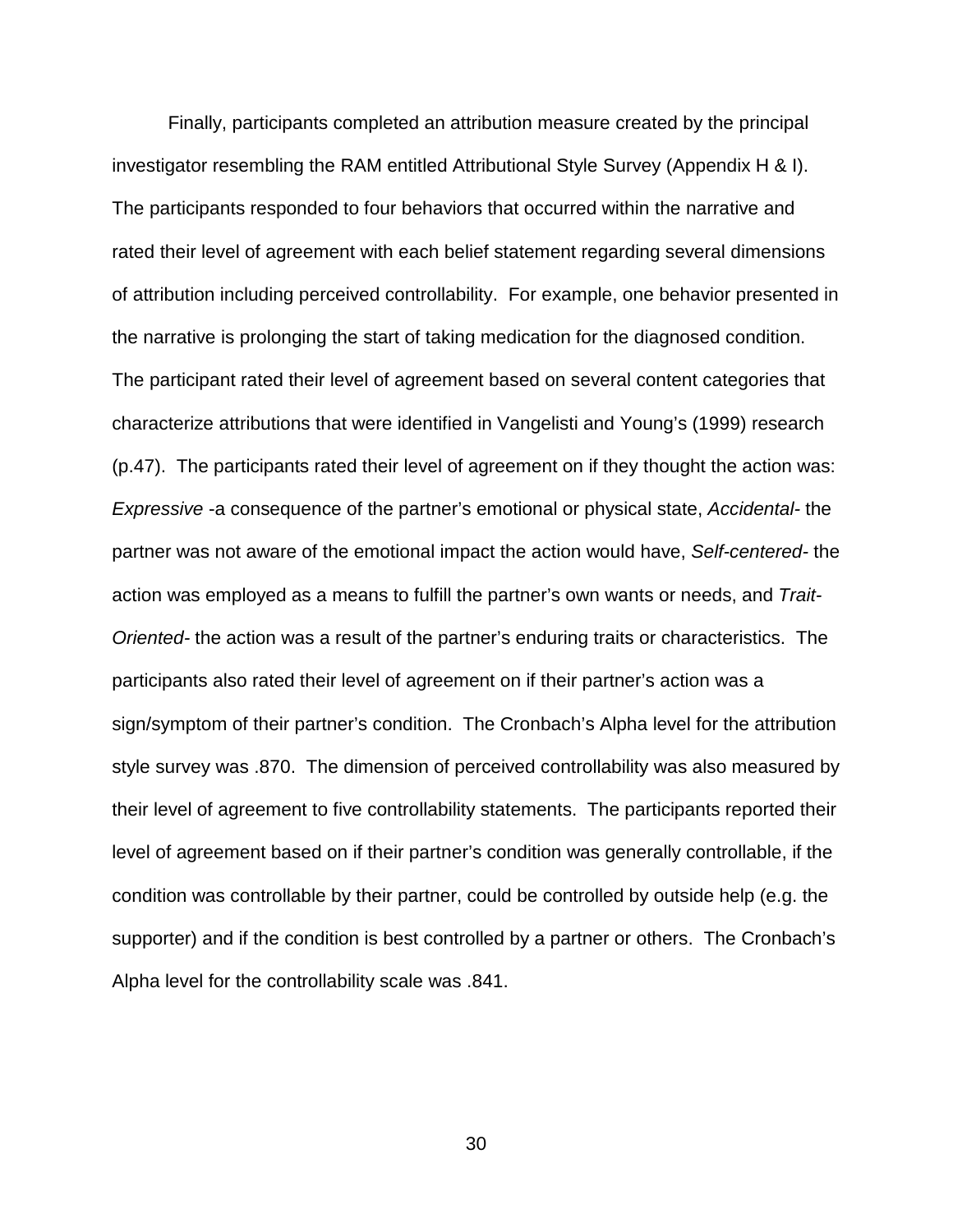Finally, participants completed an attribution measure created by the principal investigator resembling the RAM entitled Attributional Style Survey (Appendix H & I). The participants responded to four behaviors that occurred within the narrative and rated their level of agreement with each belief statement regarding several dimensions of attribution including perceived controllability. For example, one behavior presented in the narrative is prolonging the start of taking medication for the diagnosed condition. The participant rated their level of agreement based on several content categories that characterize attributions that were identified in Vangelisti and Young's (1999) research (p.47). The participants rated their level of agreement on if they thought the action was: *Expressive* -a consequence of the partner's emotional or physical state, *Accidental*- the partner was not aware of the emotional impact the action would have, *Self-centered*- the action was employed as a means to fulfill the partner's own wants or needs, and *Trait-Oriented*- the action was a result of the partner's enduring traits or characteristics. The participants also rated their level of agreement on if their partner's action was a sign/symptom of their partner's condition. The Cronbach's Alpha level for the attribution style survey was .870. The dimension of perceived controllability was also measured by their level of agreement to five controllability statements. The participants reported their level of agreement based on if their partner's condition was generally controllable, if the condition was controllable by their partner, could be controlled by outside help (e.g. the supporter) and if the condition is best controlled by a partner or others. The Cronbach's Alpha level for the controllability scale was .841.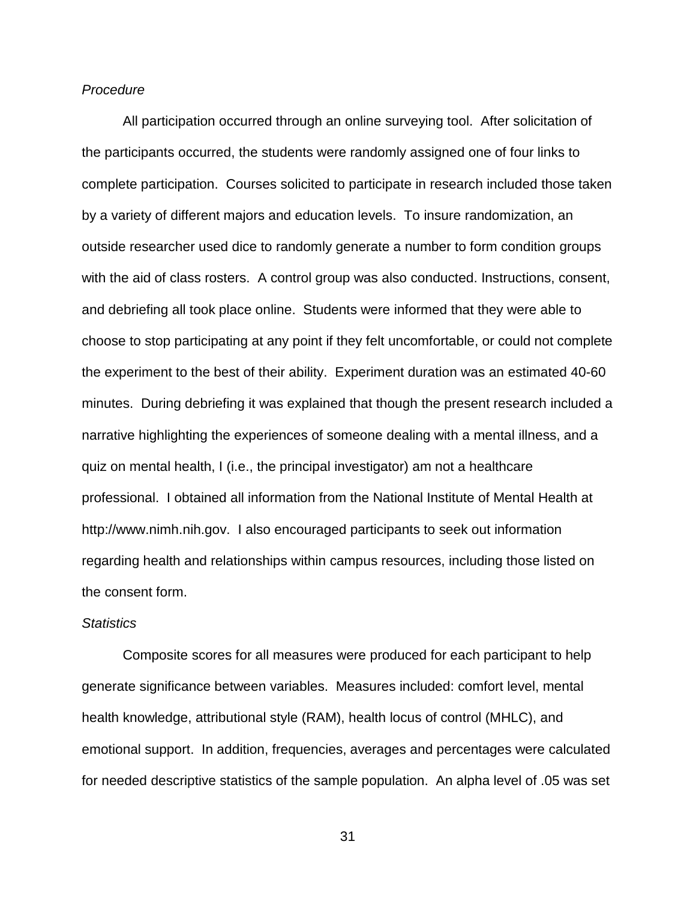*Procedure*

All participation occurred through an online surveying tool. After solicitation of the participants occurred, the students were randomly assigned one of four links to complete participation. Courses solicited to participate in research included those taken by a variety of different majors and education levels. To insure randomization, an outside researcher used dice to randomly generate a number to form condition groups with the aid of class rosters. A control group was also conducted. Instructions, consent, and debriefing all took place online. Students were informed that they were able to choose to stop participating at any point if they felt uncomfortable, or could not complete the experiment to the best of their ability. Experiment duration was an estimated 40-60 minutes. During debriefing it was explained that though the present research included a narrative highlighting the experiences of someone dealing with a mental illness, and a quiz on mental health, I (i.e., the principal investigator) am not a healthcare professional. I obtained all information from the National Institute of Mental Health at http://www.nimh.nih.gov. I also encouraged participants to seek out information regarding health and relationships within campus resources, including those listed on the consent form.

*Statistics*

Composite scores for all measures were produced for each participant to help generate significance between variables. Measures included: comfort level, mental health knowledge, attributional style (RAM), health locus of control (MHLC), and emotional support. In addition, frequencies, averages and percentages were calculated for needed descriptive statistics of the sample population. An alpha level of .05 was set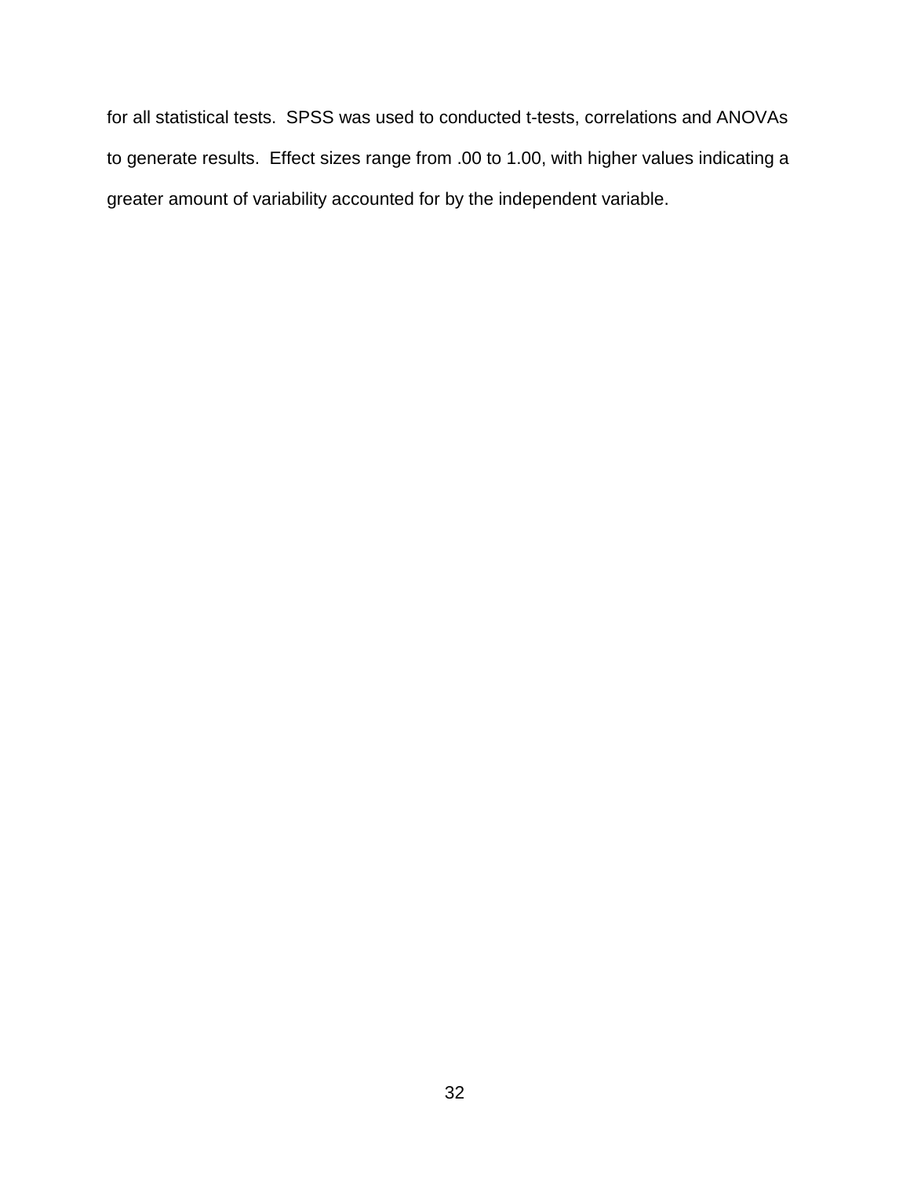for all statistical tests. SPSS was used to conducted t-tests, correlations and ANOVAs to generate results. Effect sizes range from .00 to 1.00, with higher values indicating a greater amount of variability accounted for by the independent variable.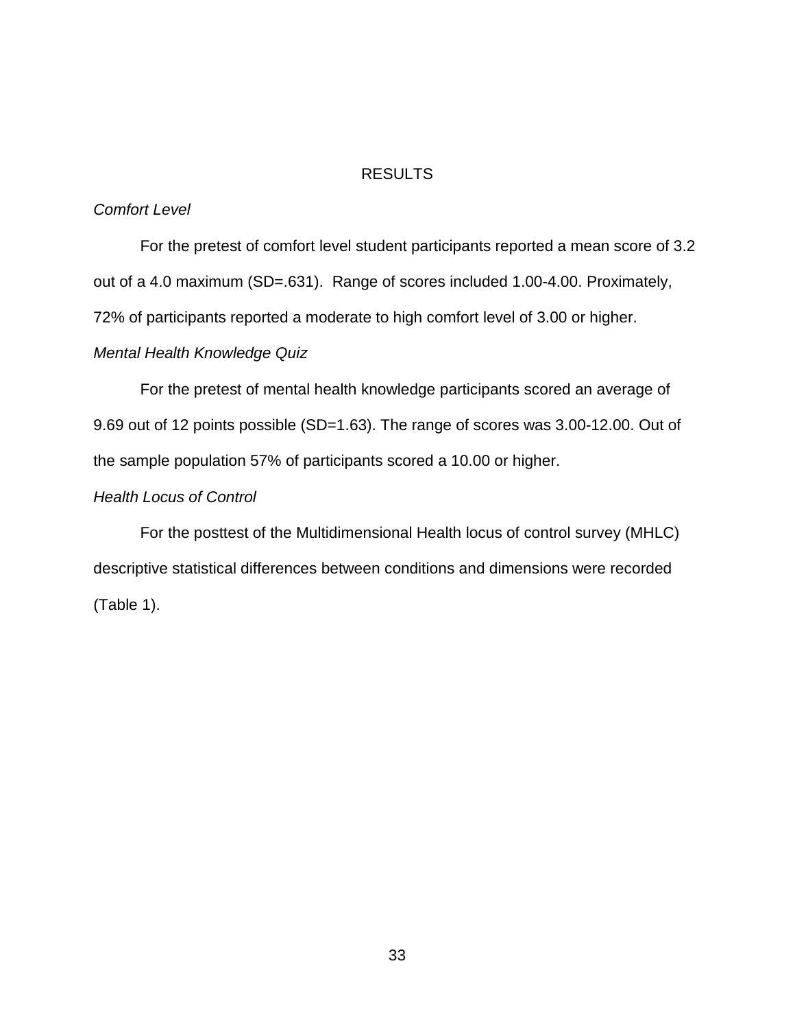# RESULTS

*Comfort Level*

For the pretest of comfort level student participants reported a mean score of 3.2 out of a 4.0 maximum (SD=.631). Range of scores included 1.00-4.00. Proximately, 72% of participants reported a moderate to high comfort level of 3.00 or higher.

*Mental Health Knowledge Quiz*

For the pretest of mental health knowledge participants scored an average of 9.69 out of 12 points possible (SD=1.63). The range of scores was 3.00-12.00. Out of the sample population 57% of participants scored a 10.00 or higher.

*Health Locus of Control*

For the posttest of the Multidimensional Health locus of control survey (MHLC) descriptive statistical differences between conditions and dimensions were recorded (Table 1).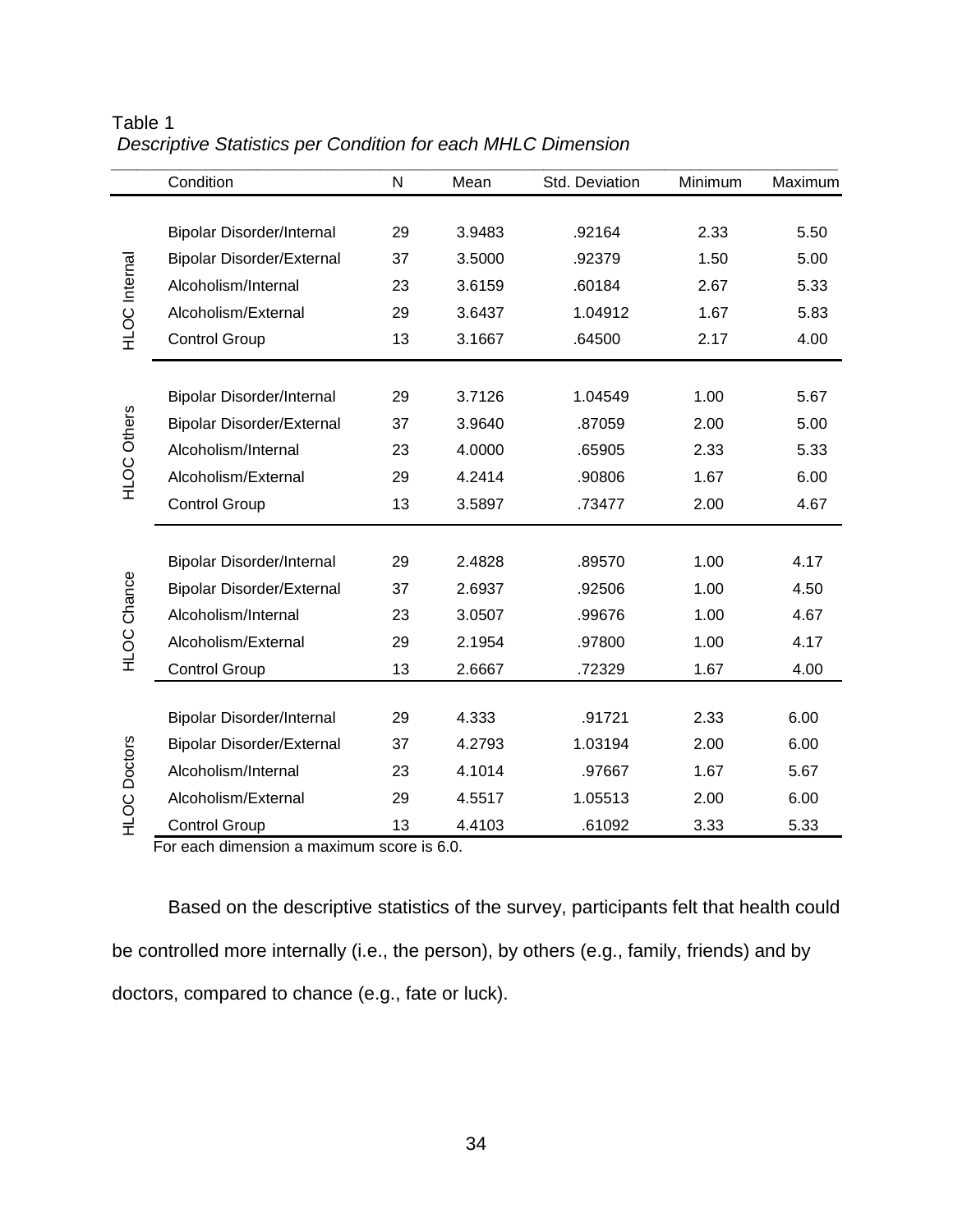Table 1

*Descriptive Statistics per Condition for each MHLC Dimension*

| | Condition | N | Mean | Std. Deviation | Minimum | Maximum |
|---|---|---|---|---|---|---|
| HLOC Internal | Bipolar Disorder/Internal | 29 | 3.9483 | .92164 | 2.33 | 5.50 |
| | Bipolar Disorder/External | 37 | 3.5000 | .92379 | 1.50 | 5.00 |
| | Alcoholism/Internal | 23 | 3.6159 | .60184 | 2.67 | 5.33 |
| | Alcoholism/External | 29 | 3.6437 | 1.04912 | 1.67 | 5.83 |
| | Control Group | 13 | 3.1667 | .64500 | 2.17 | 4.00 |
| HLOC Others | Bipolar Disorder/Internal | 29 | 3.7126 | 1.04549 | 1.00 | 5.67 |
| | Bipolar Disorder/External | 37 | 3.9640 | .87059 | 2.00 | 5.00 |
| | Alcoholism/Internal | 23 | 4.0000 | .65905 | 2.33 | 5.33 |
| | Alcoholism/External | 29 | 4.2414 | .90806 | 1.67 | 6.00 |
| | Control Group | 13 | 3.5897 | .73477 | 2.00 | 4.67 |
| HLOC Chance | Bipolar Disorder/Internal | 29 | 2.4828 | .89570 | 1.00 | 4.17 |
| | Bipolar Disorder/External | 37 | 2.6937 | .92506 | 1.00 | 4.50 |
| | Alcoholism/Internal | 23 | 3.0507 | .99676 | 1.00 | 4.67 |
| | Alcoholism/External | 29 | 2.1954 | .97800 | 1.00 | 4.17 |
| | Control Group | 13 | 2.6667 | .72329 | 1.67 | 4.00 |
| HLOC Doctors | Bipolar Disorder/Internal | 29 | 4.333 | .91721 | 2.33 | 6.00 |
| | Bipolar Disorder/External | 37 | 4.2793 | 1.03194 | 2.00 | 6.00 |
| | Alcoholism/Internal | 23 | 4.1014 | .97667 | 1.67 | 5.67 |
| | Alcoholism/External | 29 | 4.5517 | 1.05513 | 2.00 | 6.00 |
| | Control Group | 13 | 4.4103 | .61092 | 3.33 | 5.33 |

For each dimension a maximum score is 6.0.

Based on the descriptive statistics of the survey, participants felt that health could be controlled more internally (i.e., the person), by others (e.g., family, friends) and by doctors, compared to chance (e.g., fate or luck).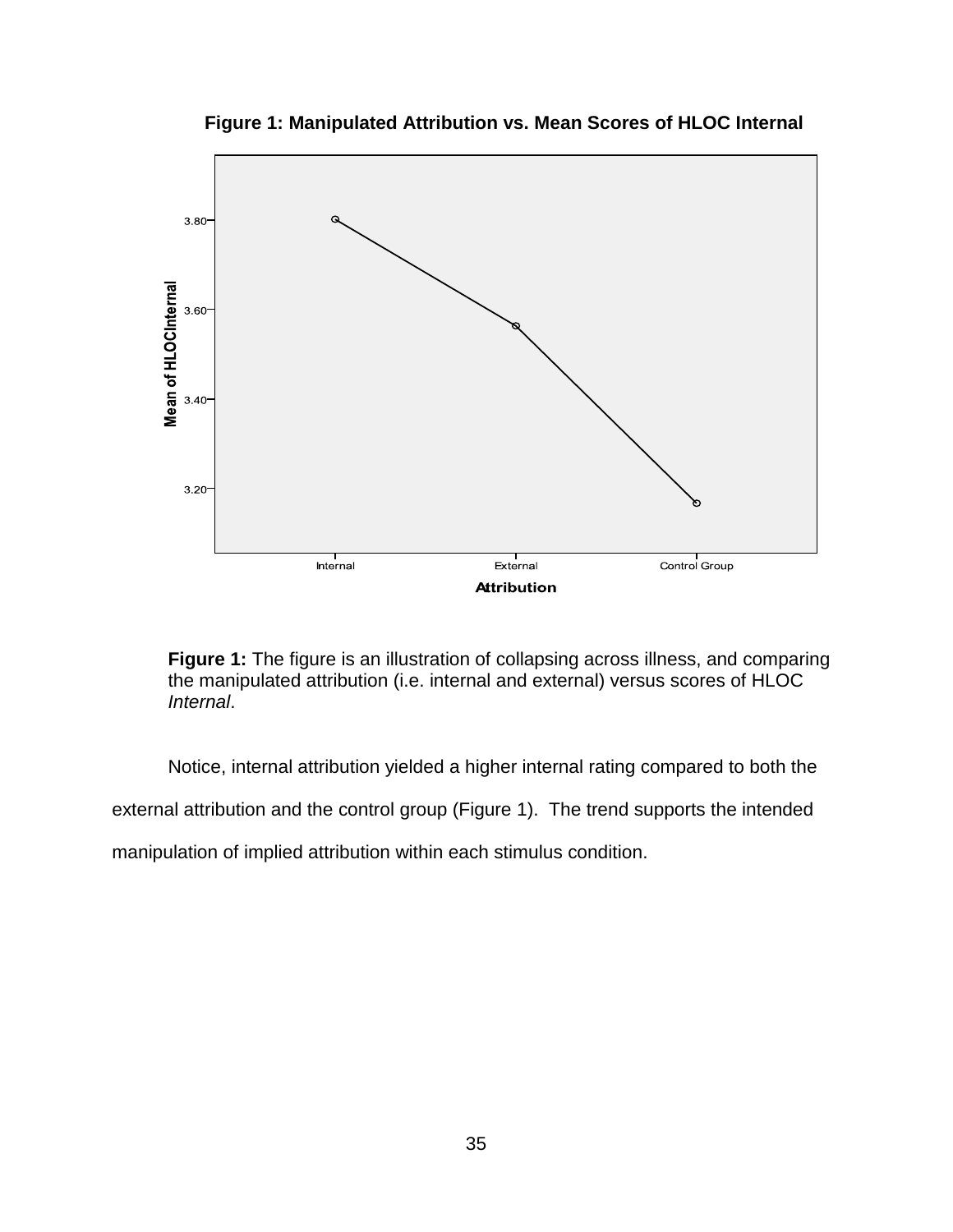**Figure 1: Manipulated Attribution vs. Mean Scores of HLOC Internal**

**Figure 1:** The figure is an illustration of collapsing across illness, and comparing the manipulated attribution (i.e. internal and external) versus scores of HLOC *Internal*.

Notice, internal attribution yielded a higher internal rating compared to both the external attribution and the control group (Figure 1). The trend supports the intended manipulation of implied attribution within each stimulus condition.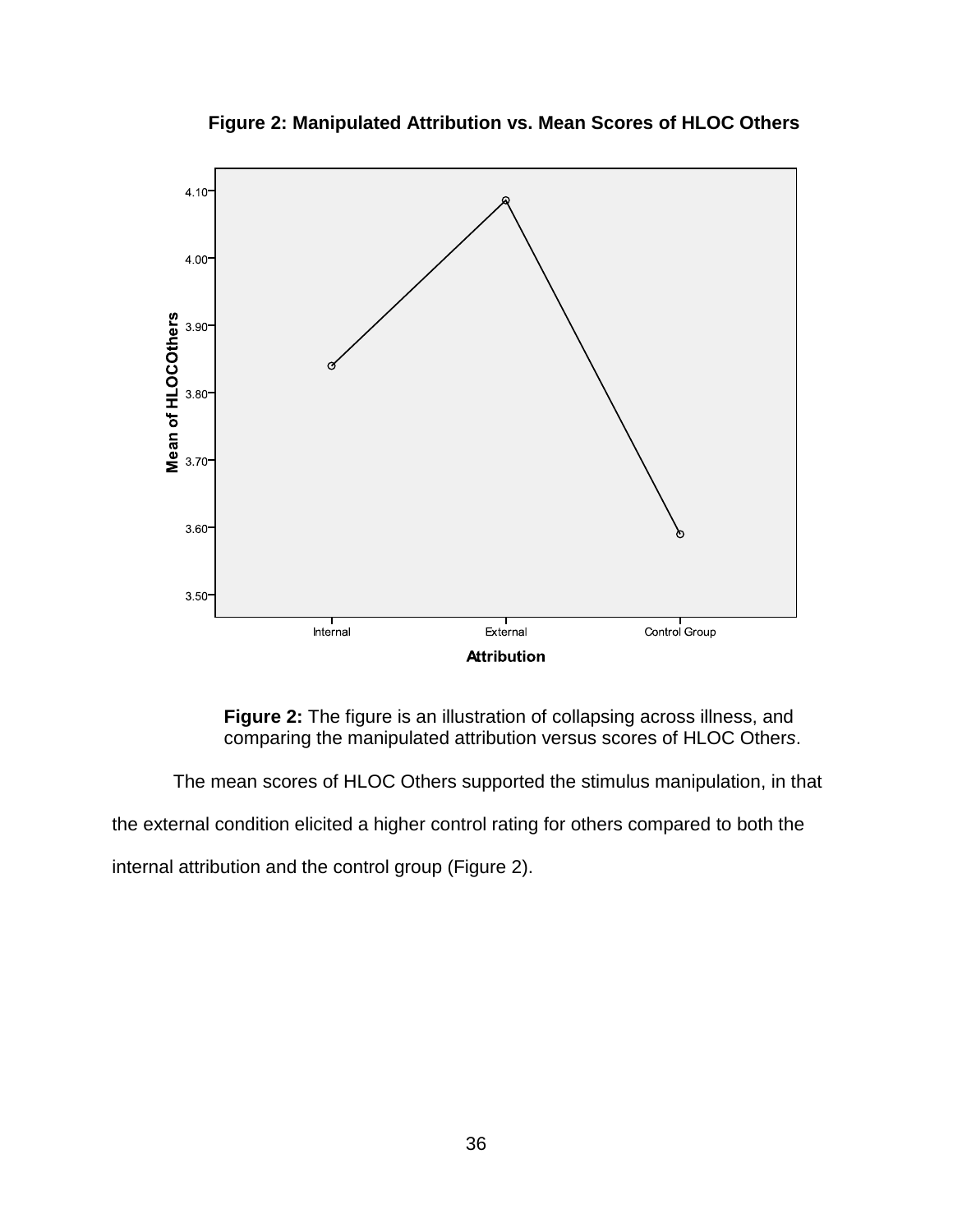**Figure 2: Manipulated Attribution vs. Mean Scores of HLOC Others**

**Figure 2:** The figure is an illustration of collapsing across illness, and comparing the manipulated attribution versus scores of HLOC Others.

The mean scores of HLOC Others supported the stimulus manipulation, in that the external condition elicited a higher control rating for others compared to both the internal attribution and the control group (Figure 2).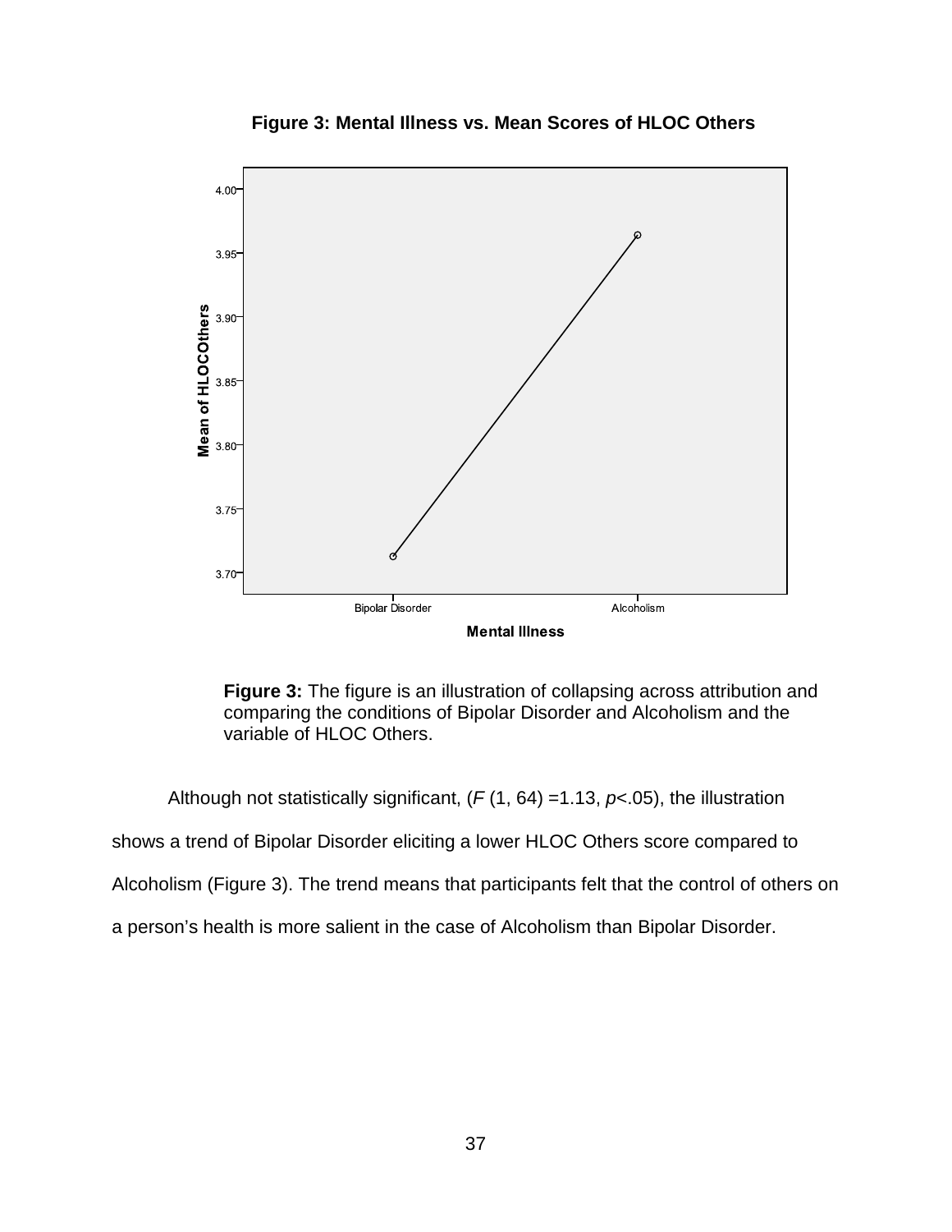**Figure 3: Mental Illness vs. Mean Scores of HLOC Others**

**Figure 3:** The figure is an illustration of collapsing across attribution and comparing the conditions of Bipolar Disorder and Alcoholism and the variable of HLOC Others.

Although not statistically significant, ($F$ (1, 64) =1.13, $p$<.05), the illustration shows a trend of Bipolar Disorder eliciting a lower HLOC Others score compared to Alcoholism (Figure 3). The trend means that participants felt that the control of others on a person's health is more salient in the case of Alcoholism than Bipolar Disorder.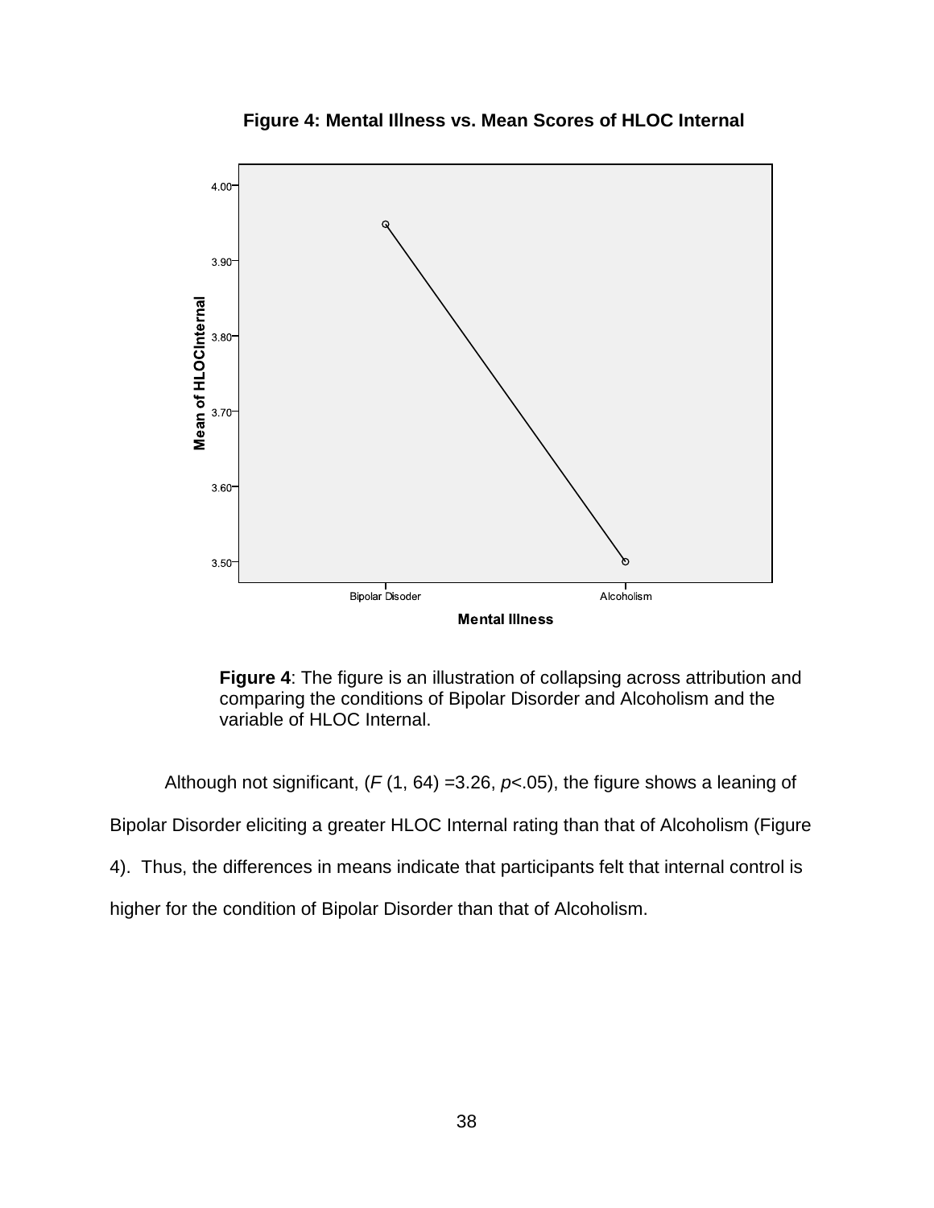**Figure 4: Mental Illness vs. Mean Scores of HLOC Internal**

**Figure 4**: The figure is an illustration of collapsing across attribution and comparing the conditions of Bipolar Disorder and Alcoholism and the variable of HLOC Internal.

Although not significant, ($F$ (1, 64) =3.26, $p$<.05), the figure shows a leaning of Bipolar Disorder eliciting a greater HLOC Internal rating than that of Alcoholism (Figure 4). Thus, the differences in means indicate that participants felt that internal control is higher for the condition of Bipolar Disorder than that of Alcoholism.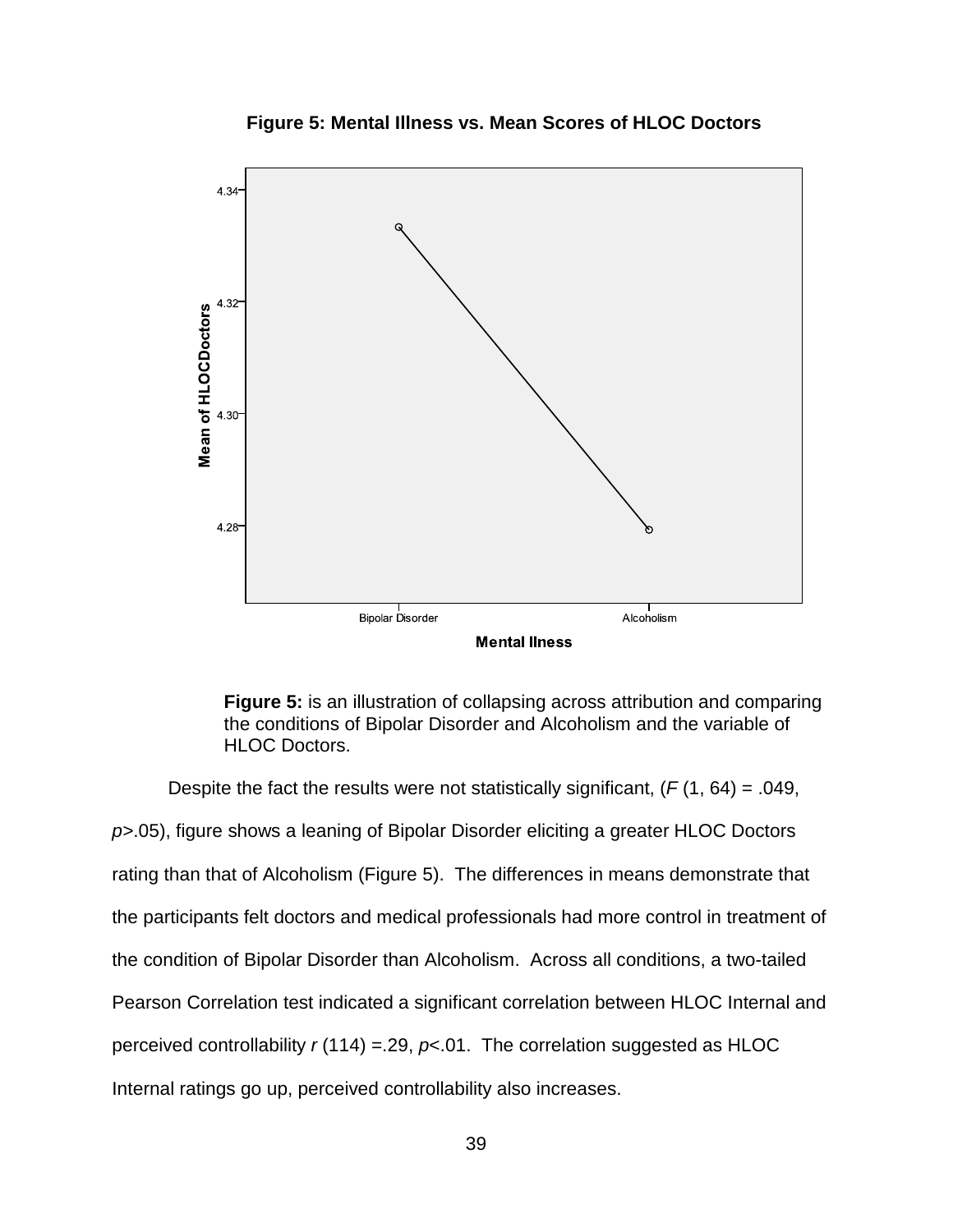**Figure 5: Mental Illness vs. Mean Scores of HLOC Doctors**

**Figure 5:** is an illustration of collapsing across attribution and comparing the conditions of Bipolar Disorder and Alcoholism and the variable of HLOC Doctors.

Despite the fact the results were not statistically significant, ($F$ (1, 64) = .049, $p$>.05), figure shows a leaning of Bipolar Disorder eliciting a greater HLOC Doctors rating than that of Alcoholism (Figure 5). The differences in means demonstrate that the participants felt doctors and medical professionals had more control in treatment of the condition of Bipolar Disorder than Alcoholism. Across all conditions, a two-tailed Pearson Correlation test indicated a significant correlation between HLOC Internal and perceived controllability $r$ (114) =.29, $p$<.01. The correlation suggested as HLOC Internal ratings go up, perceived controllability also increases.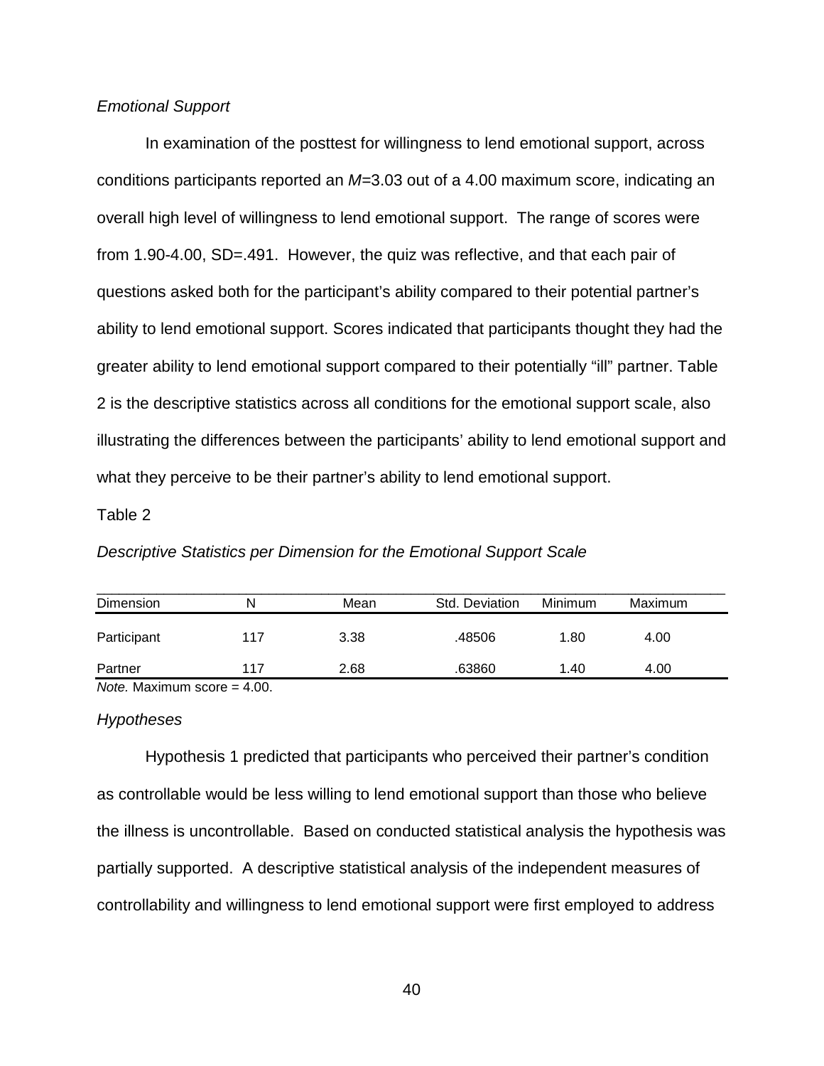*Emotional Support*

In examination of the posttest for willingness to lend emotional support, across conditions participants reported an $M$=3.03 out of a 4.00 maximum score, indicating an overall high level of willingness to lend emotional support. The range of scores were from 1.90-4.00, SD=.491. However, the quiz was reflective, and that each pair of questions asked both for the participant's ability compared to their potential partner's ability to lend emotional support. Scores indicated that participants thought they had the greater ability to lend emotional support compared to their potentially "ill" partner. Table 2 is the descriptive statistics across all conditions for the emotional support scale, also illustrating the differences between the participants' ability to lend emotional support and what they perceive to be their partner's ability to lend emotional support.

Table 2

*Descriptive Statistics per Dimension for the Emotional Support Scale*

| Dimension | N | Mean | Std. Deviation | Minimum | Maximum |
|---|---|---|---|---|---|
| Participant | 117 | 3.38 | .48506 | 1.80 | 4.00 |
| Partner | 117 | 2.68 | .63860 | 1.40 | 4.00 |

*Note.* Maximum score = 4.00.

*Hypotheses*

Hypothesis 1 predicted that participants who perceived their partner's condition as controllable would be less willing to lend emotional support than those who believe the illness is uncontrollable. Based on conducted statistical analysis the hypothesis was partially supported. A descriptive statistical analysis of the independent measures of controllability and willingness to lend emotional support were first employed to address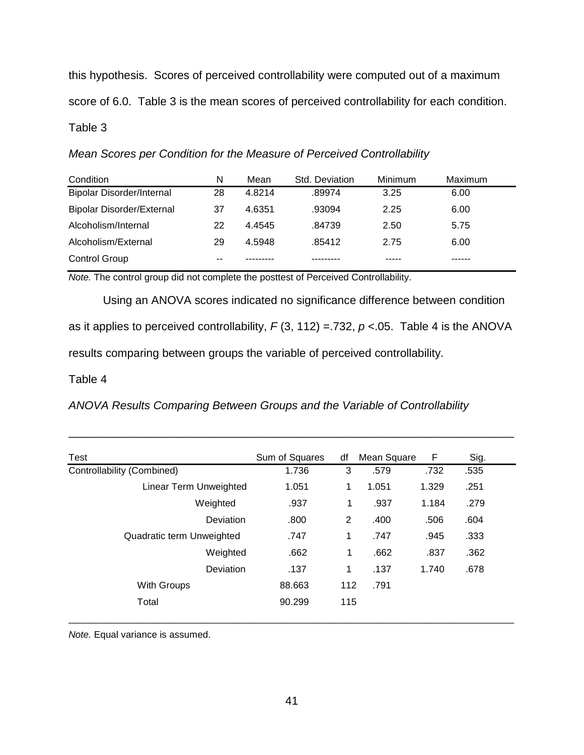this hypothesis. Scores of perceived controllability were computed out of a maximum score of 6.0. Table 3 is the mean scores of perceived controllability for each condition.

Table 3

*Mean Scores per Condition for the Measure of Perceived Controllability*

| Condition | N | Mean | Std. Deviation | Minimum | Maximum |
|---|---|---|---|---|---|
| Bipolar Disorder/Internal | 28 | 4.8214 | .89974 | 3.25 | 6.00 |
| Bipolar Disorder/External | 37 | 4.6351 | .93094 | 2.25 | 6.00 |
| Alcoholism/Internal | 22 | 4.4545 | .84739 | 2.50 | 5.75 |
| Alcoholism/External | 29 | 4.5948 | .85412 | 2.75 | 6.00 |
| Control Group | -- | --------- | --------- | ----- | ------ |

*Note.* The control group did not complete the posttest of Perceived Controllability.

Using an ANOVA scores indicated no significance difference between condition as it applies to perceived controllability, $F$ (3, 112) =.732, $p$ <.05. Table 4 is the ANOVA results comparing between groups the variable of perceived controllability.

Table 4

*ANOVA Results Comparing Between Groups and the Variable of Controllability*

| Test | Sum of Squares | df | Mean Square | F | Sig. |
|---|---|---|---|---|---|
| Controllability (Combined) | 1.736 | 3 | .579 | .732 | .535 |
| Linear Term Unweighted | 1.051 | 1 | 1.051 | 1.329 | .251 |
| Weighted | .937 | 1 | .937 | 1.184 | .279 |
| Deviation | .800 | 2 | .400 | .506 | .604 |
| Quadratic term Unweighted | .747 | 1 | .747 | .945 | .333 |
| Weighted | .662 | 1 | .662 | .837 | .362 |
| Deviation | .137 | 1 | .137 | 1.740 | .678 |
| With Groups | 88.663 | 112 | .791 | | |
| Total | 90.299 | 115 | | | |

*Note.* Equal variance is assumed.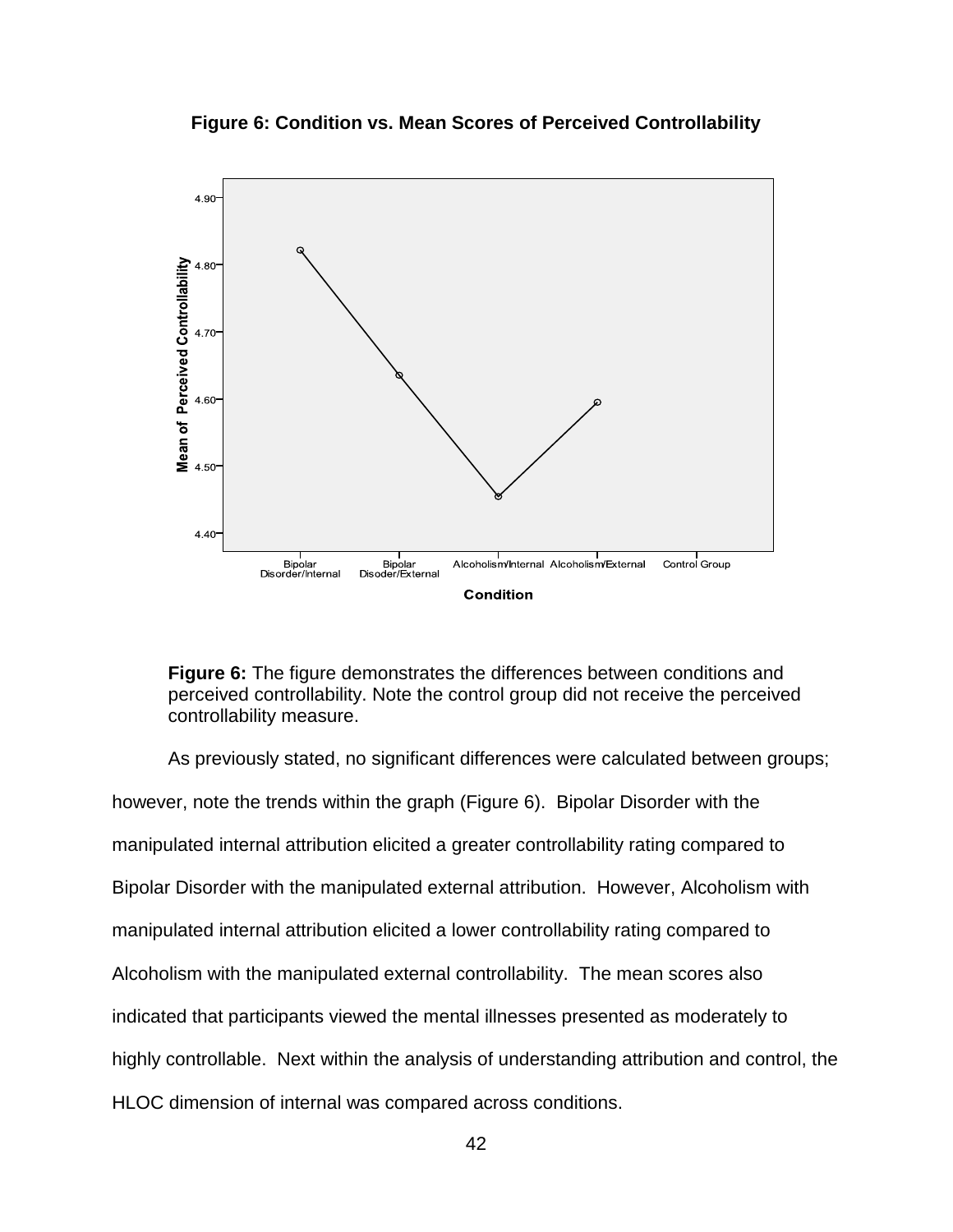**Figure 6: Condition vs. Mean Scores of Perceived Controllability**

**Figure 6:** The figure demonstrates the differences between conditions and perceived controllability. Note the control group did not receive the perceived controllability measure.

As previously stated, no significant differences were calculated between groups; however, note the trends within the graph (Figure 6). Bipolar Disorder with the manipulated internal attribution elicited a greater controllability rating compared to Bipolar Disorder with the manipulated external attribution. However, Alcoholism with manipulated internal attribution elicited a lower controllability rating compared to Alcoholism with the manipulated external controllability. The mean scores also indicated that participants viewed the mental illnesses presented as moderately to highly controllable. Next within the analysis of understanding attribution and control, the HLOC dimension of internal was compared across conditions.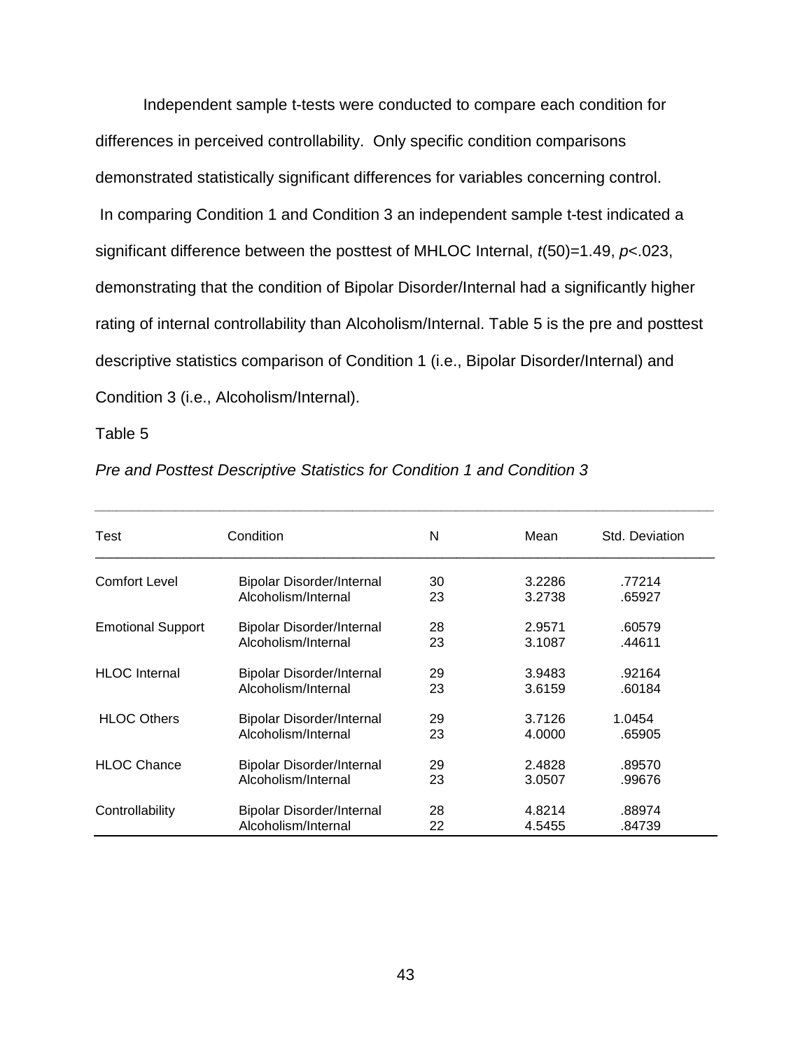Independent sample t-tests were conducted to compare each condition for differences in perceived controllability. Only specific condition comparisons demonstrated statistically significant differences for variables concerning control. In comparing Condition 1 and Condition 3 an independent sample t-test indicated a significant difference between the posttest of MHLOC Internal, $t(50)=1.49$, $p<.023$, demonstrating that the condition of Bipolar Disorder/Internal had a significantly higher rating of internal controllability than Alcoholism/Internal. Table 5 is the pre and posttest descriptive statistics comparison of Condition 1 (i.e., Bipolar Disorder/Internal) and Condition 3 (i.e., Alcoholism/Internal).

Table 5

*Pre and Posttest Descriptive Statistics for Condition 1 and Condition 3*

| Test | Condition | N | Mean | Std. Deviation |
|---|---|---|---|---|
| Comfort Level | Bipolar Disorder/Internal | 30 | 3.2286 | .77214 |
| | Alcoholism/Internal | 23 | 3.2738 | .65927 |
| Emotional Support | Bipolar Disorder/Internal | 28 | 2.9571 | .60579 |
| | Alcoholism/Internal | 23 | 3.1087 | .44611 |
| HLOC Internal | Bipolar Disorder/Internal | 29 | 3.9483 | .92164 |
| | Alcoholism/Internal | 23 | 3.6159 | .60184 |
| HLOC Others | Bipolar Disorder/Internal | 29 | 3.7126 | 1.0454 |
| | Alcoholism/Internal | 23 | 4.0000 | .65905 |
| HLOC Chance | Bipolar Disorder/Internal | 29 | 2.4828 | .89570 |
| | Alcoholism/Internal | 23 | 3.0507 | .99676 |
| Controllability | Bipolar Disorder/Internal | 28 | 4.8214 | .88974 |
| | Alcoholism/Internal | 22 | 4.5455 | .84739 |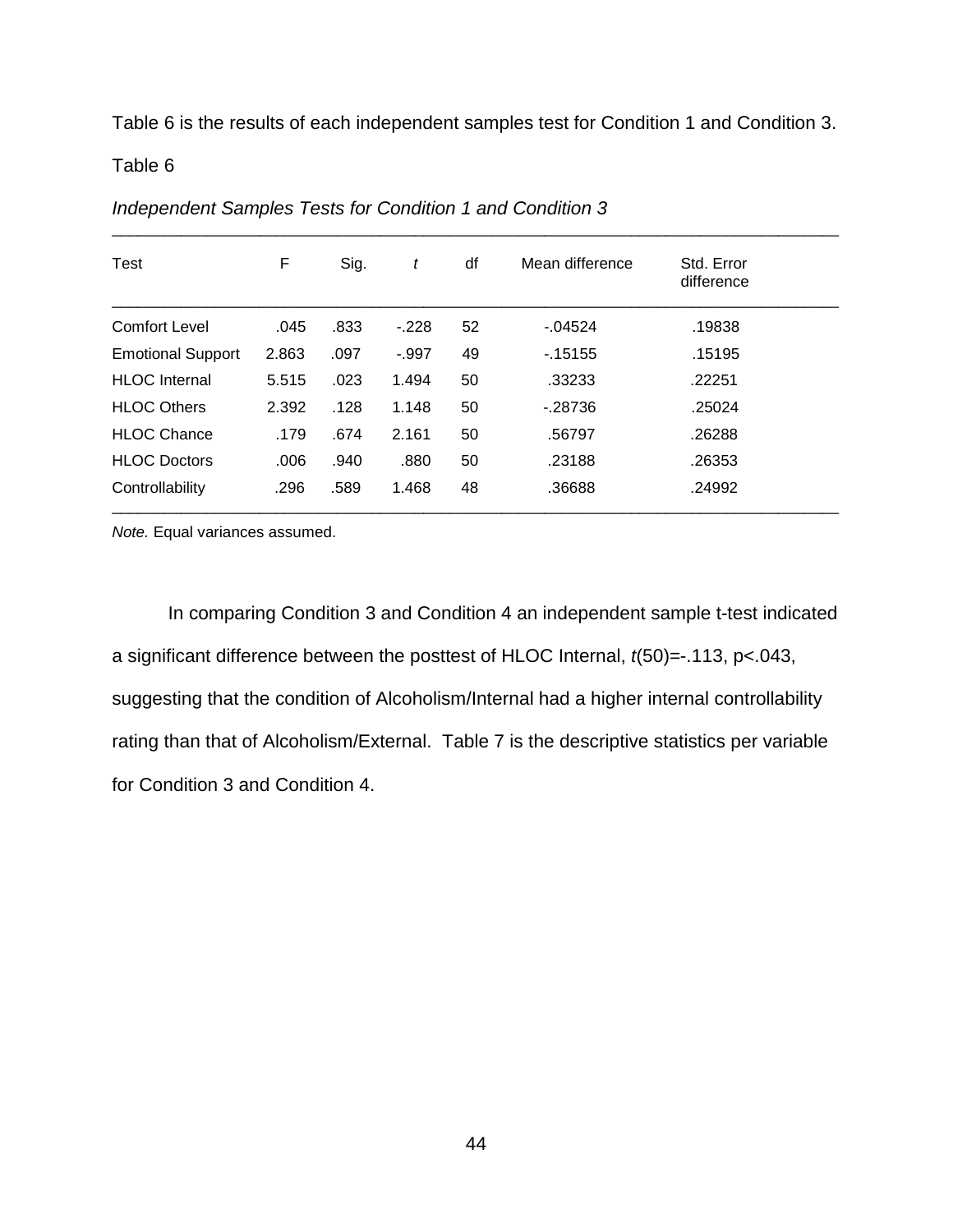Table 6 is the results of each independent samples test for Condition 1 and Condition 3.

Table 6

*Independent Samples Tests for Condition 1 and Condition 3*

| Test | F | Sig. | *t* | df | Mean difference | Std. Error difference |
|---|---|---|---|---|---|---|
| Comfort Level | .045 | .833 | -.228 | 52 | -.04524 | .19838 |
| Emotional Support | 2.863 | .097 | -.997 | 49 | -.15155 | .15195 |
| HLOC Internal | 5.515 | .023 | 1.494 | 50 | .33233 | .22251 |
| HLOC Others | 2.392 | .128 | 1.148 | 50 | -.28736 | .25024 |
| HLOC Chance | .179 | .674 | 2.161 | 50 | .56797 | .26288 |
| HLOC Doctors | .006 | .940 | .880 | 50 | .23188 | .26353 |
| Controllability | .296 | .589 | 1.468 | 48 | .36688 | .24992 |

*Note.* Equal variances assumed.

In comparing Condition 3 and Condition 4 an independent sample t-test indicated a significant difference between the posttest of HLOC Internal, $t(50)=-.113$, $p<.043$, suggesting that the condition of Alcoholism/Internal had a higher internal controllability rating than that of Alcoholism/External. Table 7 is the descriptive statistics per variable for Condition 3 and Condition 4.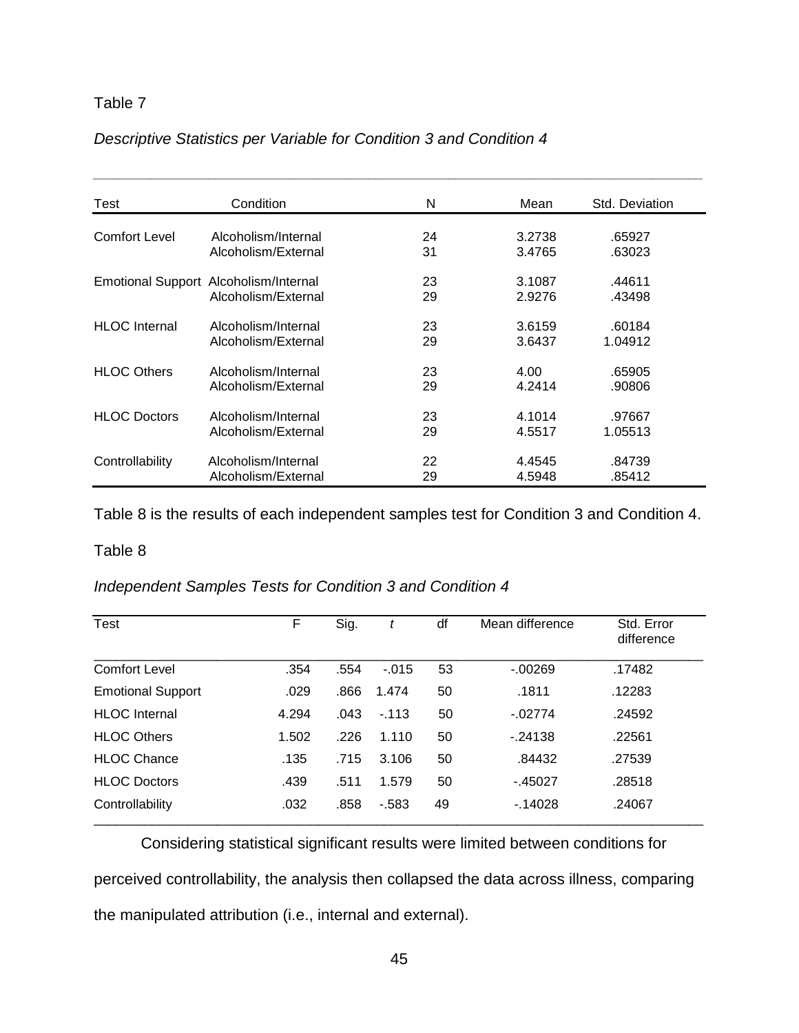Table 7

*Descriptive Statistics per Variable for Condition 3 and Condition 4*

| Test | Condition | N | Mean | Std. Deviation |
|---|---|---|---|---|
| Comfort Level | Alcoholism/Internal | 24 | 3.2738 | .65927 |
| | Alcoholism/External | 31 | 3.4765 | .63023 |
| Emotional Support | Alcoholism/Internal | 23 | 3.1087 | .44611 |
| | Alcoholism/External | 29 | 2.9276 | .43498 |
| HLOC Internal | Alcoholism/Internal | 23 | 3.6159 | .60184 |
| | Alcoholism/External | 29 | 3.6437 | 1.04912 |
| HLOC Others | Alcoholism/Internal | 23 | 4.00 | .65905 |
| | Alcoholism/External | 29 | 4.2414 | .90806 |
| HLOC Doctors | Alcoholism/Internal | 23 | 4.1014 | .97667 |
| | Alcoholism/External | 29 | 4.5517 | 1.05513 |
| Controllability | Alcoholism/Internal | 22 | 4.4545 | .84739 |
| | Alcoholism/External | 29 | 4.5948 | .85412 |

Table 8 is the results of each independent samples test for Condition 3 and Condition 4.

Table 8

*Independent Samples Tests for Condition 3 and Condition 4*

| Test | F | Sig. | *t* | df | Mean difference | Std. Error difference |
|---|---|---|---|---|---|---|
| Comfort Level | .354 | .554 | -.015 | 53 | -.00269 | .17482 |
| Emotional Support | .029 | .866 | 1.474 | 50 | .1811 | .12283 |
| HLOC Internal | 4.294 | .043 | -.113 | 50 | -.02774 | .24592 |
| HLOC Others | 1.502 | .226 | 1.110 | 50 | -.24138 | .22561 |
| HLOC Chance | .135 | .715 | 3.106 | 50 | .84432 | .27539 |
| HLOC Doctors | .439 | .511 | 1.579 | 50 | -.45027 | .28518 |
| Controllability | .032 | .858 | -.583 | 49 | -.14028 | .24067 |

Considering statistical significant results were limited between conditions for perceived controllability, the analysis then collapsed the data across illness, comparing the manipulated attribution (i.e., internal and external).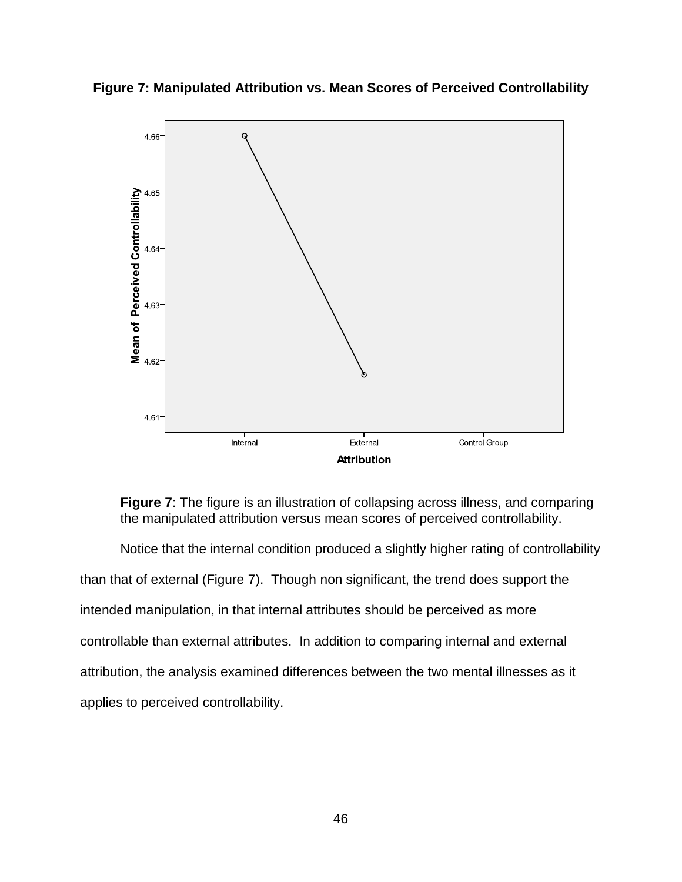**Figure 7: Manipulated Attribution vs. Mean Scores of Perceived Controllability**

**Figure 7**: The figure is an illustration of collapsing across illness, and comparing the manipulated attribution versus mean scores of perceived controllability.

Notice that the internal condition produced a slightly higher rating of controllability than that of external (Figure 7). Though non significant, the trend does support the intended manipulation, in that internal attributes should be perceived as more controllable than external attributes. In addition to comparing internal and external attribution, the analysis examined differences between the two mental illnesses as it applies to perceived controllability.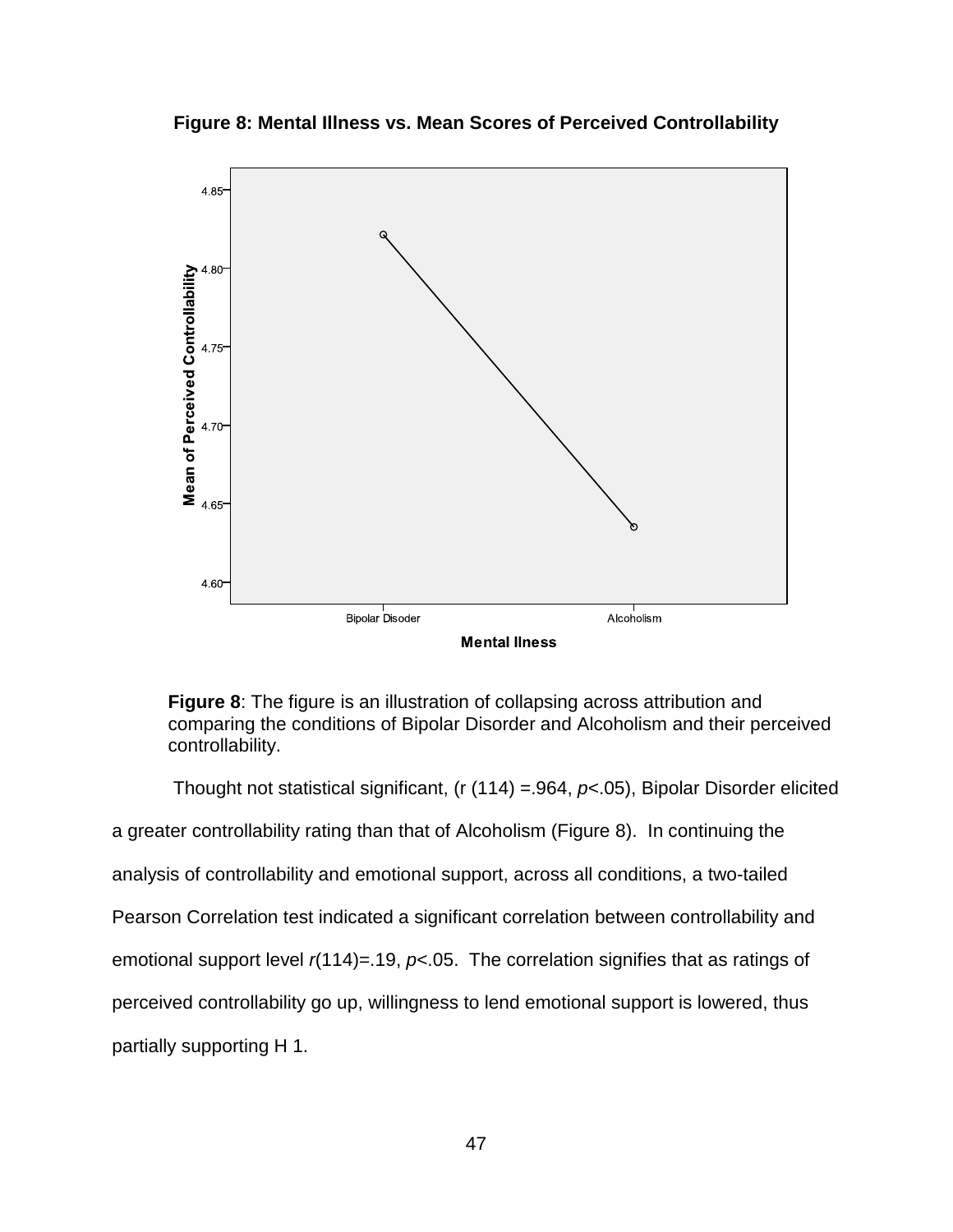**Figure 8: Mental Illness vs. Mean Scores of Perceived Controllability**

**Figure 8**: The figure is an illustration of collapsing across attribution and comparing the conditions of Bipolar Disorder and Alcoholism and their perceived controllability.

Thought not statistical significant, (r (114) =.964, *p*<.05), Bipolar Disorder elicited a greater controllability rating than that of Alcoholism (Figure 8). In continuing the analysis of controllability and emotional support, across all conditions, a two-tailed Pearson Correlation test indicated a significant correlation between controllability and emotional support level *r*(114)=.19, *p*<.05. The correlation signifies that as ratings of perceived controllability go up, willingness to lend emotional support is lowered, thus partially supporting H 1.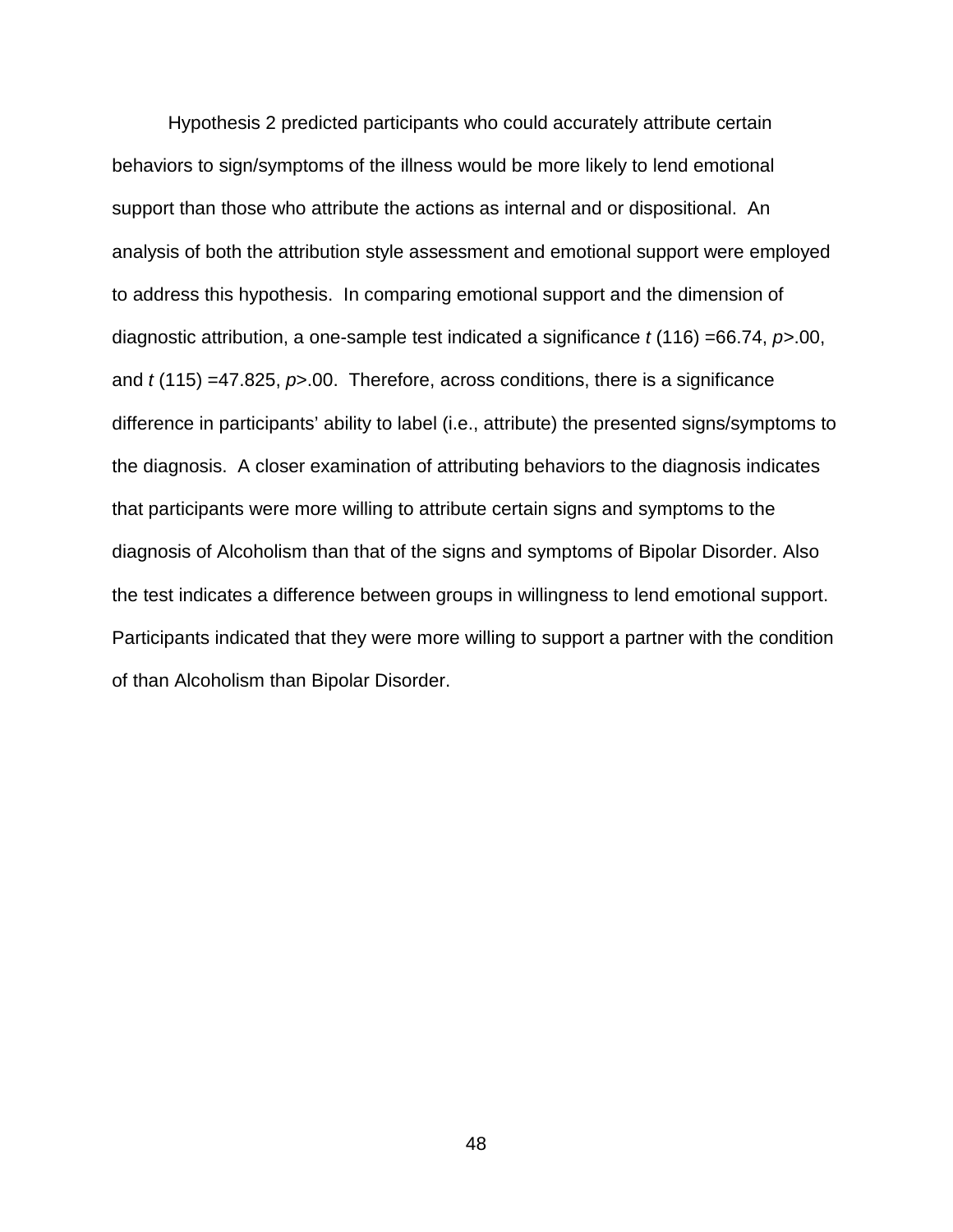Hypothesis 2 predicted participants who could accurately attribute certain behaviors to sign/symptoms of the illness would be more likely to lend emotional support than those who attribute the actions as internal and or dispositional. An analysis of both the attribution style assessment and emotional support were employed to address this hypothesis. In comparing emotional support and the dimension of diagnostic attribution, a one-sample test indicated a significance $t$ (116) =66.74, $p$>.00, and $t$ (115) =47.825, $p$>.00. Therefore, across conditions, there is a significance difference in participants' ability to label (i.e., attribute) the presented signs/symptoms to the diagnosis. A closer examination of attributing behaviors to the diagnosis indicates that participants were more willing to attribute certain signs and symptoms to the diagnosis of Alcoholism than that of the signs and symptoms of Bipolar Disorder. Also the test indicates a difference between groups in willingness to lend emotional support. Participants indicated that they were more willing to support a partner with the condition of than Alcoholism than Bipolar Disorder.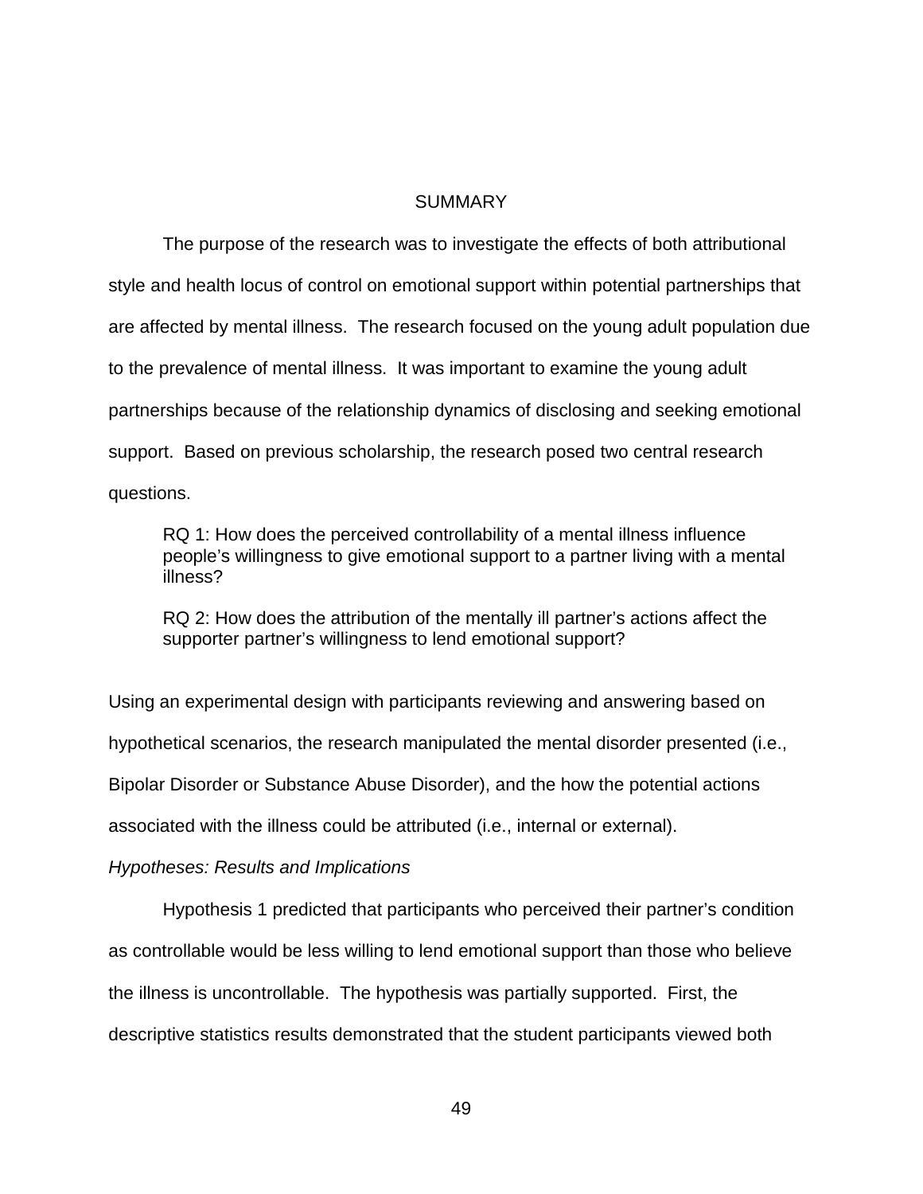# SUMMARY

The purpose of the research was to investigate the effects of both attributional style and health locus of control on emotional support within potential partnerships that are affected by mental illness. The research focused on the young adult population due to the prevalence of mental illness. It was important to examine the young adult partnerships because of the relationship dynamics of disclosing and seeking emotional support. Based on previous scholarship, the research posed two central research questions.

> RQ 1: How does the perceived controllability of a mental illness influence people's willingness to give emotional support to a partner living with a mental illness?
>
> RQ 2: How does the attribution of the mentally ill partner's actions affect the supporter partner's willingness to lend emotional support?

Using an experimental design with participants reviewing and answering based on hypothetical scenarios, the research manipulated the mental disorder presented (i.e., Bipolar Disorder or Substance Abuse Disorder), and the how the potential actions associated with the illness could be attributed (i.e., internal or external).

*Hypotheses: Results and Implications*

Hypothesis 1 predicted that participants who perceived their partner's condition as controllable would be less willing to lend emotional support than those who believe the illness is uncontrollable. The hypothesis was partially supported. First, the descriptive statistics results demonstrated that the student participants viewed both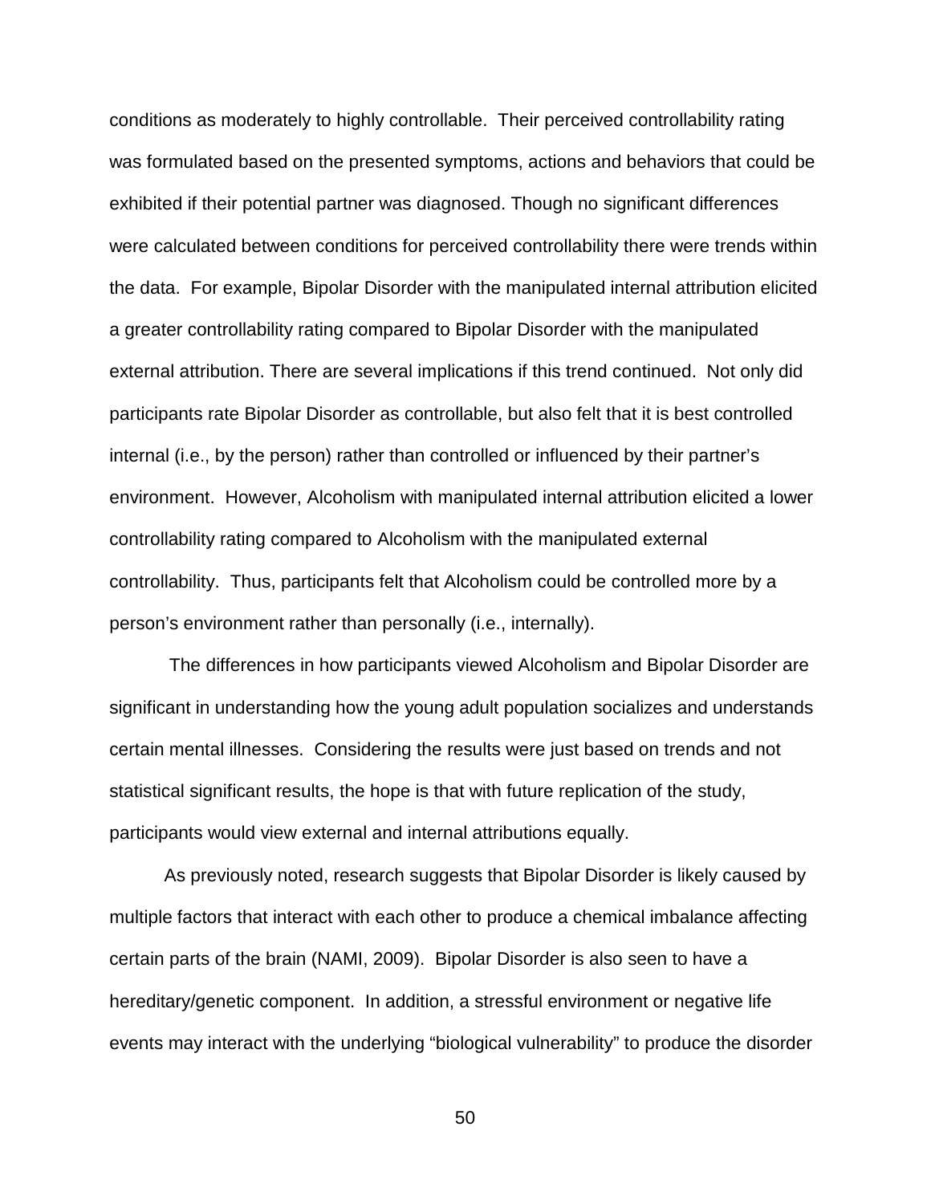conditions as moderately to highly controllable. Their perceived controllability rating was formulated based on the presented symptoms, actions and behaviors that could be exhibited if their potential partner was diagnosed. Though no significant differences were calculated between conditions for perceived controllability there were trends within the data. For example, Bipolar Disorder with the manipulated internal attribution elicited a greater controllability rating compared to Bipolar Disorder with the manipulated external attribution. There are several implications if this trend continued. Not only did participants rate Bipolar Disorder as controllable, but also felt that it is best controlled internal (i.e., by the person) rather than controlled or influenced by their partner's environment. However, Alcoholism with manipulated internal attribution elicited a lower controllability rating compared to Alcoholism with the manipulated external controllability. Thus, participants felt that Alcoholism could be controlled more by a person's environment rather than personally (i.e., internally).

The differences in how participants viewed Alcoholism and Bipolar Disorder are significant in understanding how the young adult population socializes and understands certain mental illnesses. Considering the results were just based on trends and not statistical significant results, the hope is that with future replication of the study, participants would view external and internal attributions equally.

As previously noted, research suggests that Bipolar Disorder is likely caused by multiple factors that interact with each other to produce a chemical imbalance affecting certain parts of the brain (NAMI, 2009). Bipolar Disorder is also seen to have a hereditary/genetic component. In addition, a stressful environment or negative life events may interact with the underlying "biological vulnerability" to produce the disorder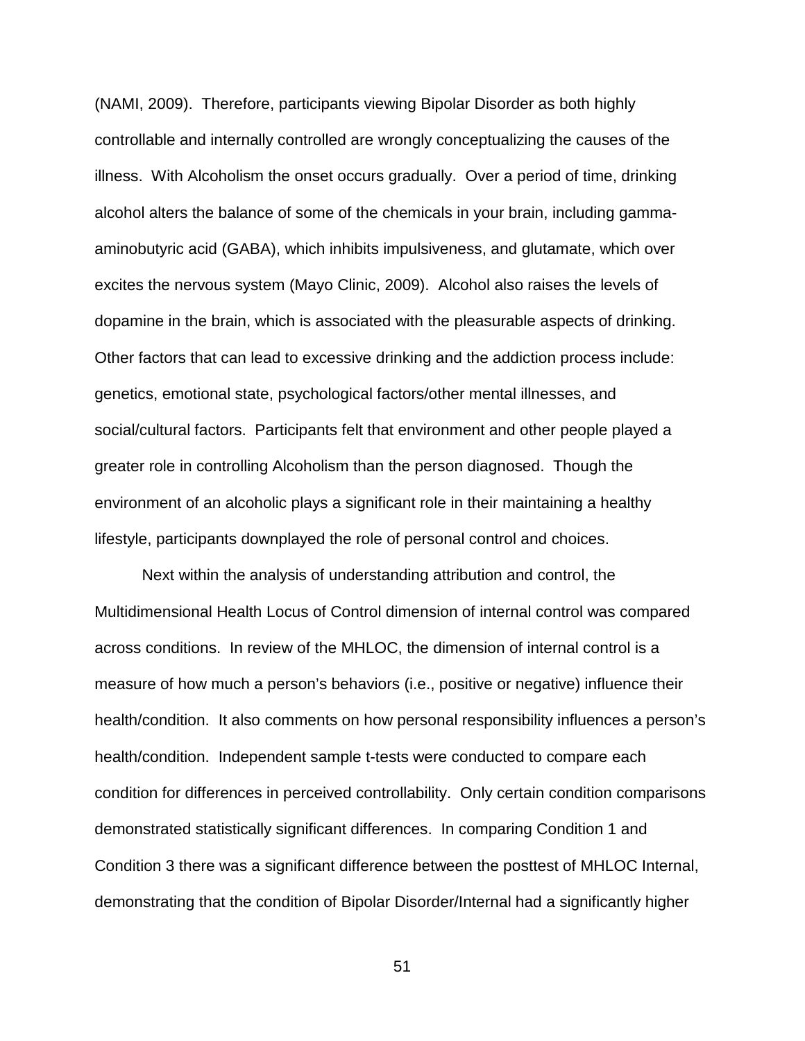(NAMI, 2009). Therefore, participants viewing Bipolar Disorder as both highly controllable and internally controlled are wrongly conceptualizing the causes of the illness. With Alcoholism the onset occurs gradually. Over a period of time, drinking alcohol alters the balance of some of the chemicals in your brain, including gamma-aminobutyric acid (GABA), which inhibits impulsiveness, and glutamate, which over excites the nervous system (Mayo Clinic, 2009). Alcohol also raises the levels of dopamine in the brain, which is associated with the pleasurable aspects of drinking. Other factors that can lead to excessive drinking and the addiction process include: genetics, emotional state, psychological factors/other mental illnesses, and social/cultural factors. Participants felt that environment and other people played a greater role in controlling Alcoholism than the person diagnosed. Though the environment of an alcoholic plays a significant role in their maintaining a healthy lifestyle, participants downplayed the role of personal control and choices.

Next within the analysis of understanding attribution and control, the Multidimensional Health Locus of Control dimension of internal control was compared across conditions. In review of the MHLOC, the dimension of internal control is a measure of how much a person's behaviors (i.e., positive or negative) influence their health/condition. It also comments on how personal responsibility influences a person's health/condition. Independent sample t-tests were conducted to compare each condition for differences in perceived controllability. Only certain condition comparisons demonstrated statistically significant differences. In comparing Condition 1 and Condition 3 there was a significant difference between the posttest of MHLOC Internal, demonstrating that the condition of Bipolar Disorder/Internal had a significantly higher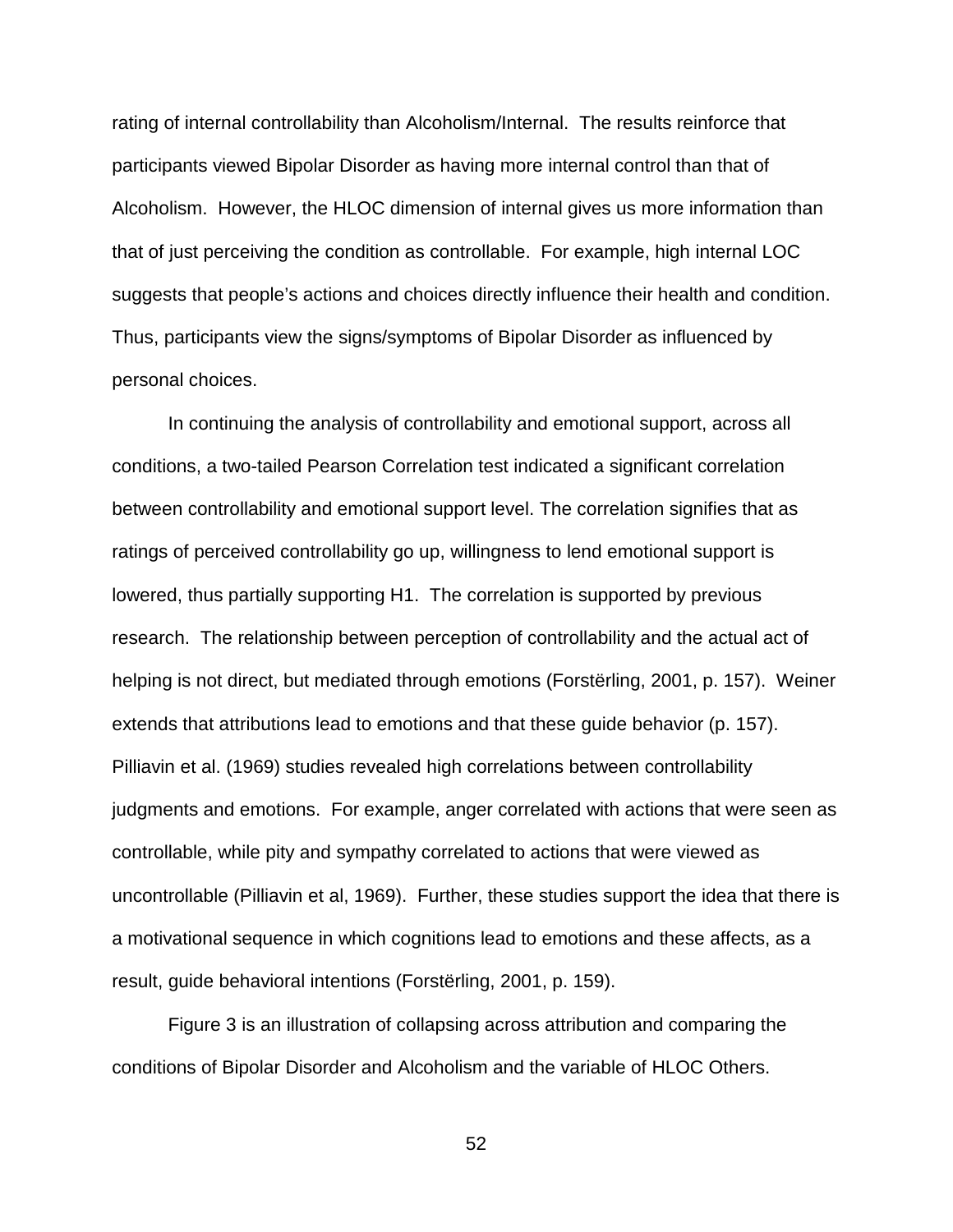rating of internal controllability than Alcoholism/Internal. The results reinforce that participants viewed Bipolar Disorder as having more internal control than that of Alcoholism. However, the HLOC dimension of internal gives us more information than that of just perceiving the condition as controllable. For example, high internal LOC suggests that people's actions and choices directly influence their health and condition. Thus, participants view the signs/symptoms of Bipolar Disorder as influenced by personal choices.

In continuing the analysis of controllability and emotional support, across all conditions, a two-tailed Pearson Correlation test indicated a significant correlation between controllability and emotional support level. The correlation signifies that as ratings of perceived controllability go up, willingness to lend emotional support is lowered, thus partially supporting H1. The correlation is supported by previous research. The relationship between perception of controllability and the actual act of helping is not direct, but mediated through emotions (Forstërling, 2001, p. 157). Weiner extends that attributions lead to emotions and that these guide behavior (p. 157). Pilliavin et al. (1969) studies revealed high correlations between controllability judgments and emotions. For example, anger correlated with actions that were seen as controllable, while pity and sympathy correlated to actions that were viewed as uncontrollable (Pilliavin et al, 1969). Further, these studies support the idea that there is a motivational sequence in which cognitions lead to emotions and these affects, as a result, guide behavioral intentions (Forstërling, 2001, p. 159).

Figure 3 is an illustration of collapsing across attribution and comparing the conditions of Bipolar Disorder and Alcoholism and the variable of HLOC Others.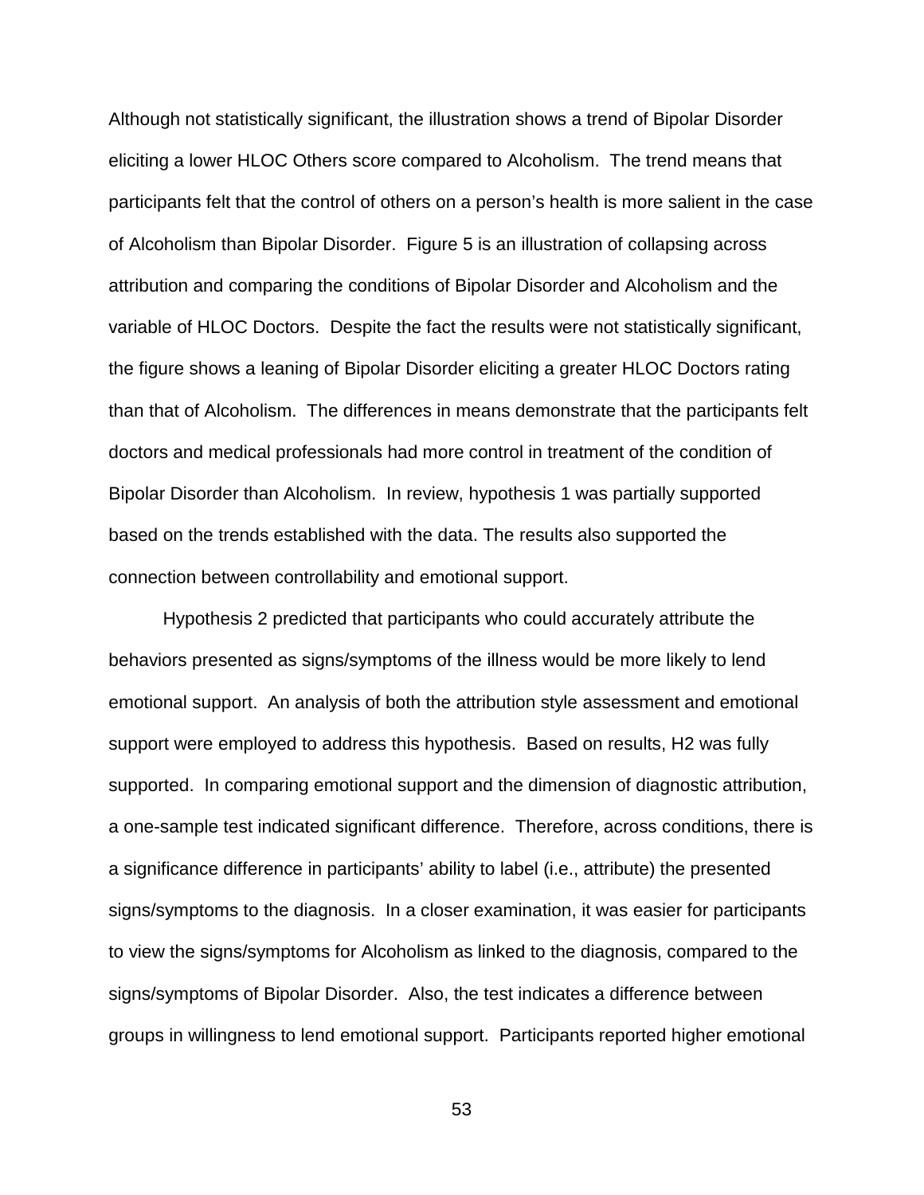Although not statistically significant, the illustration shows a trend of Bipolar Disorder eliciting a lower HLOC Others score compared to Alcoholism. The trend means that participants felt that the control of others on a person's health is more salient in the case of Alcoholism than Bipolar Disorder. Figure 5 is an illustration of collapsing across attribution and comparing the conditions of Bipolar Disorder and Alcoholism and the variable of HLOC Doctors. Despite the fact the results were not statistically significant, the figure shows a leaning of Bipolar Disorder eliciting a greater HLOC Doctors rating than that of Alcoholism. The differences in means demonstrate that the participants felt doctors and medical professionals had more control in treatment of the condition of Bipolar Disorder than Alcoholism. In review, hypothesis 1 was partially supported based on the trends established with the data. The results also supported the connection between controllability and emotional support.

Hypothesis 2 predicted that participants who could accurately attribute the behaviors presented as signs/symptoms of the illness would be more likely to lend emotional support. An analysis of both the attribution style assessment and emotional support were employed to address this hypothesis. Based on results, H2 was fully supported. In comparing emotional support and the dimension of diagnostic attribution, a one-sample test indicated significant difference. Therefore, across conditions, there is a significance difference in participants' ability to label (i.e., attribute) the presented signs/symptoms to the diagnosis. In a closer examination, it was easier for participants to view the signs/symptoms for Alcoholism as linked to the diagnosis, compared to the signs/symptoms of Bipolar Disorder. Also, the test indicates a difference between groups in willingness to lend emotional support. Participants reported higher emotional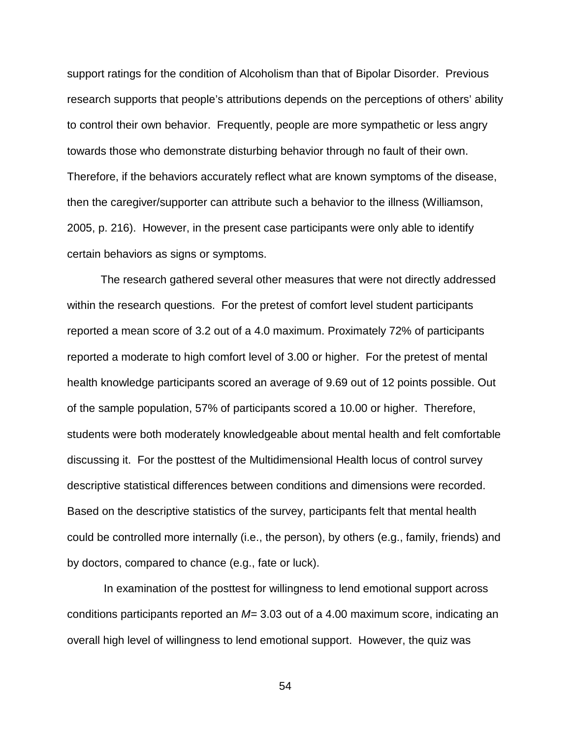support ratings for the condition of Alcoholism than that of Bipolar Disorder. Previous research supports that people's attributions depends on the perceptions of others' ability to control their own behavior. Frequently, people are more sympathetic or less angry towards those who demonstrate disturbing behavior through no fault of their own. Therefore, if the behaviors accurately reflect what are known symptoms of the disease, then the caregiver/supporter can attribute such a behavior to the illness (Williamson, 2005, p. 216). However, in the present case participants were only able to identify certain behaviors as signs or symptoms.

The research gathered several other measures that were not directly addressed within the research questions. For the pretest of comfort level student participants reported a mean score of 3.2 out of a 4.0 maximum. Proximately 72% of participants reported a moderate to high comfort level of 3.00 or higher. For the pretest of mental health knowledge participants scored an average of 9.69 out of 12 points possible. Out of the sample population, 57% of participants scored a 10.00 or higher. Therefore, students were both moderately knowledgeable about mental health and felt comfortable discussing it. For the posttest of the Multidimensional Health locus of control survey descriptive statistical differences between conditions and dimensions were recorded. Based on the descriptive statistics of the survey, participants felt that mental health could be controlled more internally (i.e., the person), by others (e.g., family, friends) and by doctors, compared to chance (e.g., fate or luck).

In examination of the posttest for willingness to lend emotional support across conditions participants reported an $M$= 3.03 out of a 4.00 maximum score, indicating an overall high level of willingness to lend emotional support. However, the quiz was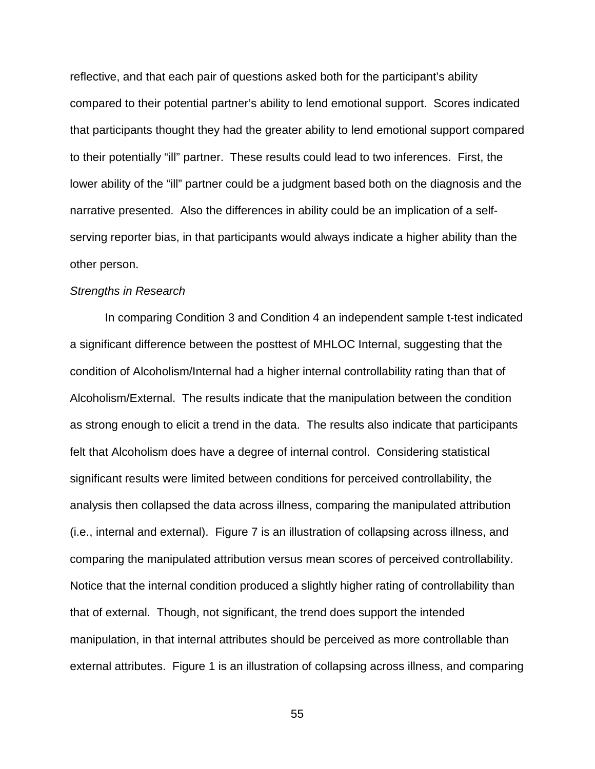reflective, and that each pair of questions asked both for the participant's ability compared to their potential partner's ability to lend emotional support. Scores indicated that participants thought they had the greater ability to lend emotional support compared to their potentially "ill" partner. These results could lead to two inferences. First, the lower ability of the "ill" partner could be a judgment based both on the diagnosis and the narrative presented. Also the differences in ability could be an implication of a self-serving reporter bias, in that participants would always indicate a higher ability than the other person.

*Strengths in Research*

In comparing Condition 3 and Condition 4 an independent sample t-test indicated a significant difference between the posttest of MHLOC Internal, suggesting that the condition of Alcoholism/Internal had a higher internal controllability rating than that of Alcoholism/External. The results indicate that the manipulation between the condition as strong enough to elicit a trend in the data. The results also indicate that participants felt that Alcoholism does have a degree of internal control. Considering statistical significant results were limited between conditions for perceived controllability, the analysis then collapsed the data across illness, comparing the manipulated attribution (i.e., internal and external). Figure 7 is an illustration of collapsing across illness, and comparing the manipulated attribution versus mean scores of perceived controllability. Notice that the internal condition produced a slightly higher rating of controllability than that of external. Though, not significant, the trend does support the intended manipulation, in that internal attributes should be perceived as more controllable than external attributes. Figure 1 is an illustration of collapsing across illness, and comparing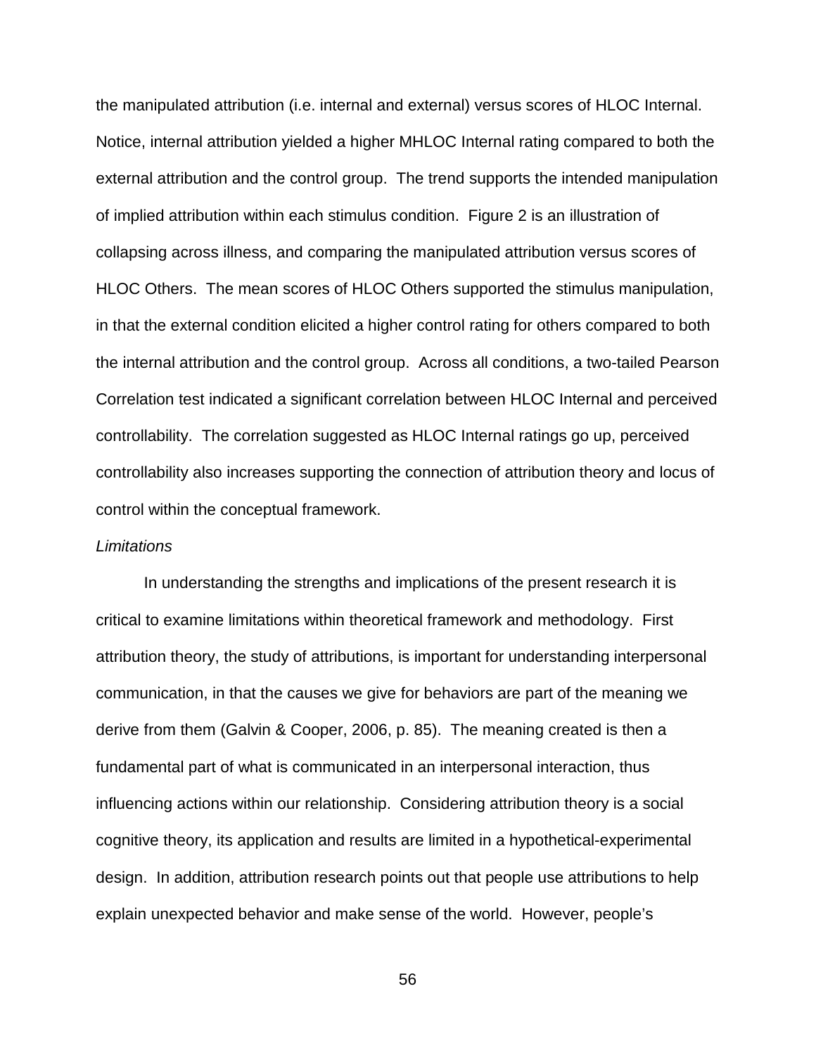the manipulated attribution (i.e. internal and external) versus scores of HLOC Internal. Notice, internal attribution yielded a higher MHLOC Internal rating compared to both the external attribution and the control group. The trend supports the intended manipulation of implied attribution within each stimulus condition. Figure 2 is an illustration of collapsing across illness, and comparing the manipulated attribution versus scores of HLOC Others. The mean scores of HLOC Others supported the stimulus manipulation, in that the external condition elicited a higher control rating for others compared to both the internal attribution and the control group. Across all conditions, a two-tailed Pearson Correlation test indicated a significant correlation between HLOC Internal and perceived controllability. The correlation suggested as HLOC Internal ratings go up, perceived controllability also increases supporting the connection of attribution theory and locus of control within the conceptual framework.

*Limitations*

In understanding the strengths and implications of the present research it is critical to examine limitations within theoretical framework and methodology. First attribution theory, the study of attributions, is important for understanding interpersonal communication, in that the causes we give for behaviors are part of the meaning we derive from them (Galvin & Cooper, 2006, p. 85). The meaning created is then a fundamental part of what is communicated in an interpersonal interaction, thus influencing actions within our relationship. Considering attribution theory is a social cognitive theory, its application and results are limited in a hypothetical-experimental design. In addition, attribution research points out that people use attributions to help explain unexpected behavior and make sense of the world. However, people's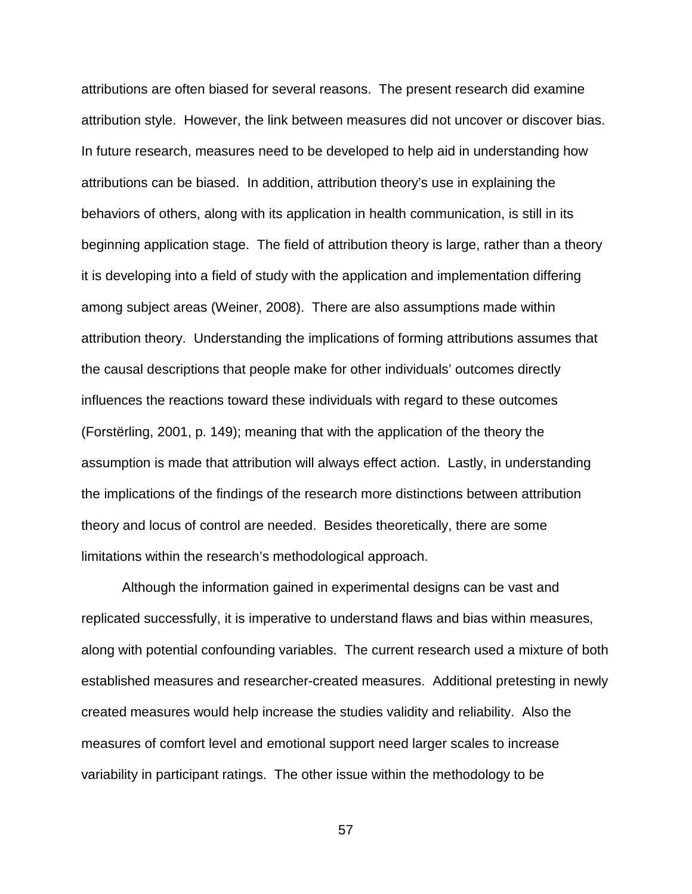attributions are often biased for several reasons. The present research did examine attribution style. However, the link between measures did not uncover or discover bias. In future research, measures need to be developed to help aid in understanding how attributions can be biased. In addition, attribution theory's use in explaining the behaviors of others, along with its application in health communication, is still in its beginning application stage. The field of attribution theory is large, rather than a theory it is developing into a field of study with the application and implementation differing among subject areas (Weiner, 2008). There are also assumptions made within attribution theory. Understanding the implications of forming attributions assumes that the causal descriptions that people make for other individuals' outcomes directly influences the reactions toward these individuals with regard to these outcomes (Forstërling, 2001, p. 149); meaning that with the application of the theory the assumption is made that attribution will always effect action. Lastly, in understanding the implications of the findings of the research more distinctions between attribution theory and locus of control are needed. Besides theoretically, there are some limitations within the research's methodological approach.

Although the information gained in experimental designs can be vast and replicated successfully, it is imperative to understand flaws and bias within measures, along with potential confounding variables. The current research used a mixture of both established measures and researcher-created measures. Additional pretesting in newly created measures would help increase the studies validity and reliability. Also the measures of comfort level and emotional support need larger scales to increase variability in participant ratings. The other issue within the methodology to be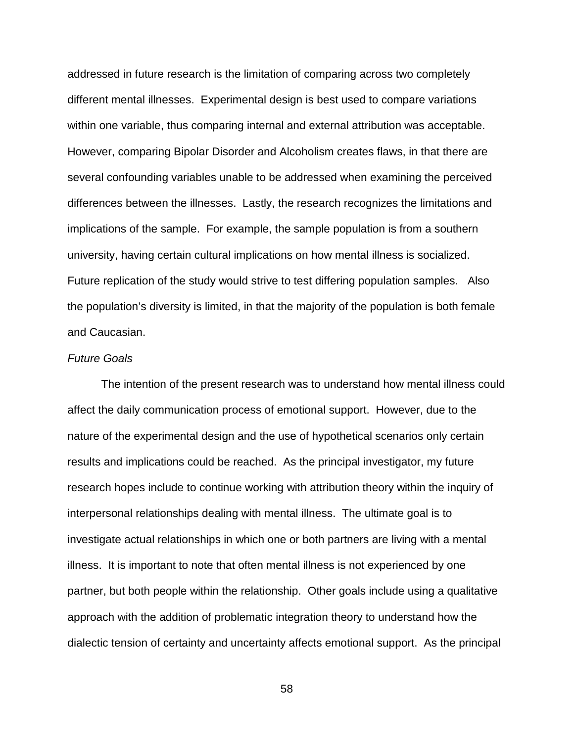addressed in future research is the limitation of comparing across two completely different mental illnesses. Experimental design is best used to compare variations within one variable, thus comparing internal and external attribution was acceptable. However, comparing Bipolar Disorder and Alcoholism creates flaws, in that there are several confounding variables unable to be addressed when examining the perceived differences between the illnesses. Lastly, the research recognizes the limitations and implications of the sample. For example, the sample population is from a southern university, having certain cultural implications on how mental illness is socialized. Future replication of the study would strive to test differing population samples. Also the population's diversity is limited, in that the majority of the population is both female and Caucasian.

*Future Goals*

The intention of the present research was to understand how mental illness could affect the daily communication process of emotional support. However, due to the nature of the experimental design and the use of hypothetical scenarios only certain results and implications could be reached. As the principal investigator, my future research hopes include to continue working with attribution theory within the inquiry of interpersonal relationships dealing with mental illness. The ultimate goal is to investigate actual relationships in which one or both partners are living with a mental illness. It is important to note that often mental illness is not experienced by one partner, but both people within the relationship. Other goals include using a qualitative approach with the addition of problematic integration theory to understand how the dialectic tension of certainty and uncertainty affects emotional support. As the principal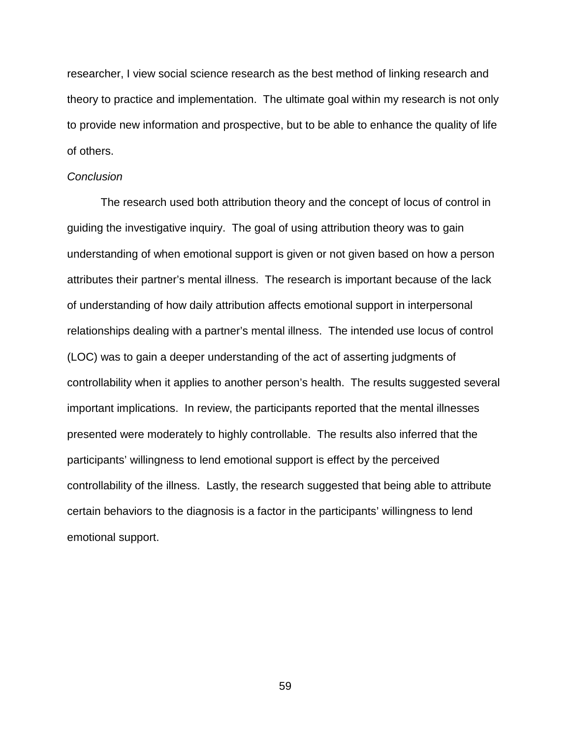researcher, I view social science research as the best method of linking research and theory to practice and implementation. The ultimate goal within my research is not only to provide new information and prospective, but to be able to enhance the quality of life of others.

### *Conclusion*

The research used both attribution theory and the concept of locus of control in guiding the investigative inquiry. The goal of using attribution theory was to gain understanding of when emotional support is given or not given based on how a person attributes their partner's mental illness. The research is important because of the lack of understanding of how daily attribution affects emotional support in interpersonal relationships dealing with a partner's mental illness. The intended use locus of control (LOC) was to gain a deeper understanding of the act of asserting judgments of controllability when it applies to another person's health. The results suggested several important implications. In review, the participants reported that the mental illnesses presented were moderately to highly controllable. The results also inferred that the participants' willingness to lend emotional support is effect by the perceived controllability of the illness. Lastly, the research suggested that being able to attribute certain behaviors to the diagnosis is a factor in the participants' willingness to lend emotional support.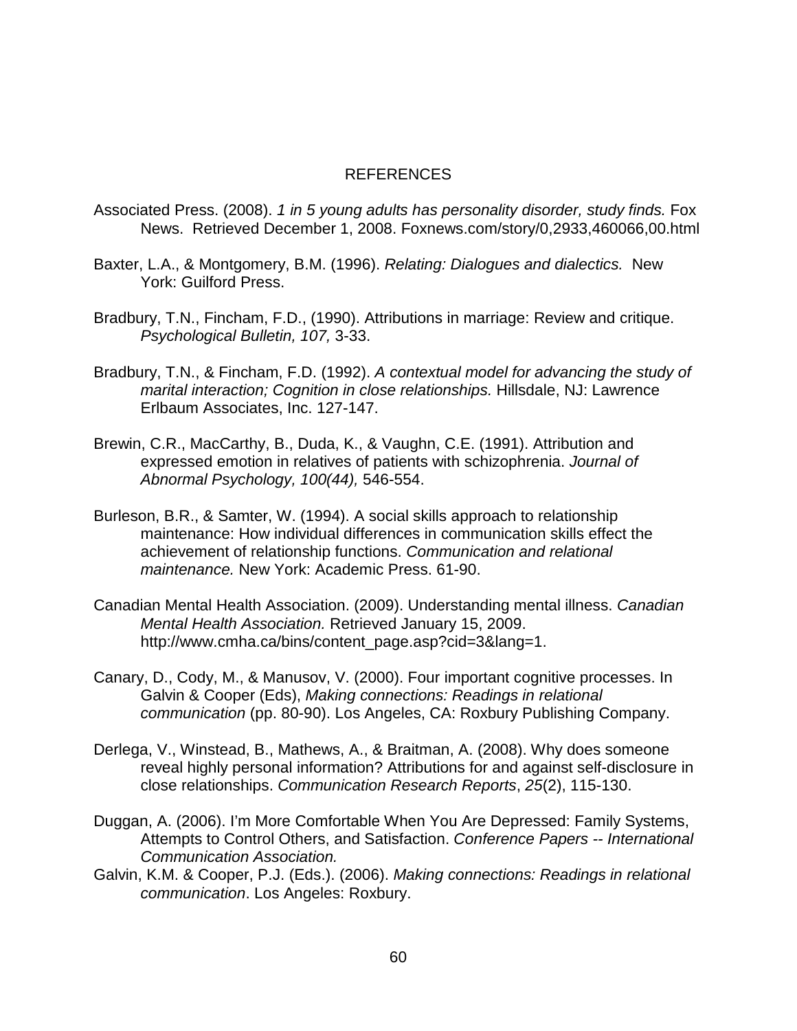# REFERENCES

Associated Press. (2008). *1 in 5 young adults has personality disorder, study finds.* Fox News. Retrieved December 1, 2008. Foxnews.com/story/0,2933,460066,00.html

Baxter, L.A., & Montgomery, B.M. (1996). *Relating: Dialogues and dialectics.* New York: Guilford Press.

Bradbury, T.N., Fincham, F.D., (1990). Attributions in marriage: Review and critique. *Psychological Bulletin, 107,* 3-33.

Bradbury, T.N., & Fincham, F.D. (1992). *A contextual model for advancing the study of marital interaction; Cognition in close relationships.* Hillsdale, NJ: Lawrence Erlbaum Associates, Inc. 127-147.

Brewin, C.R., MacCarthy, B., Duda, K., & Vaughn, C.E. (1991). Attribution and expressed emotion in relatives of patients with schizophrenia. *Journal of Abnormal Psychology, 100(44),* 546-554.

Burleson, B.R., & Samter, W. (1994). A social skills approach to relationship maintenance: How individual differences in communication skills effect the achievement of relationship functions. *Communication and relational maintenance.* New York: Academic Press. 61-90.

Canadian Mental Health Association. (2009). Understanding mental illness. *Canadian Mental Health Association.* Retrieved January 15, 2009. http://www.cmha.ca/bins/content_page.asp?cid=3&lang=1.

Canary, D., Cody, M., & Manusov, V. (2000). Four important cognitive processes. In Galvin & Cooper (Eds), *Making connections: Readings in relational communication* (pp. 80-90). Los Angeles, CA: Roxbury Publishing Company.

Derlega, V., Winstead, B., Mathews, A., & Braitman, A. (2008). Why does someone reveal highly personal information? Attributions for and against self-disclosure in close relationships. *Communication Research Reports*, *25*(2), 115-130.

Duggan, A. (2006). I'm More Comfortable When You Are Depressed: Family Systems, Attempts to Control Others, and Satisfaction. *Conference Papers -- International Communication Association.*

Galvin, K.M. & Cooper, P.J. (Eds.). (2006). *Making connections: Readings in relational communication*. Los Angeles: Roxbury.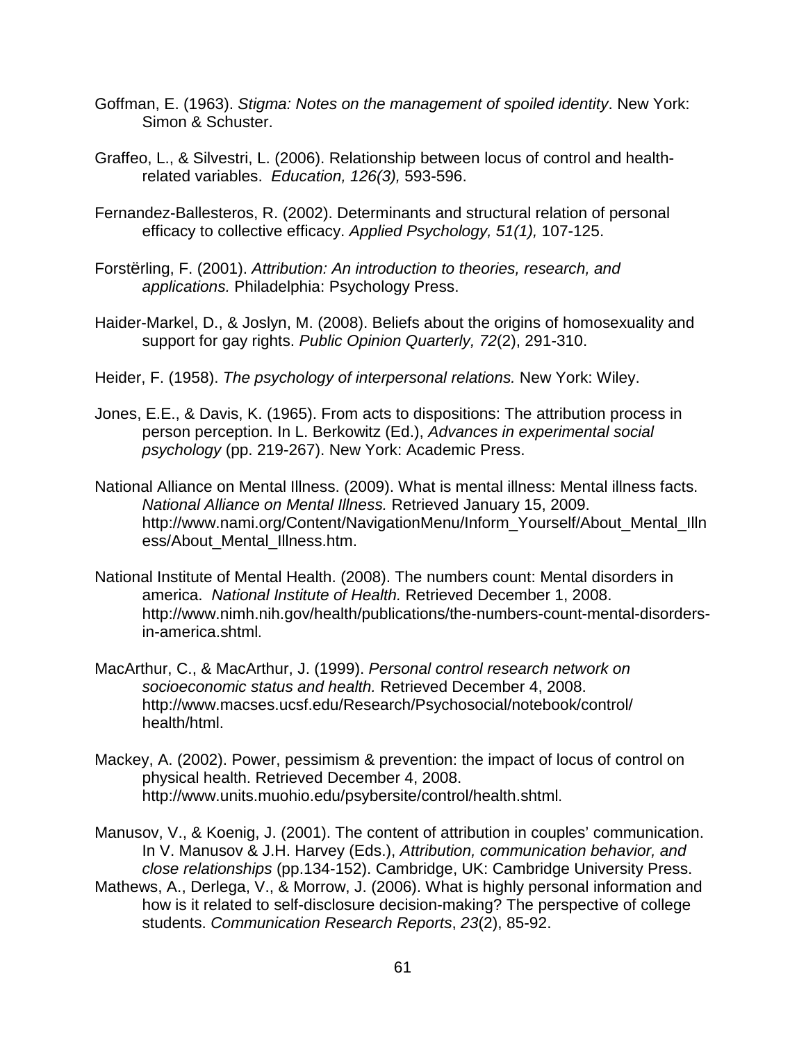Goffman, E. (1963). *Stigma: Notes on the management of spoiled identity*. New York: Simon & Schuster.

Graffeo, L., & Silvestri, L. (2006). Relationship between locus of control and health-related variables. *Education, 126(3),* 593-596.

Fernandez-Ballesteros, R. (2002). Determinants and structural relation of personal efficacy to collective efficacy. *Applied Psychology, 51(1),* 107-125.

Forstërling, F. (2001). *Attribution: An introduction to theories, research, and applications.* Philadelphia: Psychology Press.

Haider-Markel, D., & Joslyn, M. (2008). Beliefs about the origins of homosexuality and support for gay rights. *Public Opinion Quarterly, 72*(2), 291-310.

Heider, F. (1958). *The psychology of interpersonal relations.* New York: Wiley.

Jones, E.E., & Davis, K. (1965). From acts to dispositions: The attribution process in person perception. In L. Berkowitz (Ed.), *Advances in experimental social psychology* (pp. 219-267). New York: Academic Press.

National Alliance on Mental Illness. (2009). What is mental illness: Mental illness facts. *National Alliance on Mental Illness.* Retrieved January 15, 2009. http://www.nami.org/Content/NavigationMenu/Inform_Yourself/About_Mental_Illness/About_Mental_Illness.htm.

National Institute of Mental Health. (2008). The numbers count: Mental disorders in america. *National Institute of Health.* Retrieved December 1, 2008. http://www.nimh.nih.gov/health/publications/the-numbers-count-mental-disorders-in-america.shtml.

MacArthur, C., & MacArthur, J. (1999). *Personal control research network on socioeconomic status and health.* Retrieved December 4, 2008. http://www.macses.ucsf.edu/Research/Psychosocial/notebook/control/health/html.

Mackey, A. (2002). Power, pessimism & prevention: the impact of locus of control on physical health. Retrieved December 4, 2008. http://www.units.muohio.edu/psybersite/control/health.shtml.

Manusov, V., & Koenig, J. (2001). The content of attribution in couples' communication. In V. Manusov & J.H. Harvey (Eds.), *Attribution, communication behavior, and close relationships* (pp.134-152). Cambridge, UK: Cambridge University Press.

Mathews, A., Derlega, V., & Morrow, J. (2006). What is highly personal information and how is it related to self-disclosure decision-making? The perspective of college students. *Communication Research Reports*, *23*(2), 85-92.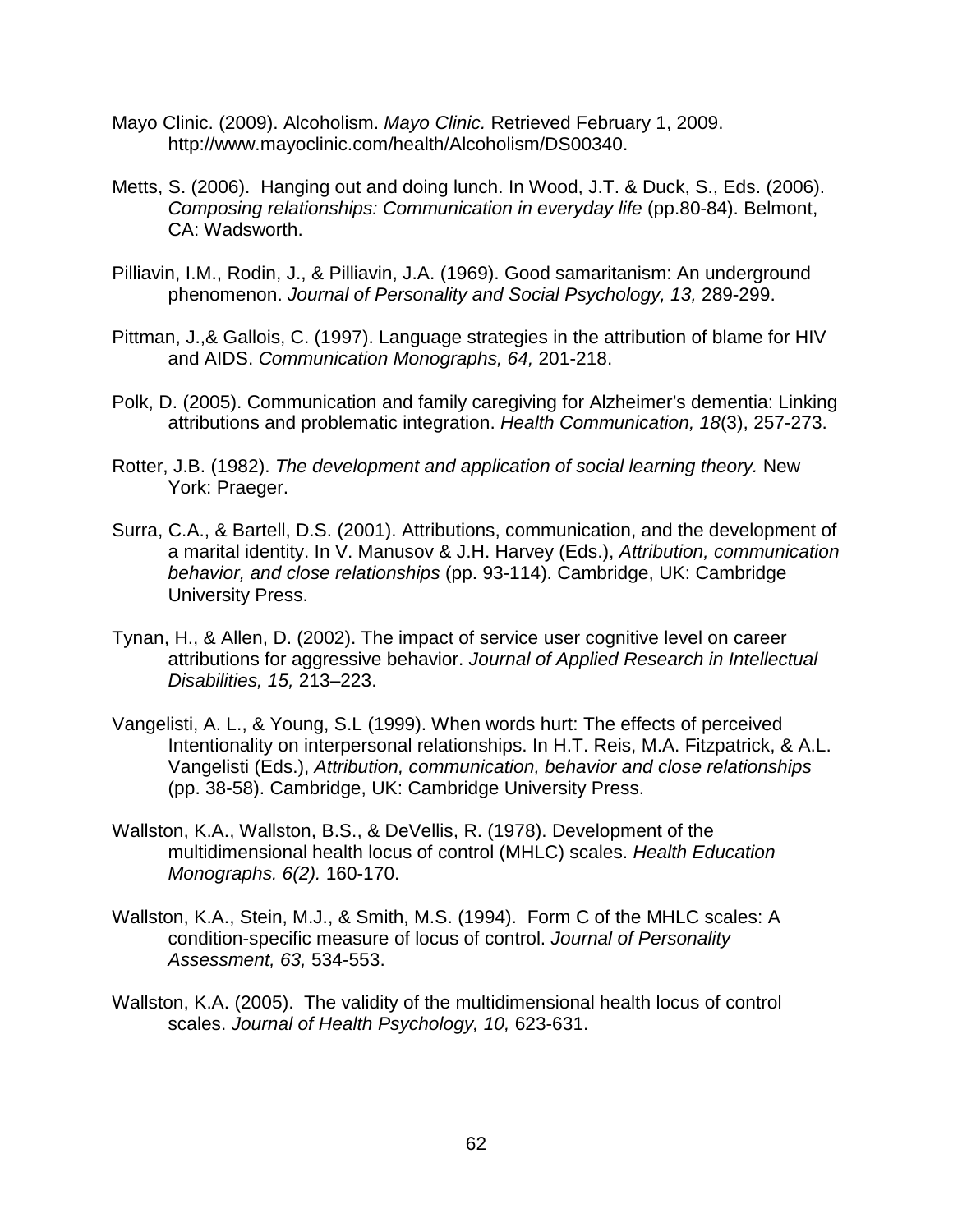Mayo Clinic. (2009). Alcoholism. *Mayo Clinic.* Retrieved February 1, 2009. http://www.mayoclinic.com/health/Alcoholism/DS00340.

Metts, S. (2006). Hanging out and doing lunch. In Wood, J.T. & Duck, S., Eds. (2006). *Composing relationships: Communication in everyday life* (pp.80-84). Belmont, CA: Wadsworth.

Pilliavin, I.M., Rodin, J., & Pilliavin, J.A. (1969). Good samaritanism: An underground phenomenon. *Journal of Personality and Social Psychology, 13,* 289-299.

Pittman, J.,& Gallois, C. (1997). Language strategies in the attribution of blame for HIV and AIDS. *Communication Monographs, 64,* 201-218.

Polk, D. (2005). Communication and family caregiving for Alzheimer's dementia: Linking attributions and problematic integration. *Health Communication, 18*(3), 257-273.

Rotter, J.B. (1982). *The development and application of social learning theory.* New York: Praeger.

Surra, C.A., & Bartell, D.S. (2001). Attributions, communication, and the development of a marital identity. In V. Manusov & J.H. Harvey (Eds.), *Attribution, communication behavior, and close relationships* (pp. 93-114). Cambridge, UK: Cambridge University Press.

Tynan, H., & Allen, D. (2002). The impact of service user cognitive level on career attributions for aggressive behavior. *Journal of Applied Research in Intellectual Disabilities, 15,* 213–223.

Vangelisti, A. L., & Young, S.L (1999). When words hurt: The effects of perceived Intentionality on interpersonal relationships. In H.T. Reis, M.A. Fitzpatrick, & A.L. Vangelisti (Eds.), *Attribution, communication, behavior and close relationships* (pp. 38-58). Cambridge, UK: Cambridge University Press.

Wallston, K.A., Wallston, B.S., & DeVellis, R. (1978). Development of the multidimensional health locus of control (MHLC) scales. *Health Education Monographs. 6(2).* 160-170.

Wallston, K.A., Stein, M.J., & Smith, M.S. (1994). Form C of the MHLC scales: A condition-specific measure of locus of control. *Journal of Personality Assessment, 63,* 534-553.

Wallston, K.A. (2005). The validity of the multidimensional health locus of control scales. *Journal of Health Psychology, 10,* 623-631.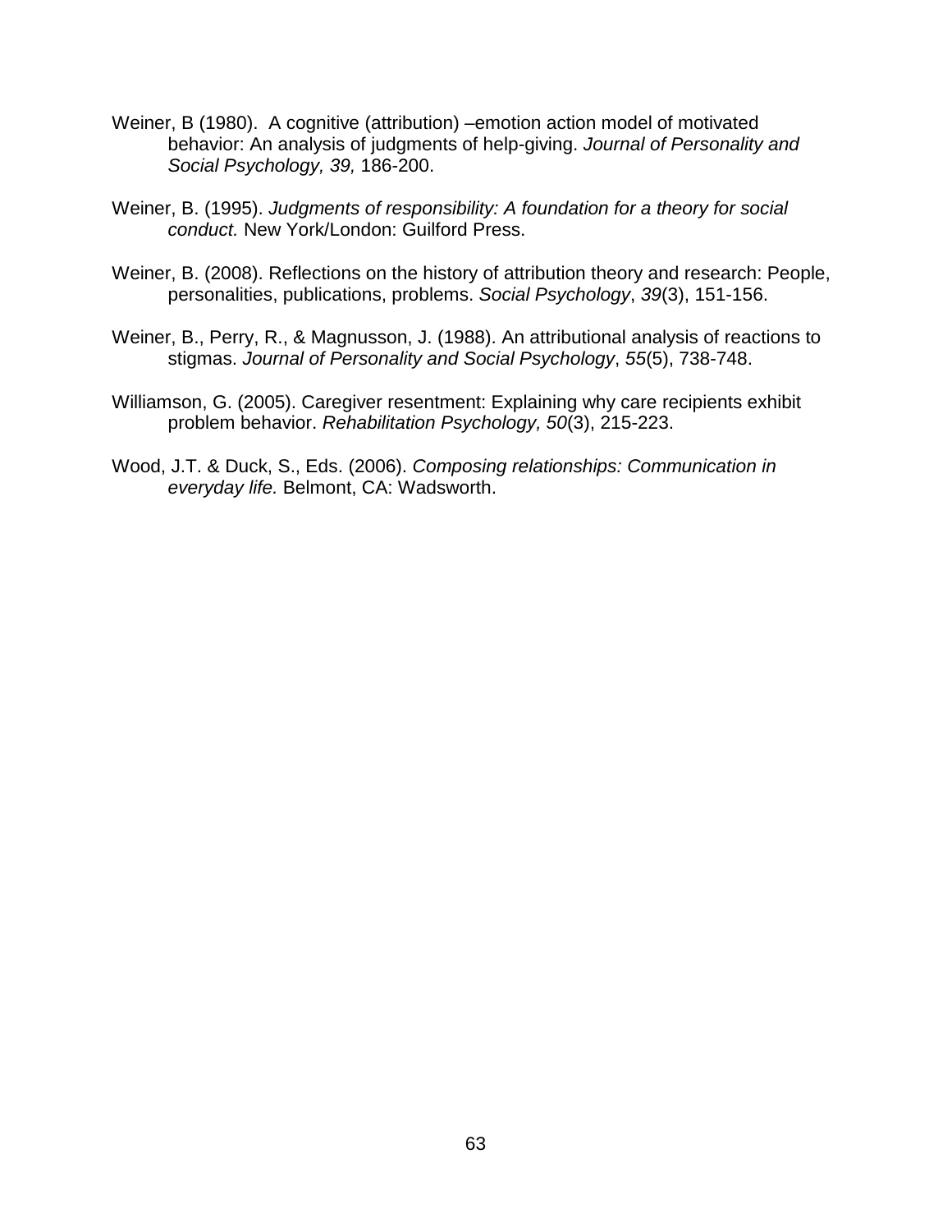Weiner, B (1980). A cognitive (attribution) –emotion action model of motivated behavior: An analysis of judgments of help-giving. *Journal of Personality and Social Psychology, 39,* 186-200.

Weiner, B. (1995). *Judgments of responsibility: A foundation for a theory for social conduct.* New York/London: Guilford Press.

Weiner, B. (2008). Reflections on the history of attribution theory and research: People, personalities, publications, problems. *Social Psychology*, *39*(3), 151-156.

Weiner, B., Perry, R., & Magnusson, J. (1988). An attributional analysis of reactions to stigmas. *Journal of Personality and Social Psychology*, *55*(5), 738-748.

Williamson, G. (2005). Caregiver resentment: Explaining why care recipients exhibit problem behavior. *Rehabilitation Psychology, 50*(3), 215-223.

Wood, J.T. & Duck, S., Eds. (2006). *Composing relationships: Communication in everyday life.* Belmont, CA: Wadsworth.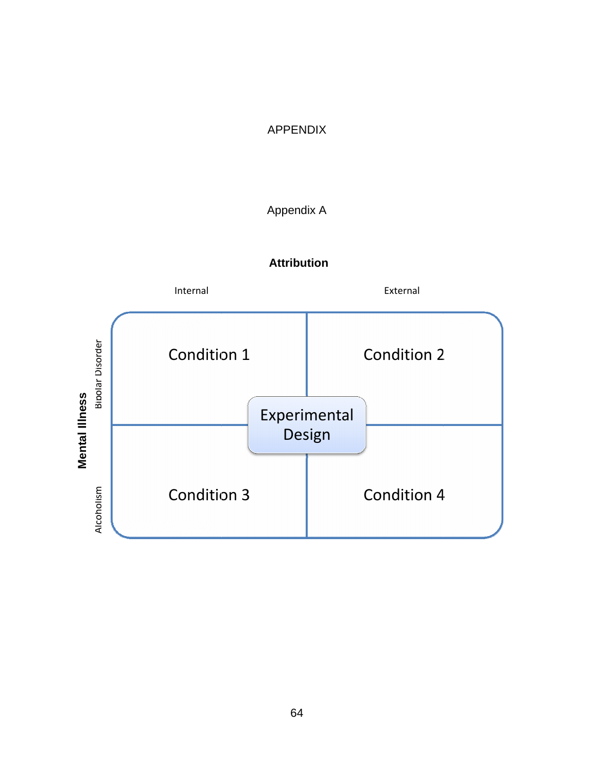# APPENDIX

## Appendix A

**Attribution**

| Mental Illness | Internal | External |
|---|---|---|
| Bipolar Disorder | Condition 1 | Condition 2 |
| Alcoholism | Condition 3 | Condition 4 |

Experimental Design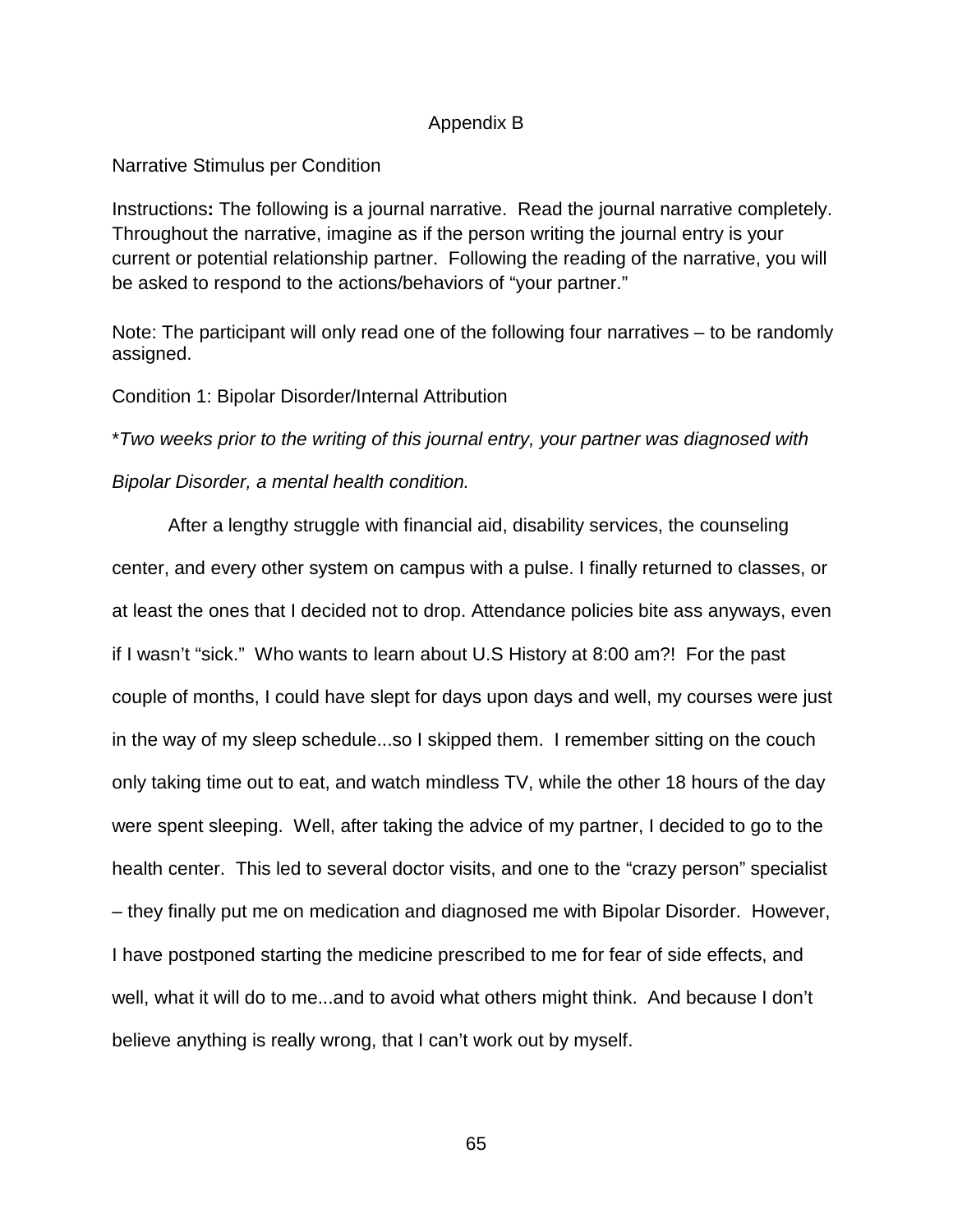# Appendix B

Narrative Stimulus per Condition

Instructions**:** The following is a journal narrative. Read the journal narrative completely. Throughout the narrative, imagine as if the person writing the journal entry is your current or potential relationship partner. Following the reading of the narrative, you will be asked to respond to the actions/behaviors of "your partner."

Note: The participant will only read one of the following four narratives – to be randomly assigned.

Condition 1: Bipolar Disorder/Internal Attribution

\**Two weeks prior to the writing of this journal entry, your partner was diagnosed with Bipolar Disorder, a mental health condition.*

After a lengthy struggle with financial aid, disability services, the counseling center, and every other system on campus with a pulse. I finally returned to classes, or at least the ones that I decided not to drop. Attendance policies bite ass anyways, even if I wasn't "sick." Who wants to learn about U.S History at 8:00 am?! For the past couple of months, I could have slept for days upon days and well, my courses were just in the way of my sleep schedule...so I skipped them. I remember sitting on the couch only taking time out to eat, and watch mindless TV, while the other 18 hours of the day were spent sleeping. Well, after taking the advice of my partner, I decided to go to the health center. This led to several doctor visits, and one to the "crazy person" specialist – they finally put me on medication and diagnosed me with Bipolar Disorder. However, I have postponed starting the medicine prescribed to me for fear of side effects, and well, what it will do to me...and to avoid what others might think. And because I don't believe anything is really wrong, that I can't work out by myself.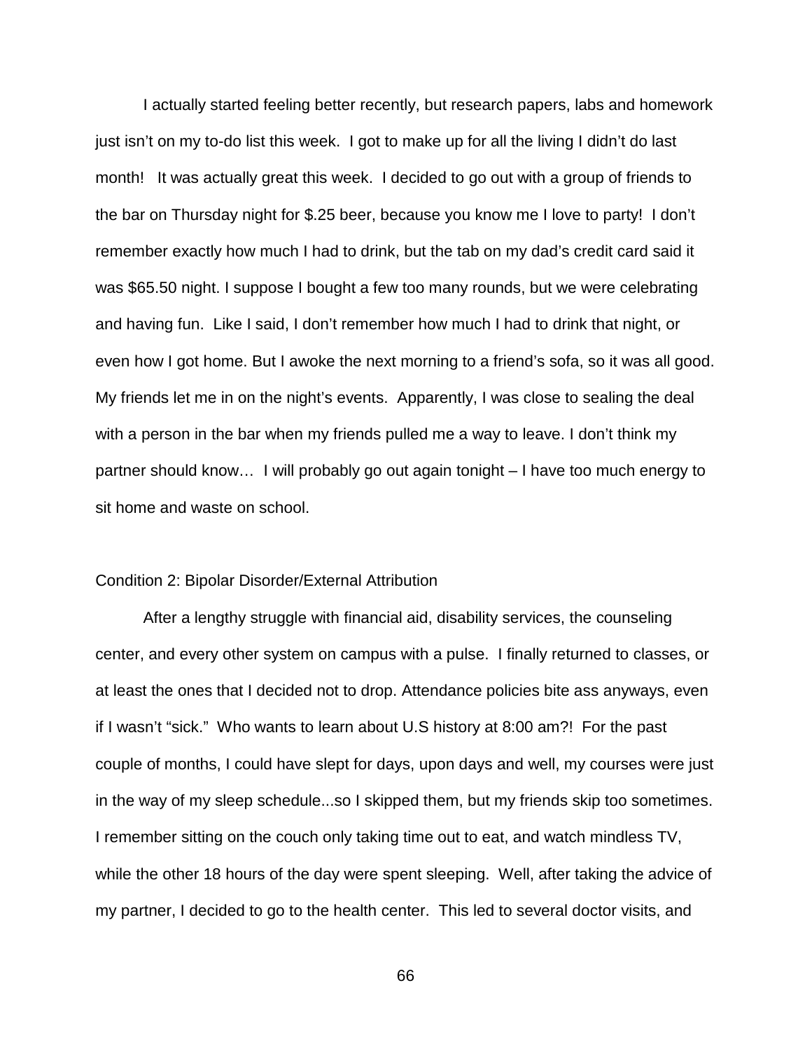I actually started feeling better recently, but research papers, labs and homework just isn't on my to-do list this week. I got to make up for all the living I didn't do last month! It was actually great this week. I decided to go out with a group of friends to the bar on Thursday night for $.25 beer, because you know me I love to party! I don't remember exactly how much I had to drink, but the tab on my dad's credit card said it was $65.50 night. I suppose I bought a few too many rounds, but we were celebrating and having fun. Like I said, I don't remember how much I had to drink that night, or even how I got home. But I awoke the next morning to a friend's sofa, so it was all good. My friends let me in on the night's events. Apparently, I was close to sealing the deal with a person in the bar when my friends pulled me a way to leave. I don't think my partner should know… I will probably go out again tonight – I have too much energy to sit home and waste on school.

Condition 2: Bipolar Disorder/External Attribution

After a lengthy struggle with financial aid, disability services, the counseling center, and every other system on campus with a pulse. I finally returned to classes, or at least the ones that I decided not to drop. Attendance policies bite ass anyways, even if I wasn't "sick." Who wants to learn about U.S history at 8:00 am?! For the past couple of months, I could have slept for days, upon days and well, my courses were just in the way of my sleep schedule...so I skipped them, but my friends skip too sometimes. I remember sitting on the couch only taking time out to eat, and watch mindless TV, while the other 18 hours of the day were spent sleeping. Well, after taking the advice of my partner, I decided to go to the health center. This led to several doctor visits, and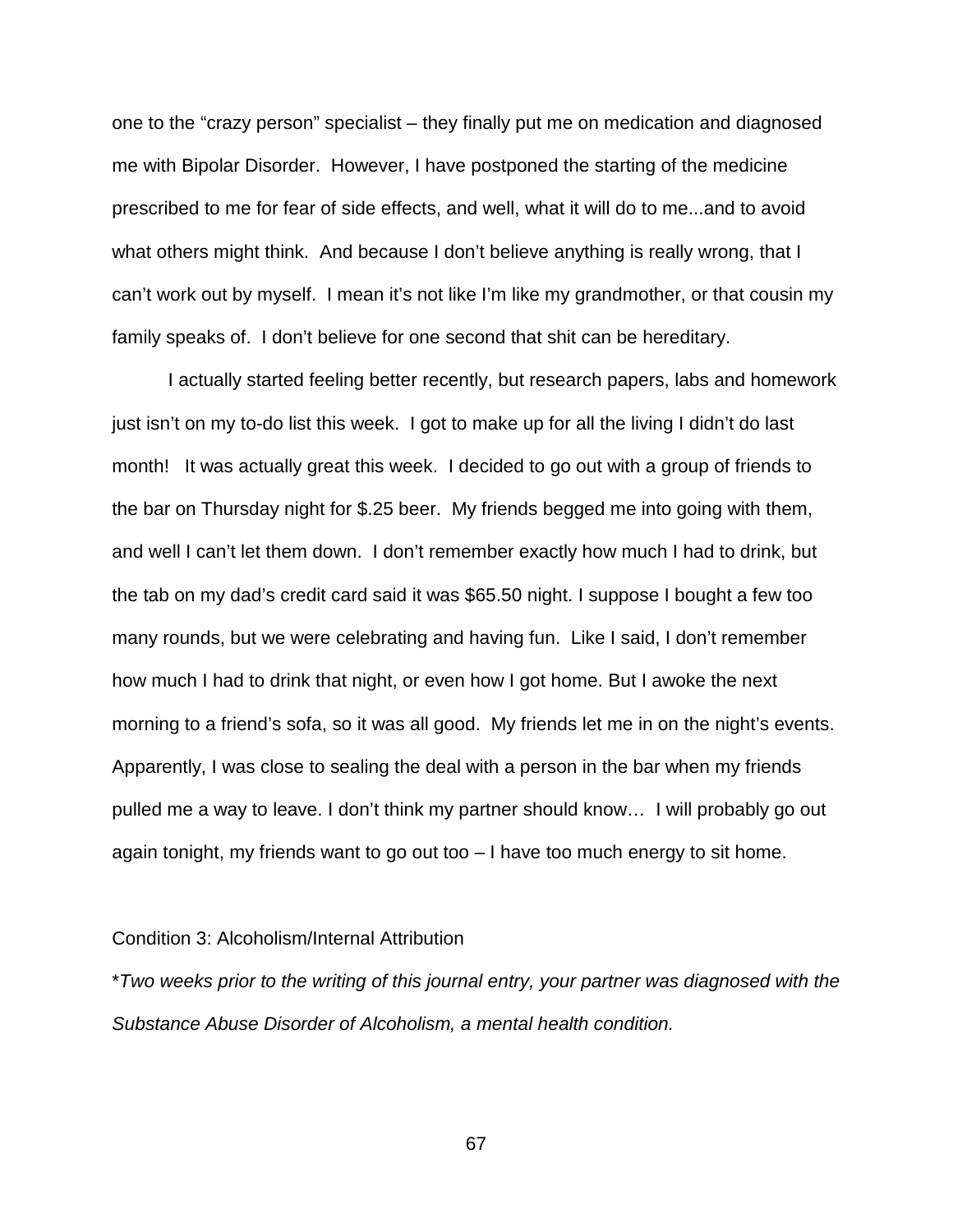one to the "crazy person" specialist – they finally put me on medication and diagnosed me with Bipolar Disorder. However, I have postponed the starting of the medicine prescribed to me for fear of side effects, and well, what it will do to me...and to avoid what others might think. And because I don't believe anything is really wrong, that I can't work out by myself. I mean it's not like I'm like my grandmother, or that cousin my family speaks of. I don't believe for one second that shit can be hereditary.

I actually started feeling better recently, but research papers, labs and homework just isn't on my to-do list this week. I got to make up for all the living I didn't do last month! It was actually great this week. I decided to go out with a group of friends to the bar on Thursday night for $.25 beer. My friends begged me into going with them, and well I can't let them down. I don't remember exactly how much I had to drink, but the tab on my dad's credit card said it was $65.50 night. I suppose I bought a few too many rounds, but we were celebrating and having fun. Like I said, I don't remember how much I had to drink that night, or even how I got home. But I awoke the next morning to a friend's sofa, so it was all good. My friends let me in on the night's events. Apparently, I was close to sealing the deal with a person in the bar when my friends pulled me a way to leave. I don't think my partner should know… I will probably go out again tonight, my friends want to go out too – I have too much energy to sit home.

Condition 3: Alcoholism/Internal Attribution

*\*Two weeks prior to the writing of this journal entry, your partner was diagnosed with the Substance Abuse Disorder of Alcoholism, a mental health condition.*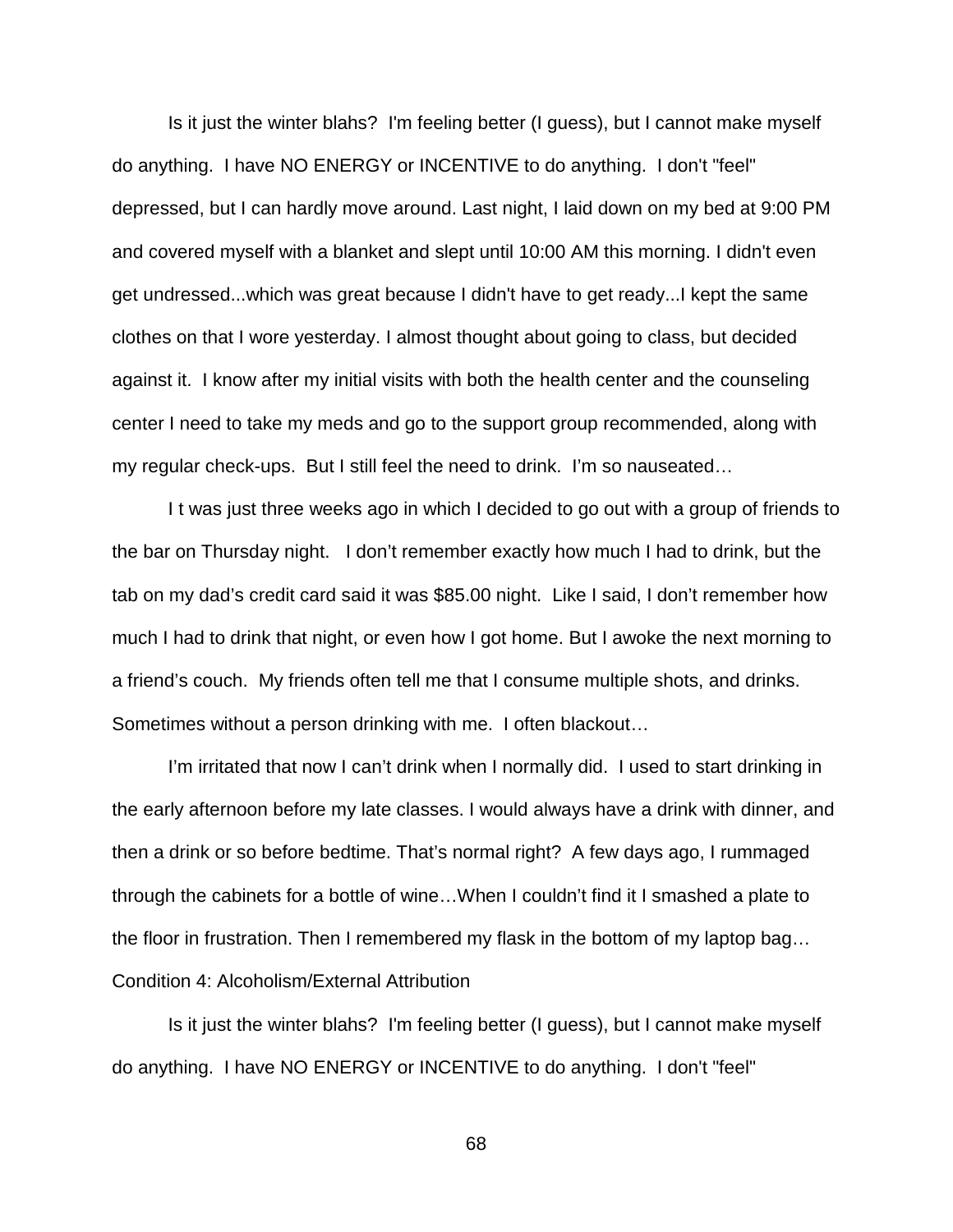Is it just the winter blahs? I'm feeling better (I guess), but I cannot make myself do anything. I have NO ENERGY or INCENTIVE to do anything. I don't "feel" depressed, but I can hardly move around. Last night, I laid down on my bed at 9:00 PM and covered myself with a blanket and slept until 10:00 AM this morning. I didn't even get undressed...which was great because I didn't have to get ready...I kept the same clothes on that I wore yesterday. I almost thought about going to class, but decided against it. I know after my initial visits with both the health center and the counseling center I need to take my meds and go to the support group recommended, along with my regular check-ups. But I still feel the need to drink. I'm so nauseated…

I t was just three weeks ago in which I decided to go out with a group of friends to the bar on Thursday night. I don't remember exactly how much I had to drink, but the tab on my dad's credit card said it was $85.00 night. Like I said, I don't remember how much I had to drink that night, or even how I got home. But I awoke the next morning to a friend's couch. My friends often tell me that I consume multiple shots, and drinks. Sometimes without a person drinking with me. I often blackout…

I'm irritated that now I can't drink when I normally did. I used to start drinking in the early afternoon before my late classes. I would always have a drink with dinner, and then a drink or so before bedtime. That's normal right? A few days ago, I rummaged through the cabinets for a bottle of wine…When I couldn't find it I smashed a plate to the floor in frustration. Then I remembered my flask in the bottom of my laptop bag…

Condition 4: Alcoholism/External Attribution

Is it just the winter blahs? I'm feeling better (I guess), but I cannot make myself do anything. I have NO ENERGY or INCENTIVE to do anything. I don't "feel"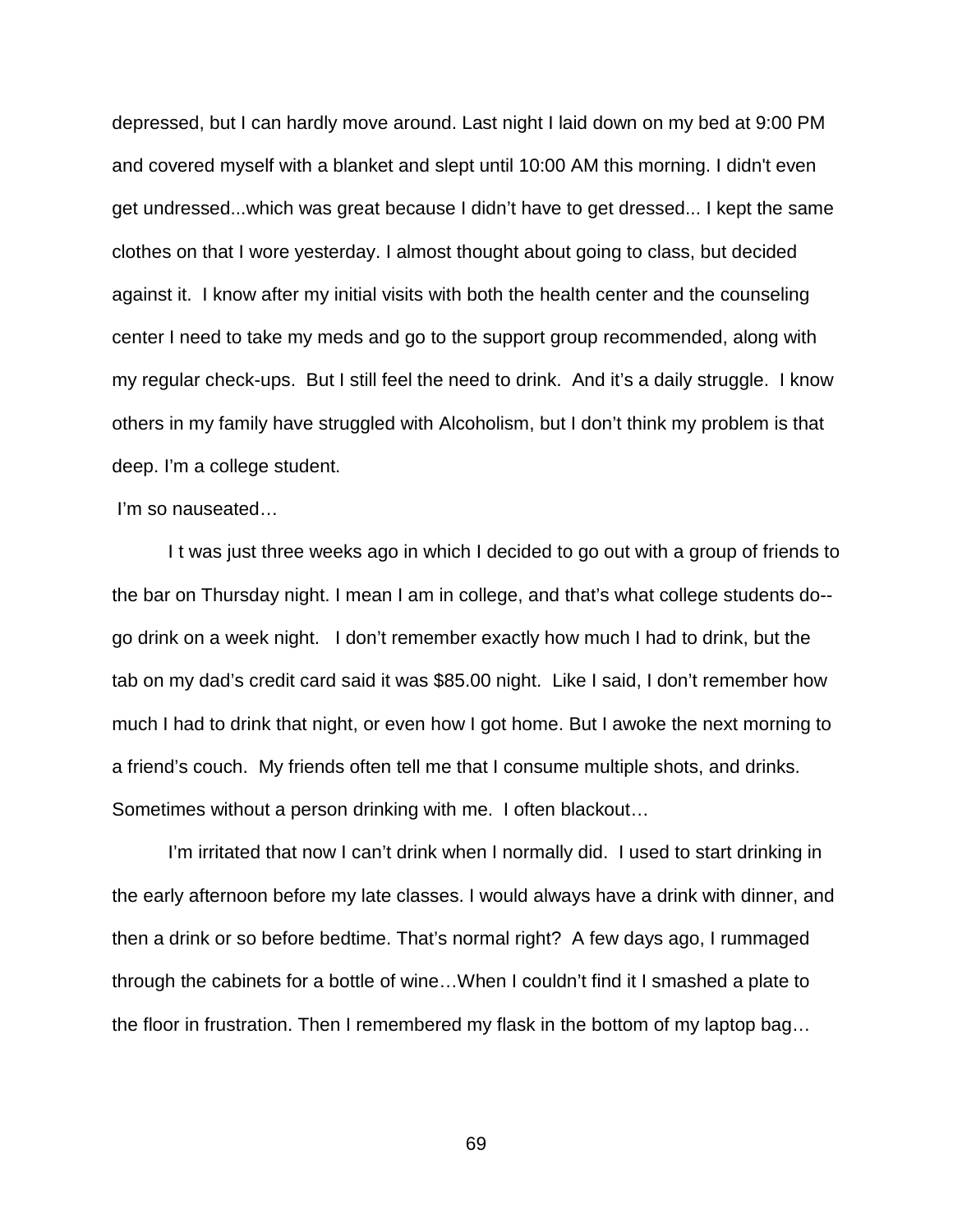depressed, but I can hardly move around. Last night I laid down on my bed at 9:00 PM and covered myself with a blanket and slept until 10:00 AM this morning. I didn't even get undressed...which was great because I didn't have to get dressed... I kept the same clothes on that I wore yesterday. I almost thought about going to class, but decided against it. I know after my initial visits with both the health center and the counseling center I need to take my meds and go to the support group recommended, along with my regular check-ups. But I still feel the need to drink. And it's a daily struggle. I know others in my family have struggled with Alcoholism, but I don't think my problem is that deep. I'm a college student.

I'm so nauseated…

I t was just three weeks ago in which I decided to go out with a group of friends to the bar on Thursday night. I mean I am in college, and that's what college students do--go drink on a week night. I don't remember exactly how much I had to drink, but the tab on my dad's credit card said it was $85.00 night. Like I said, I don't remember how much I had to drink that night, or even how I got home. But I awoke the next morning to a friend's couch. My friends often tell me that I consume multiple shots, and drinks. Sometimes without a person drinking with me. I often blackout…

I'm irritated that now I can't drink when I normally did. I used to start drinking in the early afternoon before my late classes. I would always have a drink with dinner, and then a drink or so before bedtime. That's normal right? A few days ago, I rummaged through the cabinets for a bottle of wine…When I couldn't find it I smashed a plate to the floor in frustration. Then I remembered my flask in the bottom of my laptop bag…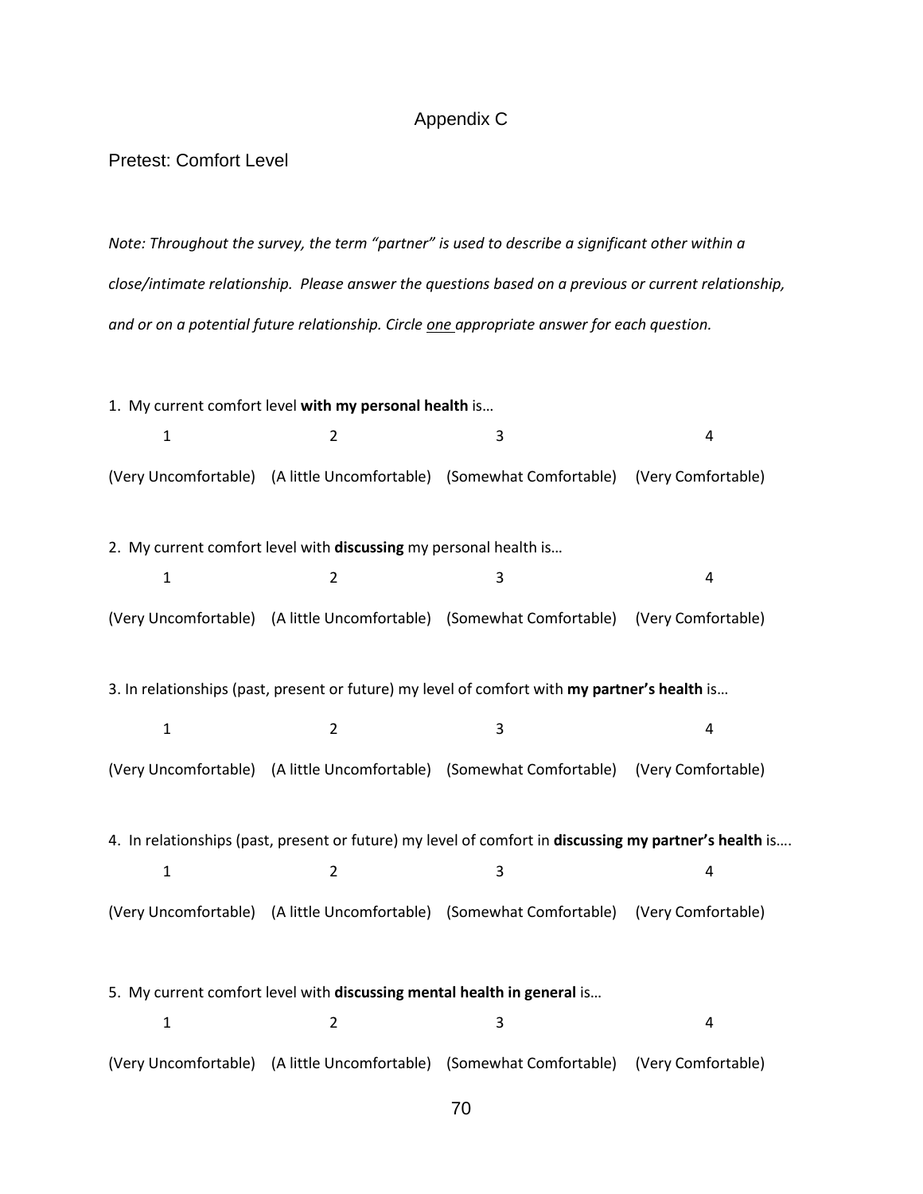# Appendix C

## Pretest: Comfort Level

*Note: Throughout the survey, the term "partner" is used to describe a significant other within a close/intimate relationship. Please answer the questions based on a previous or current relationship, and or on a potential future relationship. Circle <u>one</u> appropriate answer for each question.*

1. My current comfort level **with my personal health** is…

| 1 | 2 | 3 | 4 |
|---|---|---|---|
| (Very Uncomfortable) | (A little Uncomfortable) | (Somewhat Comfortable) | (Very Comfortable) |

2. My current comfort level with **discussing** my personal health is…

| 1 | 2 | 3 | 4 |
|---|---|---|---|
| (Very Uncomfortable) | (A little Uncomfortable) | (Somewhat Comfortable) | (Very Comfortable) |

3. In relationships (past, present or future) my level of comfort with **my partner's health** is…

| 1 | 2 | 3 | 4 |
|---|---|---|---|
| (Very Uncomfortable) | (A little Uncomfortable) | (Somewhat Comfortable) | (Very Comfortable) |

4. In relationships (past, present or future) my level of comfort in **discussing my partner's health** is….

| 1 | 2 | 3 | 4 |
|---|---|---|---|
| (Very Uncomfortable) | (A little Uncomfortable) | (Somewhat Comfortable) | (Very Comfortable) |

5. My current comfort level with **discussing mental health in general** is…

| 1 | 2 | 3 | 4 |
|---|---|---|---|
| (Very Uncomfortable) | (A little Uncomfortable) | (Somewhat Comfortable) | (Very Comfortable) |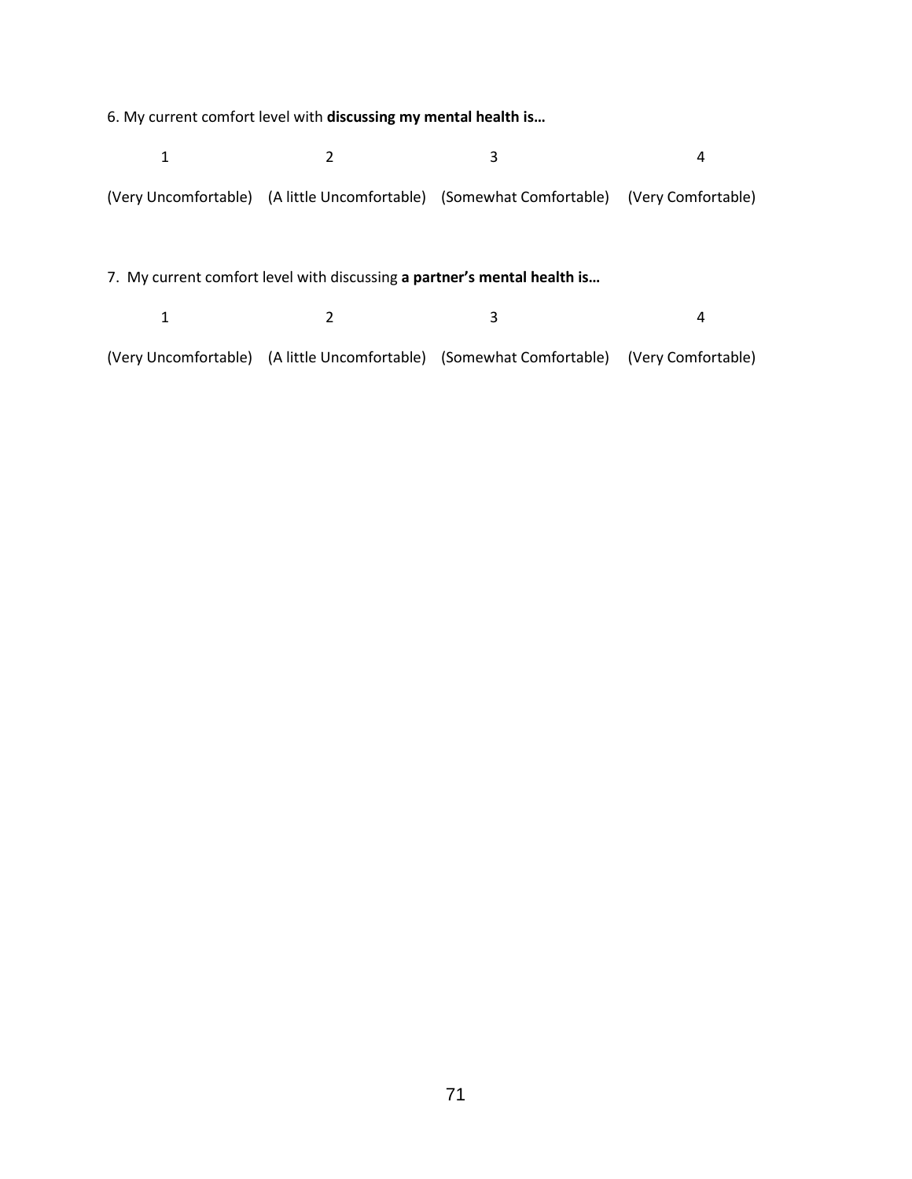6. My current comfort level with **discussing my mental health is…**

| 1 | 2 | 3 | 4 |
|---|---|---|---|
| (Very Uncomfortable) | (A little Uncomfortable) | (Somewhat Comfortable) | (Very Comfortable) |

7. My current comfort level with discussing **a partner's mental health is…**

| 1 | 2 | 3 | 4 |
|---|---|---|---|
| (Very Uncomfortable) | (A little Uncomfortable) | (Somewhat Comfortable) | (Very Comfortable) |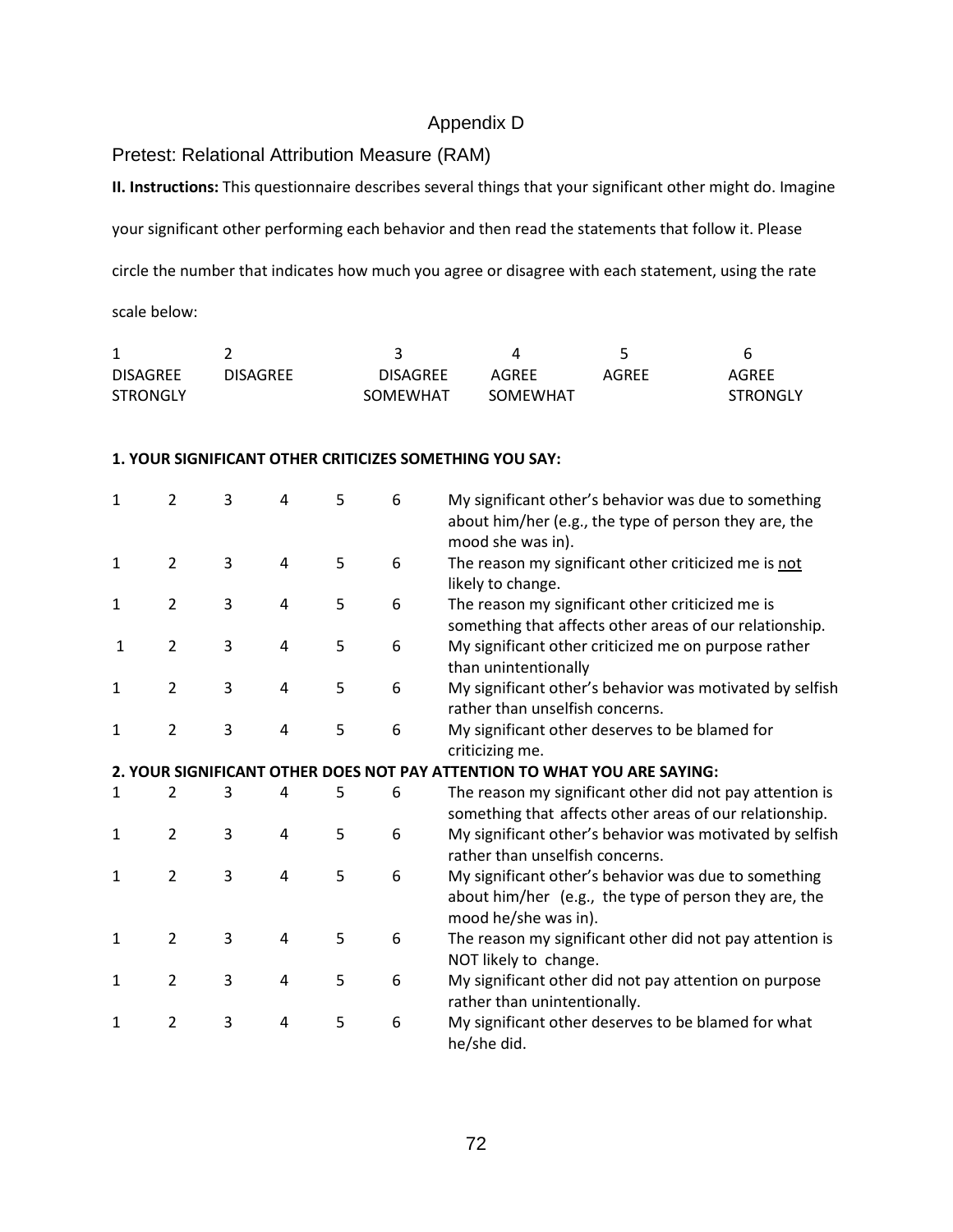# Appendix D

## Pretest: Relational Attribution Measure (RAM)

**II. Instructions:** This questionnaire describes several things that your significant other might do. Imagine your significant other performing each behavior and then read the statements that follow it. Please circle the number that indicates how much you agree or disagree with each statement, using the rate scale below:

| 1 | 2 | 3 | 4 | 5 | 6 |
|---|---|---|---|---|---|
| DISAGREE STRONGLY | DISAGREE | DISAGREE SOMEWHAT | AGREE SOMEWHAT | AGREE | AGREE STRONGLY |

**1. YOUR SIGNIFICANT OTHER CRITICIZES SOMETHING YOU SAY:**

| | | | | | | |
|---|---|---|---|---|---|---|
| 1 | 2 | 3 | 4 | 5 | 6 | My significant other's behavior was due to something about him/her (e.g., the type of person they are, the mood she was in). |
| 1 | 2 | 3 | 4 | 5 | 6 | The reason my significant other criticized me is <u>not</u> likely to change. |
| 1 | 2 | 3 | 4 | 5 | 6 | The reason my significant other criticized me is something that affects other areas of our relationship. |
| 1 | 2 | 3 | 4 | 5 | 6 | My significant other criticized me on purpose rather than unintentionally |
| 1 | 2 | 3 | 4 | 5 | 6 | My significant other's behavior was motivated by selfish rather than unselfish concerns. |
| 1 | 2 | 3 | 4 | 5 | 6 | My significant other deserves to be blamed for criticizing me. |

**2. YOUR SIGNIFICANT OTHER DOES NOT PAY ATTENTION TO WHAT YOU ARE SAYING:**

| | | | | | | |
|---|---|---|---|---|---|---|
| 1 | 2 | 3 | 4 | 5 | 6 | The reason my significant other did not pay attention is something that affects other areas of our relationship. |
| 1 | 2 | 3 | 4 | 5 | 6 | My significant other's behavior was motivated by selfish rather than unselfish concerns. |
| 1 | 2 | 3 | 4 | 5 | 6 | My significant other's behavior was due to something about him/her (e.g., the type of person they are, the mood he/she was in). |
| 1 | 2 | 3 | 4 | 5 | 6 | The reason my significant other did not pay attention is NOT likely to change. |
| 1 | 2 | 3 | 4 | 5 | 6 | My significant other did not pay attention on purpose rather than unintentionally. |
| 1 | 2 | 3 | 4 | 5 | 6 | My significant other deserves to be blamed for what he/she did. |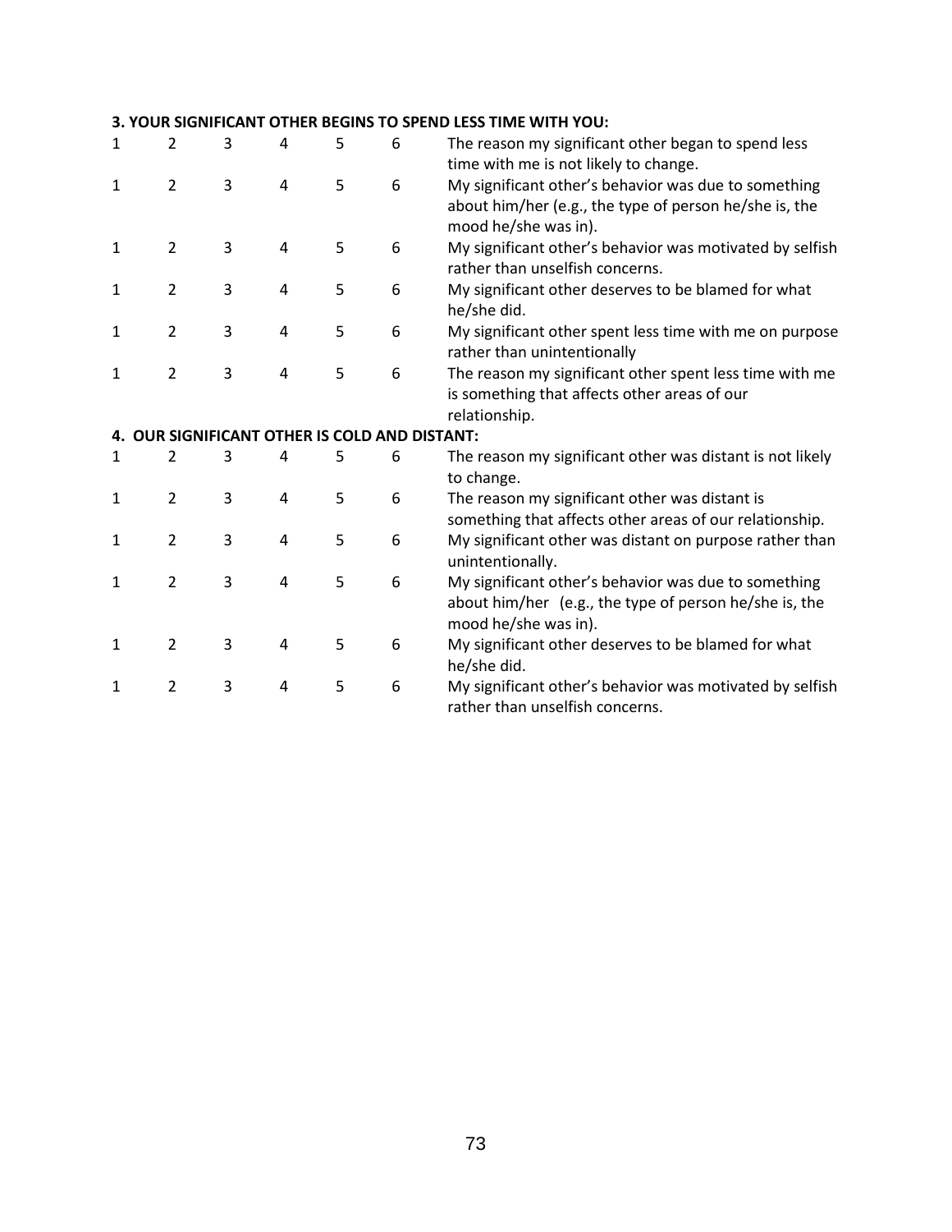**3. YOUR SIGNIFICANT OTHER BEGINS TO SPEND LESS TIME WITH YOU:**

| | | | | | | |
|---|---|---|---|---|---|---|
| 1 | 2 | 3 | 4 | 5 | 6 | The reason my significant other began to spend less time with me is not likely to change. |
| 1 | 2 | 3 | 4 | 5 | 6 | My significant other's behavior was due to something about him/her (e.g., the type of person he/she is, the mood he/she was in). |
| 1 | 2 | 3 | 4 | 5 | 6 | My significant other's behavior was motivated by selfish rather than unselfish concerns. |
| 1 | 2 | 3 | 4 | 5 | 6 | My significant other deserves to be blamed for what he/she did. |
| 1 | 2 | 3 | 4 | 5 | 6 | My significant other spent less time with me on purpose rather than unintentionally |
| 1 | 2 | 3 | 4 | 5 | 6 | The reason my significant other spent less time with me is something that affects other areas of our relationship. |

**4. OUR SIGNIFICANT OTHER IS COLD AND DISTANT:**

| | | | | | | |
|---|---|---|---|---|---|---|
| 1 | 2 | 3 | 4 | 5 | 6 | The reason my significant other was distant is not likely to change. |
| 1 | 2 | 3 | 4 | 5 | 6 | The reason my significant other was distant is something that affects other areas of our relationship. |
| 1 | 2 | 3 | 4 | 5 | 6 | My significant other was distant on purpose rather than unintentionally. |
| 1 | 2 | 3 | 4 | 5 | 6 | My significant other's behavior was due to something about him/her (e.g., the type of person he/she is, the mood he/she was in). |
| 1 | 2 | 3 | 4 | 5 | 6 | My significant other deserves to be blamed for what he/she did. |
| 1 | 2 | 3 | 4 | 5 | 6 | My significant other's behavior was motivated by selfish rather than unselfish concerns. |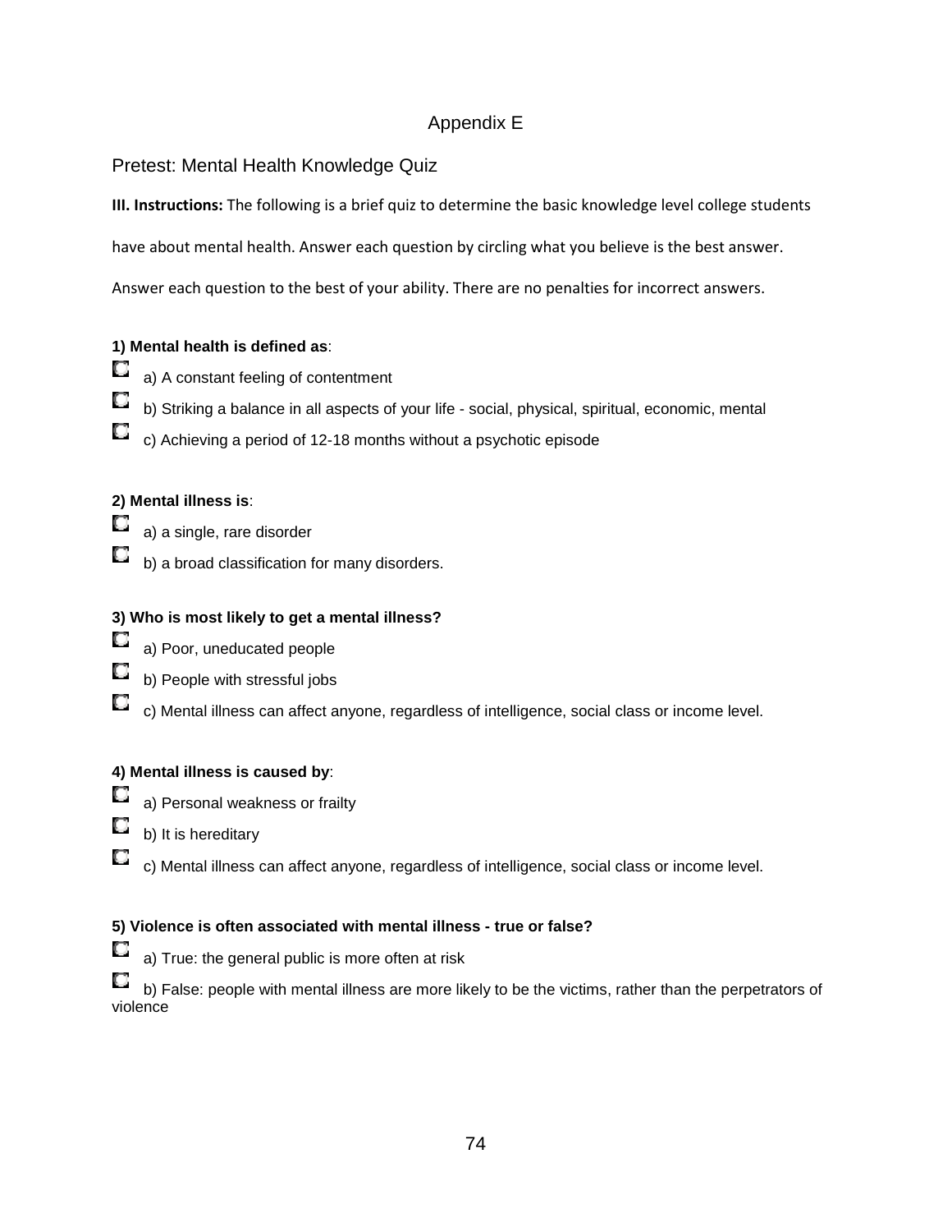# Appendix E

## Pretest: Mental Health Knowledge Quiz

**III. Instructions:** The following is a brief quiz to determine the basic knowledge level college students have about mental health. Answer each question by circling what you believe is the best answer. Answer each question to the best of your ability. There are no penalties for incorrect answers.

**1) Mental health is defined as**:

- a) A constant feeling of contentment
- b) Striking a balance in all aspects of your life - social, physical, spiritual, economic, mental
- c) Achieving a period of 12-18 months without a psychotic episode

**2) Mental illness is**:

- a) a single, rare disorder
- b) a broad classification for many disorders.

**3) Who is most likely to get a mental illness?**

- a) Poor, uneducated people
- b) People with stressful jobs
- c) Mental illness can affect anyone, regardless of intelligence, social class or income level.

**4) Mental illness is caused by**:

- a) Personal weakness or frailty
- b) It is hereditary
- c) Mental illness can affect anyone, regardless of intelligence, social class or income level.

**5) Violence is often associated with mental illness - true or false?**

- a) True: the general public is more often at risk
- b) False: people with mental illness are more likely to be the victims, rather than the perpetrators of violence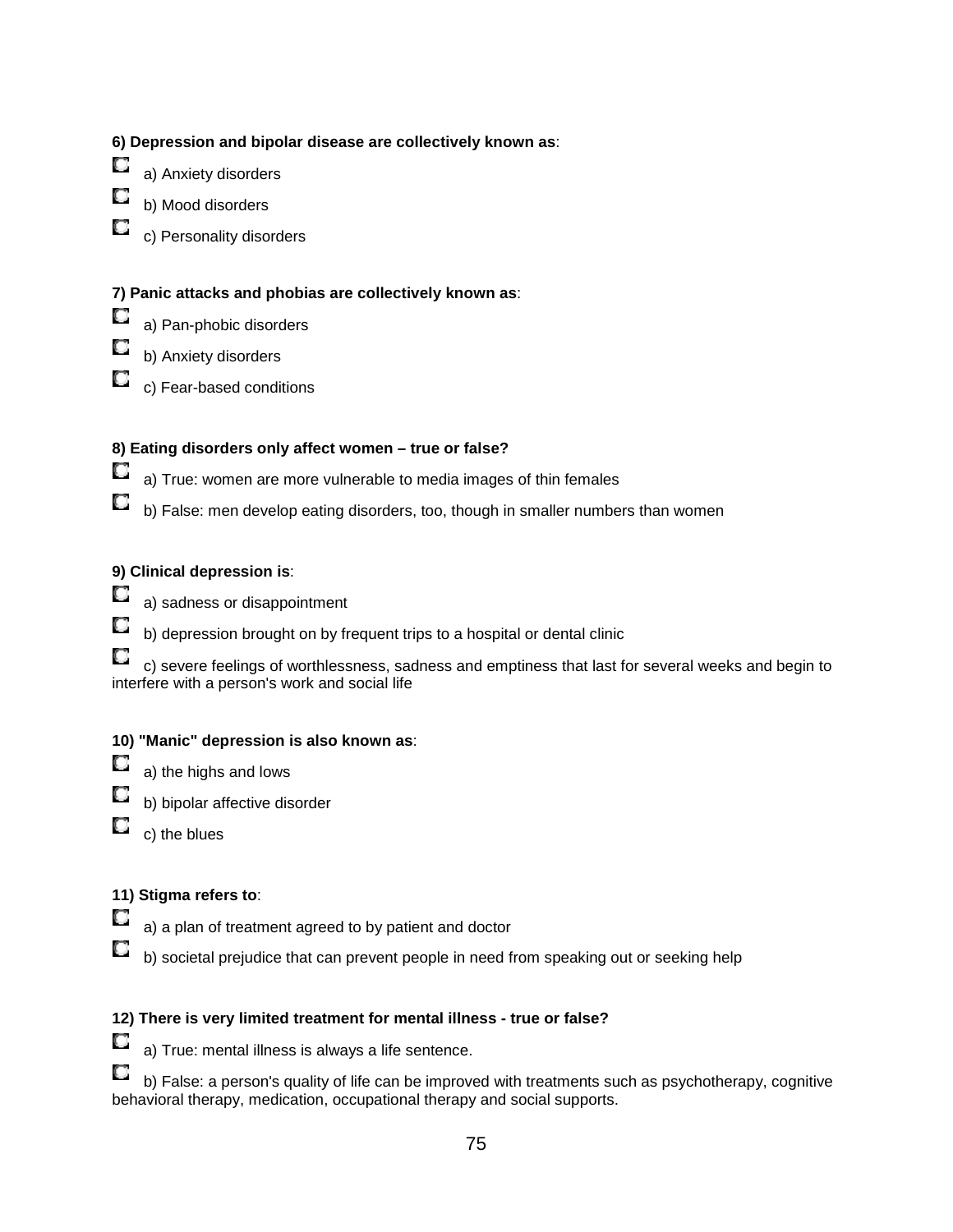**6) Depression and bipolar disease are collectively known as**:

- a) Anxiety disorders
- b) Mood disorders
- c) Personality disorders

**7) Panic attacks and phobias are collectively known as**:

- a) Pan-phobic disorders
- b) Anxiety disorders
- c) Fear-based conditions

**8) Eating disorders only affect women – true or false?**

- a) True: women are more vulnerable to media images of thin females
- b) False: men develop eating disorders, too, though in smaller numbers than women

**9) Clinical depression is**:

- a) sadness or disappointment
- b) depression brought on by frequent trips to a hospital or dental clinic
- c) severe feelings of worthlessness, sadness and emptiness that last for several weeks and begin to interfere with a person's work and social life

**10) "Manic" depression is also known as**:

- a) the highs and lows
- b) bipolar affective disorder
- c) the blues

**11) Stigma refers to**:

- a) a plan of treatment agreed to by patient and doctor
- b) societal prejudice that can prevent people in need from speaking out or seeking help

**12) There is very limited treatment for mental illness - true or false?**

- a) True: mental illness is always a life sentence.
- b) False: a person's quality of life can be improved with treatments such as psychotherapy, cognitive behavioral therapy, medication, occupational therapy and social supports.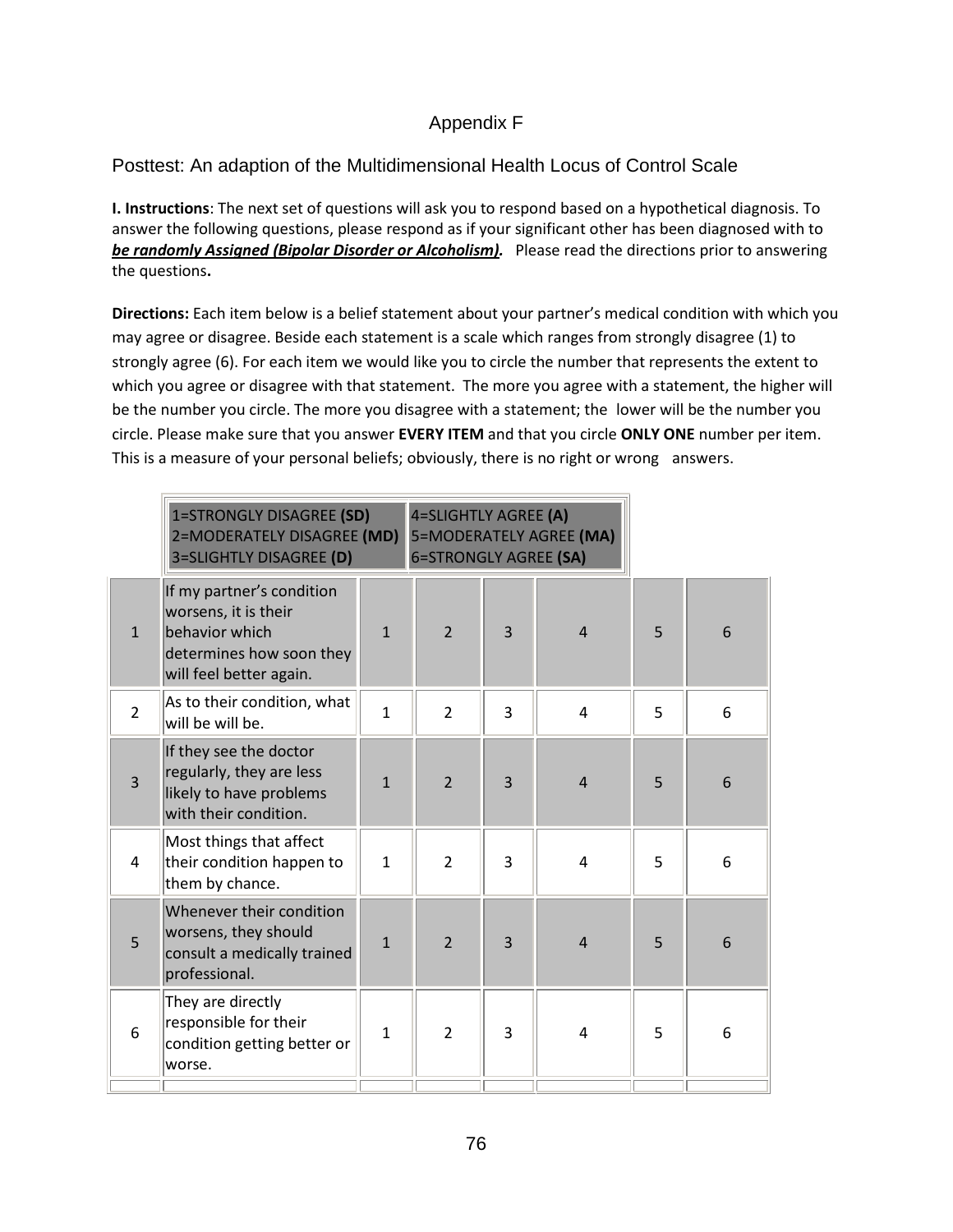# Appendix F

## Posttest: An adaption of the Multidimensional Health Locus of Control Scale

**I. Instructions**: The next set of questions will ask you to respond based on a hypothetical diagnosis. To answer the following questions, please respond as if your significant other has been diagnosed with to ***be randomly Assigned (Bipolar Disorder or Alcoholism).*** Please read the directions prior to answering the questions**.**

**Directions:** Each item below is a belief statement about your partner's medical condition with which you may agree or disagree. Beside each statement is a scale which ranges from strongly disagree (1) to strongly agree (6). For each item we would like you to circle the number that represents the extent to which you agree or disagree with that statement. The more you agree with a statement, the higher will be the number you circle. The more you disagree with a statement; the lower will be the number you circle. Please make sure that you answer **EVERY ITEM** and that you circle **ONLY ONE** number per item. This is a measure of your personal beliefs; obviously, there is no right or wrong answers.

| 1=STRONGLY DISAGREE **(SD)**<br>2=MODERATELY DISAGREE **(MD)**<br>3=SLIGHTLY DISAGREE **(D)** | 4=SLIGHTLY AGREE **(A)**<br>5=MODERATELY AGREE **(MA)**<br>6=STRONGLY AGREE **(SA)** |
|---|---|

| | | | | | | | |
|---|---|---|---|---|---|---|---|
| 1 | If my partner's condition worsens, it is their behavior which determines how soon they will feel better again. | 1 | 2 | 3 | 4 | 5 | 6 |
| 2 | As to their condition, what will be will be. | 1 | 2 | 3 | 4 | 5 | 6 |
| 3 | If they see the doctor regularly, they are less likely to have problems with their condition. | 1 | 2 | 3 | 4 | 5 | 6 |
| 4 | Most things that affect their condition happen to them by chance. | 1 | 2 | 3 | 4 | 5 | 6 |
| 5 | Whenever their condition worsens, they should consult a medically trained professional. | 1 | 2 | 3 | 4 | 5 | 6 |
| 6 | They are directly responsible for their condition getting better or worse. | 1 | 2 | 3 | 4 | 5 | 6 |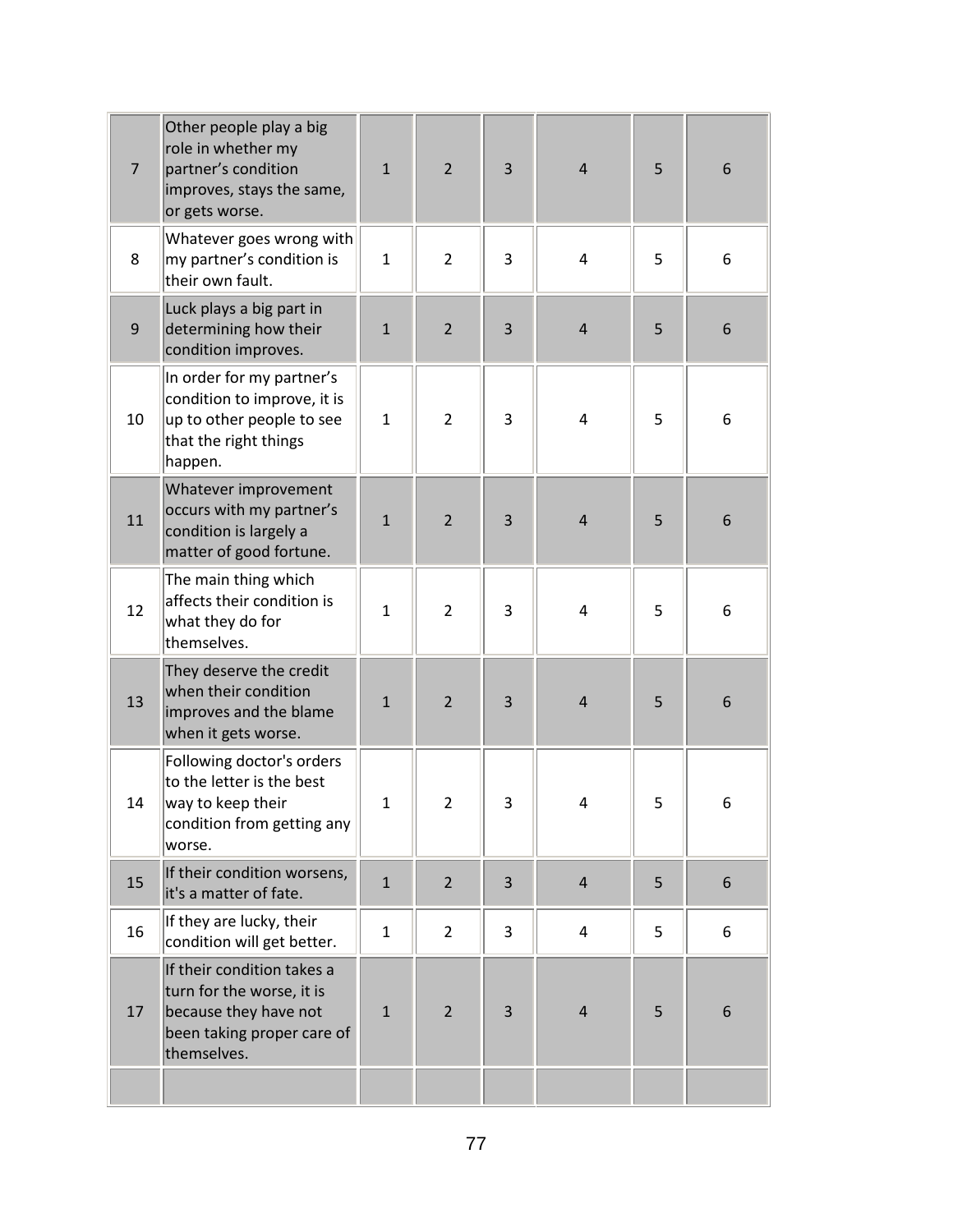| | | | | | | | |
|---|---|---|---|---|---|---|---|
| 7 | Other people play a big role in whether my partner's condition improves, stays the same, or gets worse. | 1 | 2 | 3 | 4 | 5 | 6 |
| 8 | Whatever goes wrong with my partner's condition is their own fault. | 1 | 2 | 3 | 4 | 5 | 6 |
| 9 | Luck plays a big part in determining how their condition improves. | 1 | 2 | 3 | 4 | 5 | 6 |
| 10 | In order for my partner's condition to improve, it is up to other people to see that the right things happen. | 1 | 2 | 3 | 4 | 5 | 6 |
| 11 | Whatever improvement occurs with my partner's condition is largely a matter of good fortune. | 1 | 2 | 3 | 4 | 5 | 6 |
| 12 | The main thing which affects their condition is what they do for themselves. | 1 | 2 | 3 | 4 | 5 | 6 |
| 13 | They deserve the credit when their condition improves and the blame when it gets worse. | 1 | 2 | 3 | 4 | 5 | 6 |
| 14 | Following doctor's orders to the letter is the best way to keep their condition from getting any worse. | 1 | 2 | 3 | 4 | 5 | 6 |
| 15 | If their condition worsens, it's a matter of fate. | 1 | 2 | 3 | 4 | 5 | 6 |
| 16 | If they are lucky, their condition will get better. | 1 | 2 | 3 | 4 | 5 | 6 |
| 17 | If their condition takes a turn for the worse, it is because they have not been taking proper care of themselves. | 1 | 2 | 3 | 4 | 5 | 6 |
| | | | | | | | |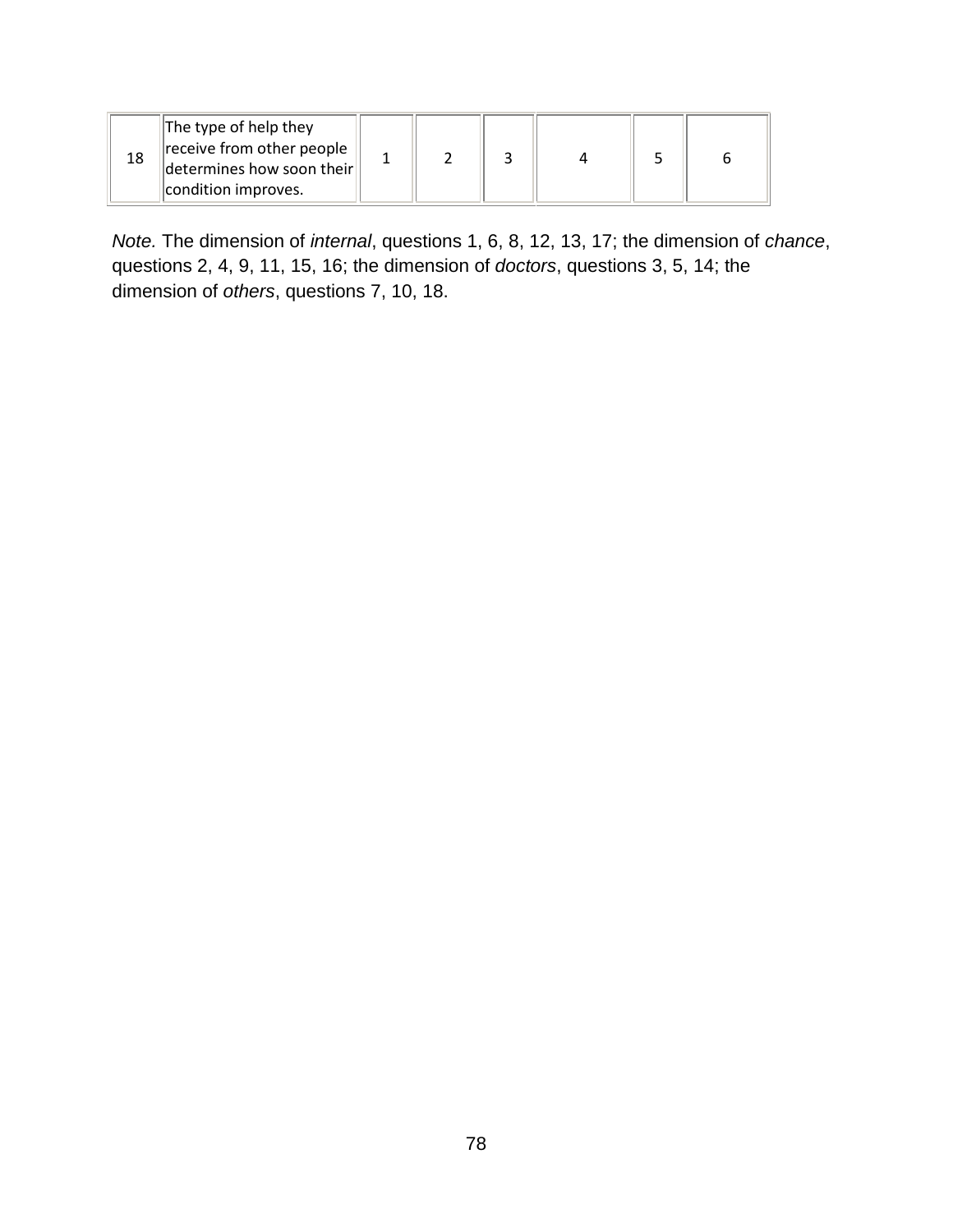| 18 | The type of help they receive from other people determines how soon their condition improves. | 1 | 2 | 3 | 4 | 5 | 6 |
|---|---|---|---|---|---|---|---|

*Note.* The dimension of *internal*, questions 1, 6, 8, 12, 13, 17; the dimension of *chance*, questions 2, 4, 9, 11, 15, 16; the dimension of *doctors*, questions 3, 5, 14; the dimension of *others*, questions 7, 10, 18.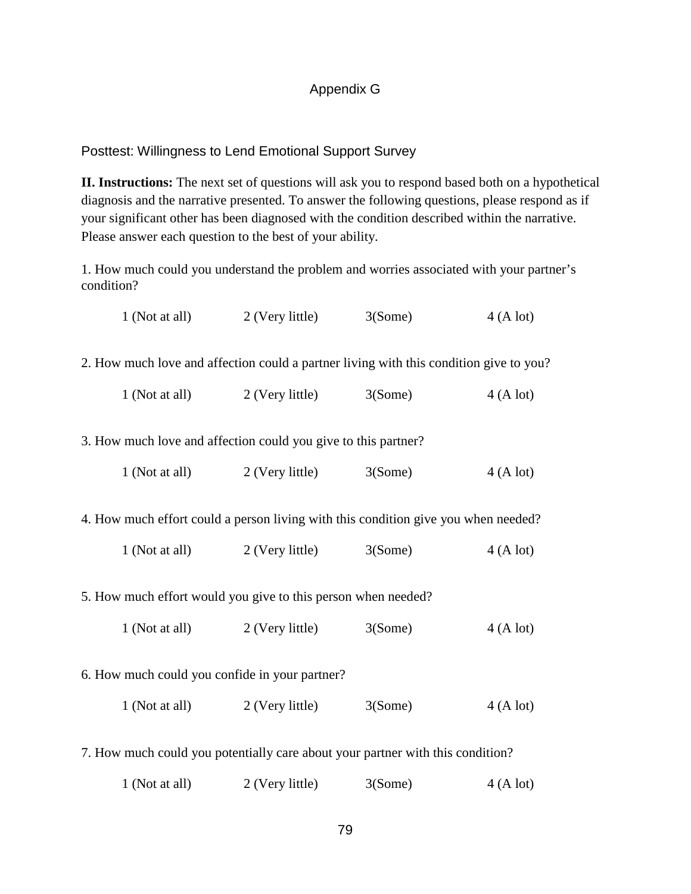# Appendix G

## Posttest: Willingness to Lend Emotional Support Survey

**II. Instructions:** The next set of questions will ask you to respond based both on a hypothetical diagnosis and the narrative presented. To answer the following questions, please respond as if your significant other has been diagnosed with the condition described within the narrative. Please answer each question to the best of your ability.

1. How much could you understand the problem and worries associated with your partner's condition?

   1 (Not at all)   2 (Very little)   3(Some)   4 (A lot)

2. How much love and affection could a partner living with this condition give to you?

   1 (Not at all)   2 (Very little)   3(Some)   4 (A lot)

3. How much love and affection could you give to this partner?

   1 (Not at all)   2 (Very little)   3(Some)   4 (A lot)

4. How much effort could a person living with this condition give you when needed?

   1 (Not at all)   2 (Very little)   3(Some)   4 (A lot)

5. How much effort would you give to this person when needed?

   1 (Not at all)   2 (Very little)   3(Some)   4 (A lot)

6. How much could you confide in your partner?

   1 (Not at all)   2 (Very little)   3(Some)   4 (A lot)

7. How much could you potentially care about your partner with this condition?

   1 (Not at all)   2 (Very little)   3(Some)   4 (A lot)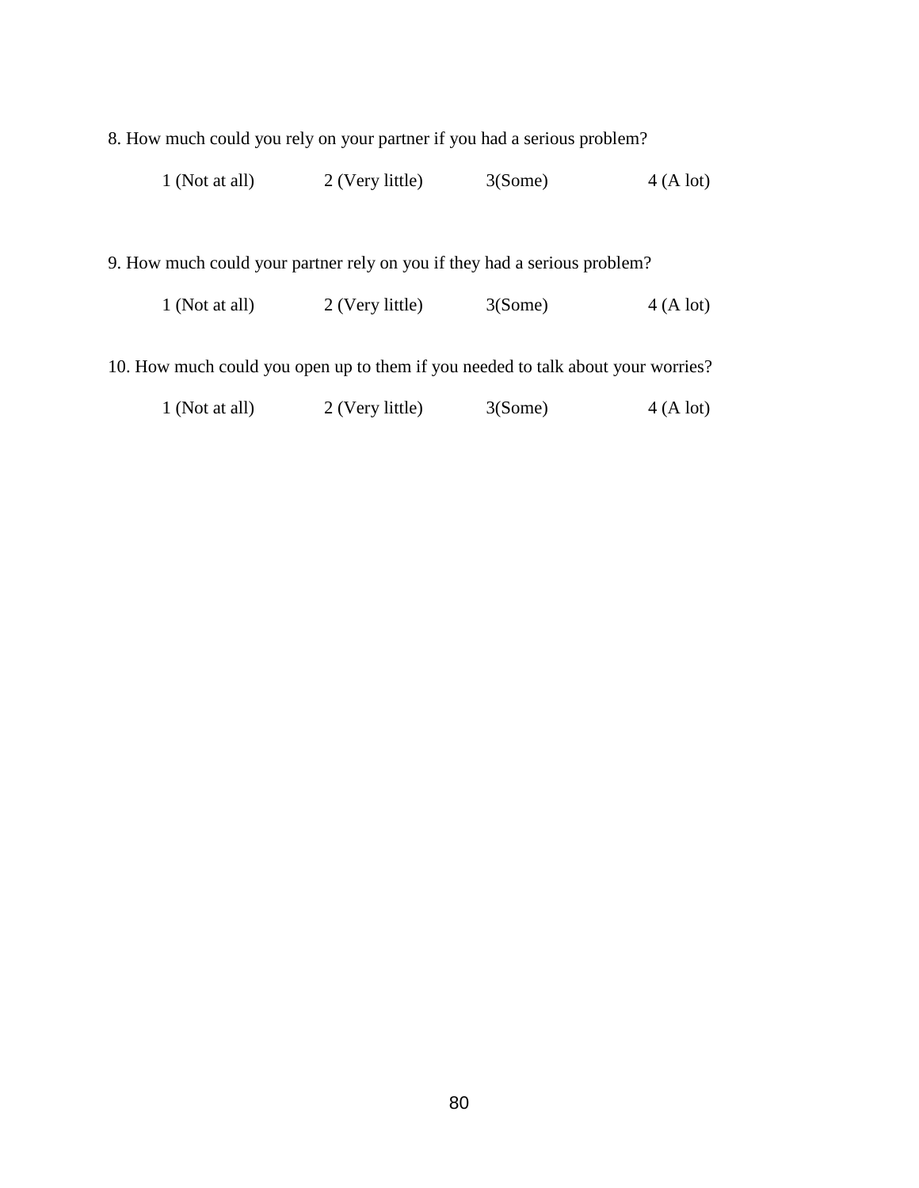8. How much could you rely on your partner if you had a serious problem?

1 (Not at all) 2 (Very little) 3(Some) 4 (A lot)

9. How much could your partner rely on you if they had a serious problem?

1 (Not at all) 2 (Very little) 3(Some) 4 (A lot)

10. How much could you open up to them if you needed to talk about your worries?

1 (Not at all) 2 (Very little) 3(Some) 4 (A lot)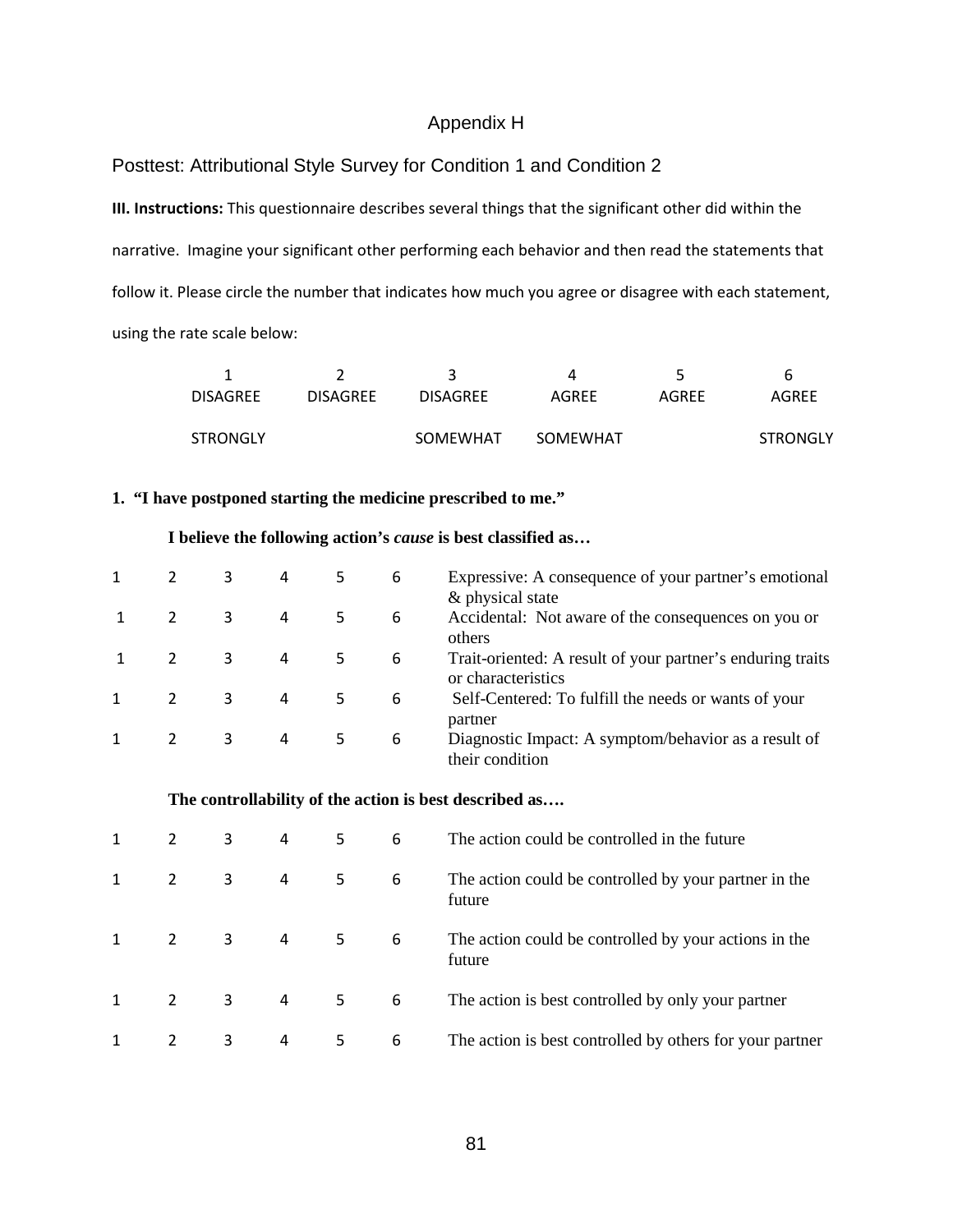# Appendix H

## Posttest: Attributional Style Survey for Condition 1 and Condition 2

**III. Instructions:** This questionnaire describes several things that the significant other did within the narrative. Imagine your significant other performing each behavior and then read the statements that follow it. Please circle the number that indicates how much you agree or disagree with each statement, using the rate scale below:

| 1 | 2 | 3 | 4 | 5 | 6 |
|---|---|---|---|---|---|
| DISAGREE STRONGLY | DISAGREE | DISAGREE SOMEWHAT | AGREE SOMEWHAT | AGREE | AGREE STRONGLY |

**1. "I have postponed starting the medicine prescribed to me."**

**I believe the following action's *cause* is best classified as…**

| | | | | | | |
|---|---|---|---|---|---|---|
| 1 | 2 | 3 | 4 | 5 | 6 | Expressive: A consequence of your partner's emotional & physical state |
| 1 | 2 | 3 | 4 | 5 | 6 | Accidental: Not aware of the consequences on you or others |
| 1 | 2 | 3 | 4 | 5 | 6 | Trait-oriented: A result of your partner's enduring traits or characteristics |
| 1 | 2 | 3 | 4 | 5 | 6 | Self-Centered: To fulfill the needs or wants of your partner |
| 1 | 2 | 3 | 4 | 5 | 6 | Diagnostic Impact: A symptom/behavior as a result of their condition |

**The controllability of the action is best described as….**

| | | | | | | |
|---|---|---|---|---|---|---|
| 1 | 2 | 3 | 4 | 5 | 6 | The action could be controlled in the future |
| 1 | 2 | 3 | 4 | 5 | 6 | The action could be controlled by your partner in the future |
| 1 | 2 | 3 | 4 | 5 | 6 | The action could be controlled by your actions in the future |
| 1 | 2 | 3 | 4 | 5 | 6 | The action is best controlled by only your partner |
| 1 | 2 | 3 | 4 | 5 | 6 | The action is best controlled by others for your partner |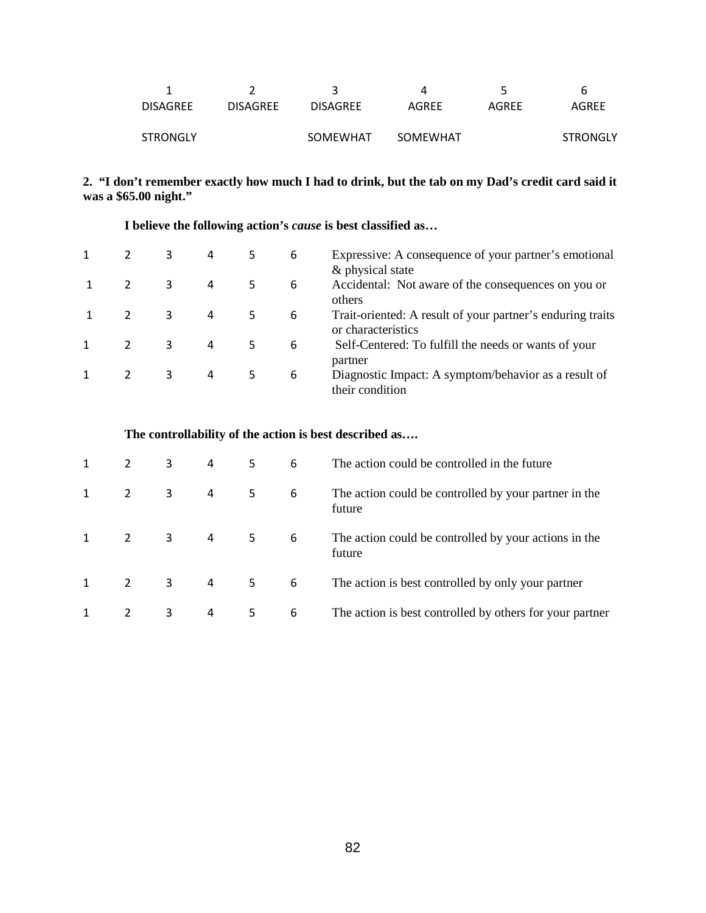| 1 | 2 | 3 | 4 | 5 | 6 |
|---|---|---|---|---|---|
| DISAGREE | DISAGREE | DISAGREE | AGREE | AGREE | AGREE |
| STRONGLY | | SOMEWHAT | SOMEWHAT | | STRONGLY |

**2. "I don't remember exactly how much I had to drink, but the tab on my Dad's credit card said it was a $65.00 night."**

**I believe the following action's *cause* is best classified as…**

| | | | | | | |
|---|---|---|---|---|---|---|
| 1 | 2 | 3 | 4 | 5 | 6 | Expressive: A consequence of your partner's emotional & physical state |
| 1 | 2 | 3 | 4 | 5 | 6 | Accidental: Not aware of the consequences on you or others |
| 1 | 2 | 3 | 4 | 5 | 6 | Trait-oriented: A result of your partner's enduring traits or characteristics |
| 1 | 2 | 3 | 4 | 5 | 6 | Self-Centered: To fulfill the needs or wants of your partner |
| 1 | 2 | 3 | 4 | 5 | 6 | Diagnostic Impact: A symptom/behavior as a result of their condition |

**The controllability of the action is best described as….**

| | | | | | | |
|---|---|---|---|---|---|---|
| 1 | 2 | 3 | 4 | 5 | 6 | The action could be controlled in the future |
| 1 | 2 | 3 | 4 | 5 | 6 | The action could be controlled by your partner in the future |
| 1 | 2 | 3 | 4 | 5 | 6 | The action could be controlled by your actions in the future |
| 1 | 2 | 3 | 4 | 5 | 6 | The action is best controlled by only your partner |
| 1 | 2 | 3 | 4 | 5 | 6 | The action is best controlled by others for your partner |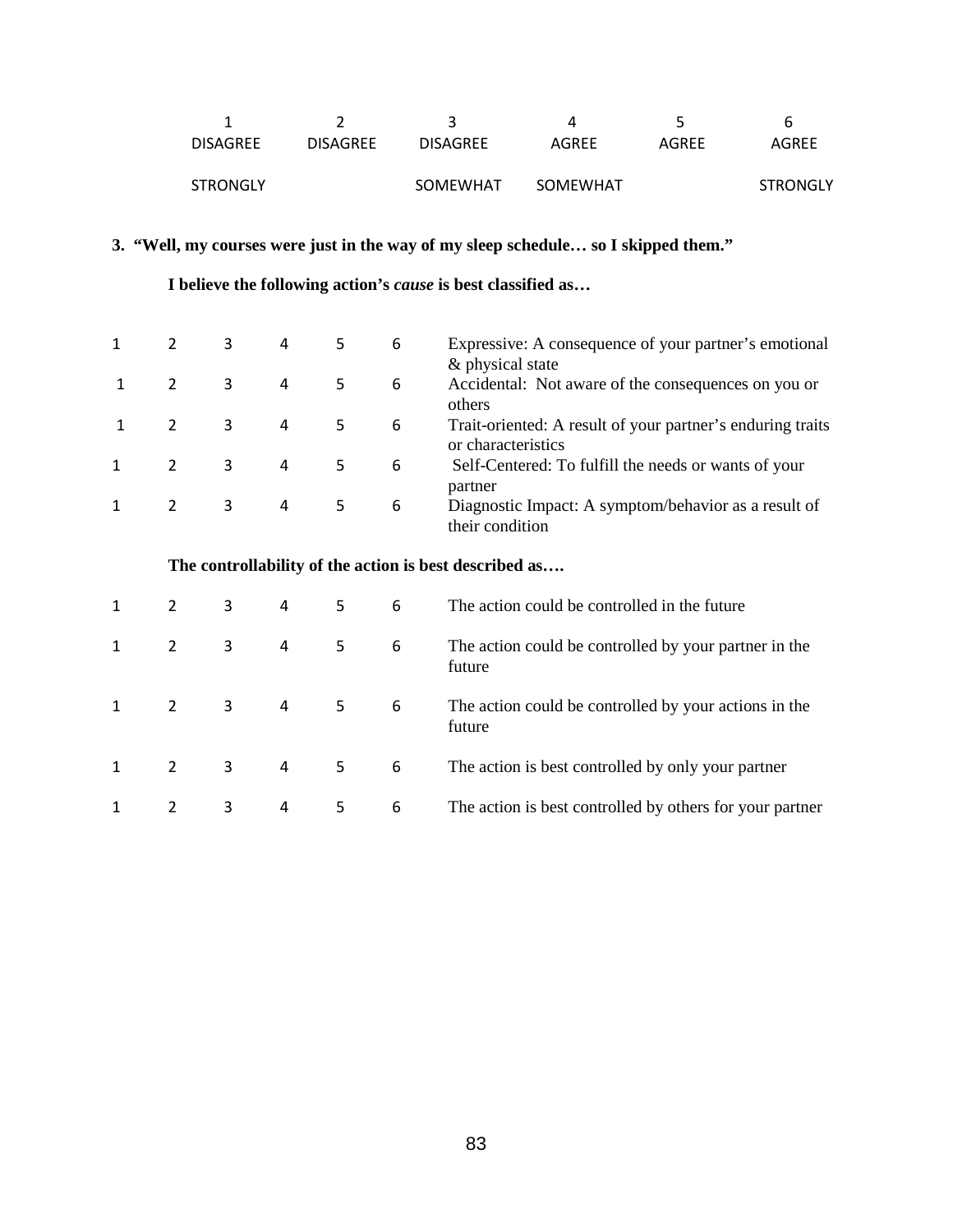| 1 | 2 | 3 | 4 | 5 | 6 |
|---|---|---|---|---|---|
| DISAGREE | DISAGREE | DISAGREE | AGREE | AGREE | AGREE |
| STRONGLY | | SOMEWHAT | SOMEWHAT | | STRONGLY |

**3. "Well, my courses were just in the way of my sleep schedule… so I skipped them."**

**I believe the following action's *cause* is best classified as…**

| | | | | | | |
|---|---|---|---|---|---|---|
| 1 | 2 | 3 | 4 | 5 | 6 | Expressive: A consequence of your partner's emotional & physical state |
| 1 | 2 | 3 | 4 | 5 | 6 | Accidental: Not aware of the consequences on you or others |
| 1 | 2 | 3 | 4 | 5 | 6 | Trait-oriented: A result of your partner's enduring traits or characteristics |
| 1 | 2 | 3 | 4 | 5 | 6 | Self-Centered: To fulfill the needs or wants of your partner |
| 1 | 2 | 3 | 4 | 5 | 6 | Diagnostic Impact: A symptom/behavior as a result of their condition |

**The controllability of the action is best described as….**

| | | | | | | |
|---|---|---|---|---|---|---|
| 1 | 2 | 3 | 4 | 5 | 6 | The action could be controlled in the future |
| 1 | 2 | 3 | 4 | 5 | 6 | The action could be controlled by your partner in the future |
| 1 | 2 | 3 | 4 | 5 | 6 | The action could be controlled by your actions in the future |
| 1 | 2 | 3 | 4 | 5 | 6 | The action is best controlled by only your partner |
| 1 | 2 | 3 | 4 | 5 | 6 | The action is best controlled by others for your partner |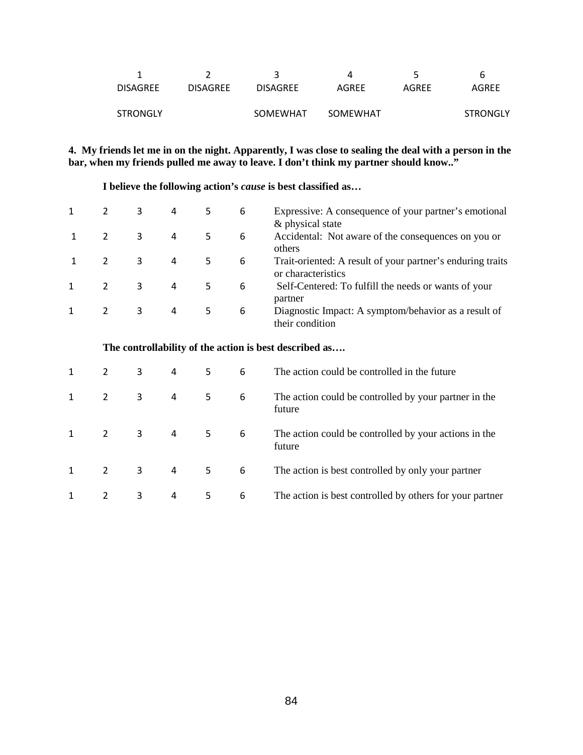| 1 | 2 | 3 | 4 | 5 | 6 |
|---|---|---|---|---|---|
| DISAGREE | DISAGREE | DISAGREE | AGREE | AGREE | AGREE |
| STRONGLY | | SOMEWHAT | SOMEWHAT | | STRONGLY |

**4. My friends let me in on the night. Apparently, I was close to sealing the deal with a person in the bar, when my friends pulled me away to leave. I don't think my partner should know.."**

**I believe the following action's *cause* is best classified as…**

| | | | | | | |
|---|---|---|---|---|---|---|
| 1 | 2 | 3 | 4 | 5 | 6 | Expressive: A consequence of your partner's emotional & physical state |
| 1 | 2 | 3 | 4 | 5 | 6 | Accidental: Not aware of the consequences on you or others |
| 1 | 2 | 3 | 4 | 5 | 6 | Trait-oriented: A result of your partner's enduring traits or characteristics |
| 1 | 2 | 3 | 4 | 5 | 6 | Self-Centered: To fulfill the needs or wants of your partner |
| 1 | 2 | 3 | 4 | 5 | 6 | Diagnostic Impact: A symptom/behavior as a result of their condition |

**The controllability of the action is best described as….**

| | | | | | | |
|---|---|---|---|---|---|---|
| 1 | 2 | 3 | 4 | 5 | 6 | The action could be controlled in the future |
| 1 | 2 | 3 | 4 | 5 | 6 | The action could be controlled by your partner in the future |
| 1 | 2 | 3 | 4 | 5 | 6 | The action could be controlled by your actions in the future |
| 1 | 2 | 3 | 4 | 5 | 6 | The action is best controlled by only your partner |
| 1 | 2 | 3 | 4 | 5 | 6 | The action is best controlled by others for your partner |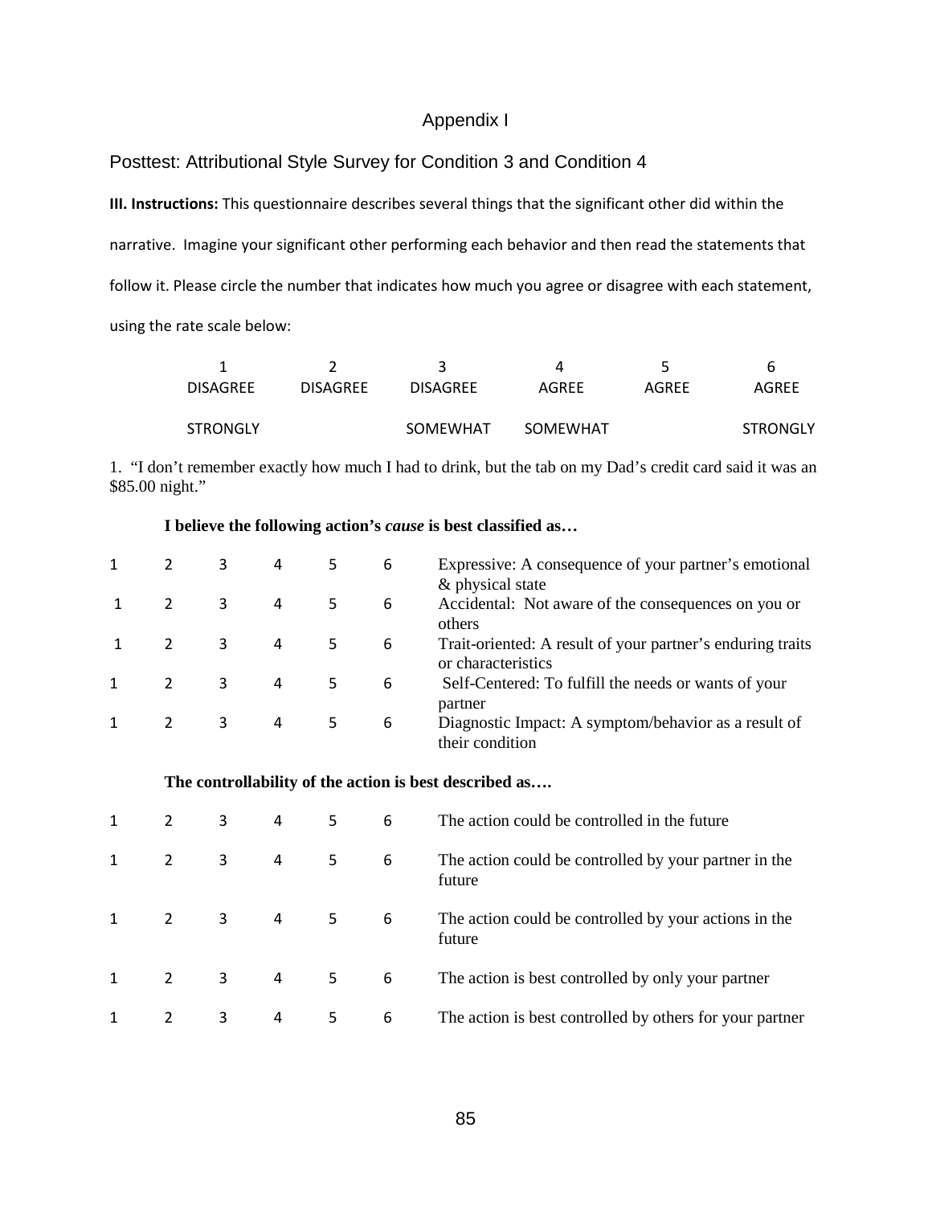# Appendix I

## Posttest: Attributional Style Survey for Condition 3 and Condition 4

**III. Instructions:** This questionnaire describes several things that the significant other did within the narrative. Imagine your significant other performing each behavior and then read the statements that follow it. Please circle the number that indicates how much you agree or disagree with each statement, using the rate scale below:

| 1 | 2 | 3 | 4 | 5 | 6 |
|---|---|---|---|---|---|
| DISAGREE | DISAGREE | DISAGREE | AGREE | AGREE | AGREE |
| STRONGLY | | SOMEWHAT | SOMEWHAT | | STRONGLY |

1. "I don't remember exactly how much I had to drink, but the tab on my Dad's credit card said it was an $85.00 night."

**I believe the following action's *cause* is best classified as…**

| | | | | | | |
|---|---|---|---|---|---|---|
| 1 | 2 | 3 | 4 | 5 | 6 | Expressive: A consequence of your partner's emotional & physical state |
| 1 | 2 | 3 | 4 | 5 | 6 | Accidental: Not aware of the consequences on you or others |
| 1 | 2 | 3 | 4 | 5 | 6 | Trait-oriented: A result of your partner's enduring traits or characteristics |
| 1 | 2 | 3 | 4 | 5 | 6 | Self-Centered: To fulfill the needs or wants of your partner |
| 1 | 2 | 3 | 4 | 5 | 6 | Diagnostic Impact: A symptom/behavior as a result of their condition |

**The controllability of the action is best described as….**

| | | | | | | |
|---|---|---|---|---|---|---|
| 1 | 2 | 3 | 4 | 5 | 6 | The action could be controlled in the future |
| 1 | 2 | 3 | 4 | 5 | 6 | The action could be controlled by your partner in the future |
| 1 | 2 | 3 | 4 | 5 | 6 | The action could be controlled by your actions in the future |
| 1 | 2 | 3 | 4 | 5 | 6 | The action is best controlled by only your partner |
| 1 | 2 | 3 | 4 | 5 | 6 | The action is best controlled by others for your partner |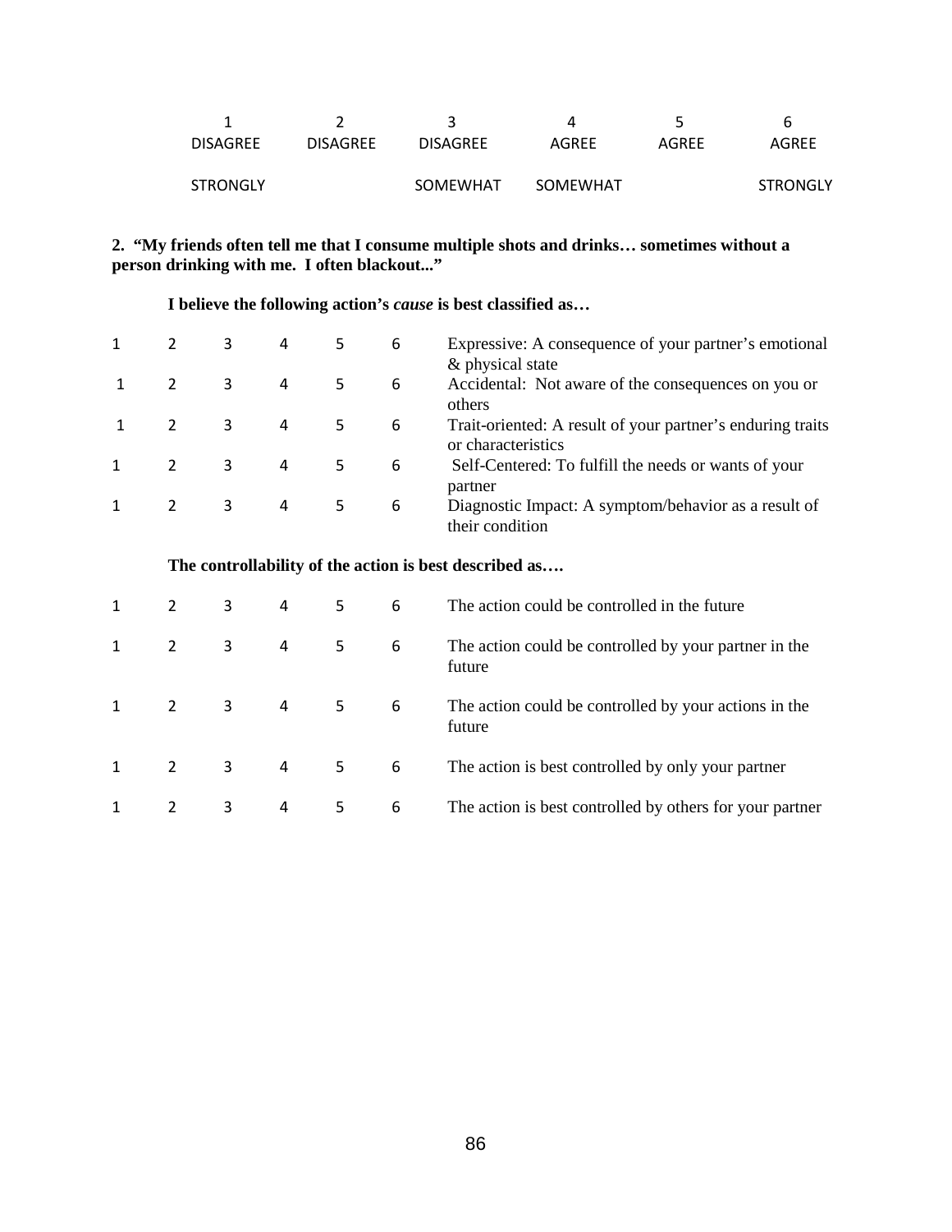| 1 | 2 | 3 | 4 | 5 | 6 |
|---|---|---|---|---|---|
| DISAGREE | DISAGREE | DISAGREE | AGREE | AGREE | AGREE |
| STRONGLY | | SOMEWHAT | SOMEWHAT | | STRONGLY |

**2. "My friends often tell me that I consume multiple shots and drinks… sometimes without a person drinking with me. I often blackout..."**

**I believe the following action's *cause* is best classified as…**

| | | | | | | |
|---|---|---|---|---|---|---|
| 1 | 2 | 3 | 4 | 5 | 6 | Expressive: A consequence of your partner's emotional & physical state |
| 1 | 2 | 3 | 4 | 5 | 6 | Accidental: Not aware of the consequences on you or others |
| 1 | 2 | 3 | 4 | 5 | 6 | Trait-oriented: A result of your partner's enduring traits or characteristics |
| 1 | 2 | 3 | 4 | 5 | 6 | Self-Centered: To fulfill the needs or wants of your partner |
| 1 | 2 | 3 | 4 | 5 | 6 | Diagnostic Impact: A symptom/behavior as a result of their condition |

**The controllability of the action is best described as….**

| | | | | | | |
|---|---|---|---|---|---|---|
| 1 | 2 | 3 | 4 | 5 | 6 | The action could be controlled in the future |
| 1 | 2 | 3 | 4 | 5 | 6 | The action could be controlled by your partner in the future |
| 1 | 2 | 3 | 4 | 5 | 6 | The action could be controlled by your actions in the future |
| 1 | 2 | 3 | 4 | 5 | 6 | The action is best controlled by only your partner |
| 1 | 2 | 3 | 4 | 5 | 6 | The action is best controlled by others for your partner |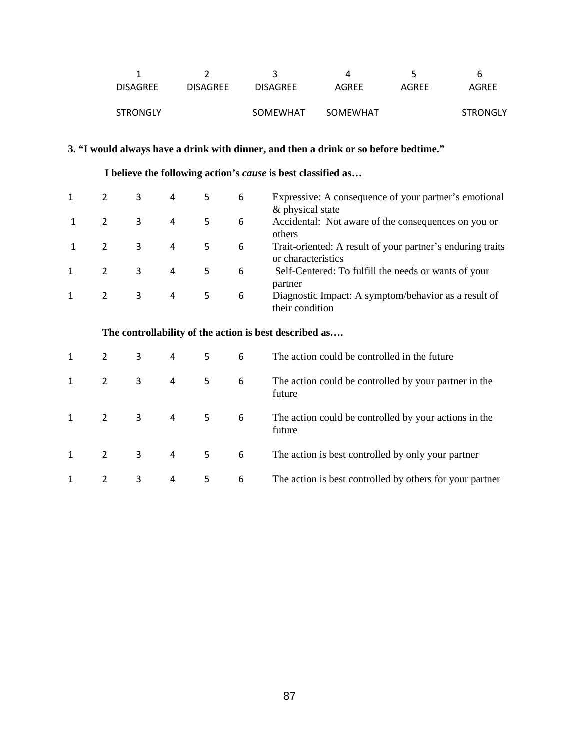| 1 | 2 | 3 | 4 | 5 | 6 |
|---|---|---|---|---|---|
| DISAGREE | DISAGREE | DISAGREE | AGREE | AGREE | AGREE |
| STRONGLY | | SOMEWHAT | SOMEWHAT | | STRONGLY |

**3. "I would always have a drink with dinner, and then a drink or so before bedtime."**

**I believe the following action's *cause* is best classified as…**

| | | | | | | |
|---|---|---|---|---|---|---|
| 1 | 2 | 3 | 4 | 5 | 6 | Expressive: A consequence of your partner's emotional & physical state |
| 1 | 2 | 3 | 4 | 5 | 6 | Accidental: Not aware of the consequences on you or others |
| 1 | 2 | 3 | 4 | 5 | 6 | Trait-oriented: A result of your partner's enduring traits or characteristics |
| 1 | 2 | 3 | 4 | 5 | 6 | Self-Centered: To fulfill the needs or wants of your partner |
| 1 | 2 | 3 | 4 | 5 | 6 | Diagnostic Impact: A symptom/behavior as a result of their condition |

**The controllability of the action is best described as….**

| | | | | | | |
|---|---|---|---|---|---|---|
| 1 | 2 | 3 | 4 | 5 | 6 | The action could be controlled in the future |
| 1 | 2 | 3 | 4 | 5 | 6 | The action could be controlled by your partner in the future |
| 1 | 2 | 3 | 4 | 5 | 6 | The action could be controlled by your actions in the future |
| 1 | 2 | 3 | 4 | 5 | 6 | The action is best controlled by only your partner |
| 1 | 2 | 3 | 4 | 5 | 6 | The action is best controlled by others for your partner |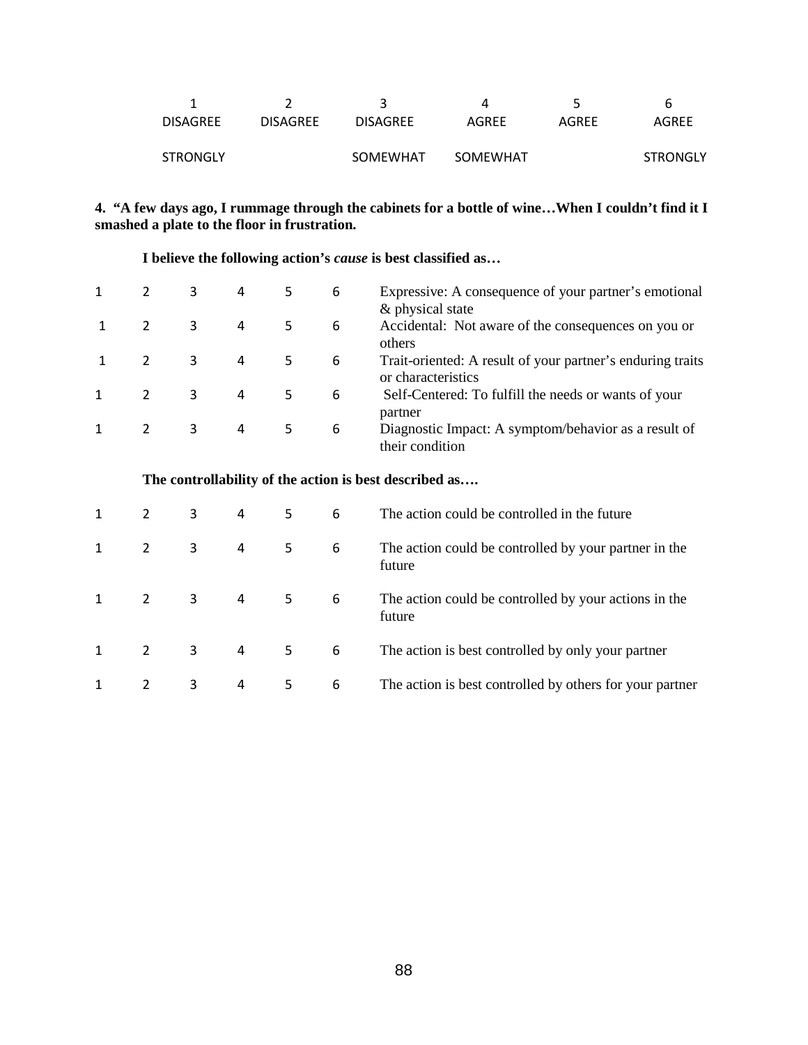| 1 | 2 | 3 | 4 | 5 | 6 |
|---|---|---|---|---|---|
| DISAGREE | DISAGREE | DISAGREE | AGREE | AGREE | AGREE |
| STRONGLY | | SOMEWHAT | SOMEWHAT | | STRONGLY |

**4. "A few days ago, I rummage through the cabinets for a bottle of wine…When I couldn't find it I smashed a plate to the floor in frustration.**

**I believe the following action's *cause* is best classified as…**

| | | | | | | |
|---|---|---|---|---|---|---|
| 1 | 2 | 3 | 4 | 5 | 6 | Expressive: A consequence of your partner's emotional & physical state |
| 1 | 2 | 3 | 4 | 5 | 6 | Accidental: Not aware of the consequences on you or others |
| 1 | 2 | 3 | 4 | 5 | 6 | Trait-oriented: A result of your partner's enduring traits or characteristics |
| 1 | 2 | 3 | 4 | 5 | 6 | Self-Centered: To fulfill the needs or wants of your partner |
| 1 | 2 | 3 | 4 | 5 | 6 | Diagnostic Impact: A symptom/behavior as a result of their condition |

**The controllability of the action is best described as….**

| | | | | | | |
|---|---|---|---|---|---|---|
| 1 | 2 | 3 | 4 | 5 | 6 | The action could be controlled in the future |
| 1 | 2 | 3 | 4 | 5 | 6 | The action could be controlled by your partner in the future |
| 1 | 2 | 3 | 4 | 5 | 6 | The action could be controlled by your actions in the future |
| 1 | 2 | 3 | 4 | 5 | 6 | The action is best controlled by only your partner |
| 1 | 2 | 3 | 4 | 5 | 6 | The action is best controlled by others for your partner |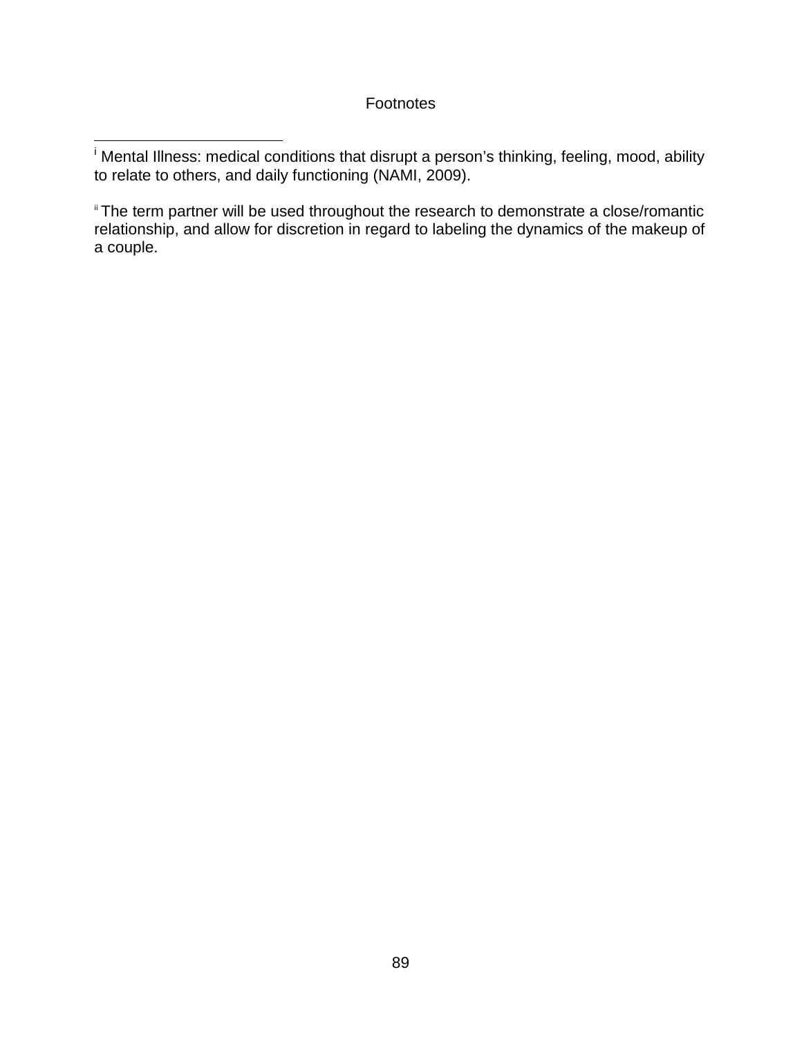# Footnotes

[i] Mental Illness: medical conditions that disrupt a person's thinking, feeling, mood, ability to relate to others, and daily functioning (NAMI, 2009).

[ii] The term partner will be used throughout the research to demonstrate a close/romantic relationship, and allow for discretion in regard to labeling the dynamics of the makeup of a couple.